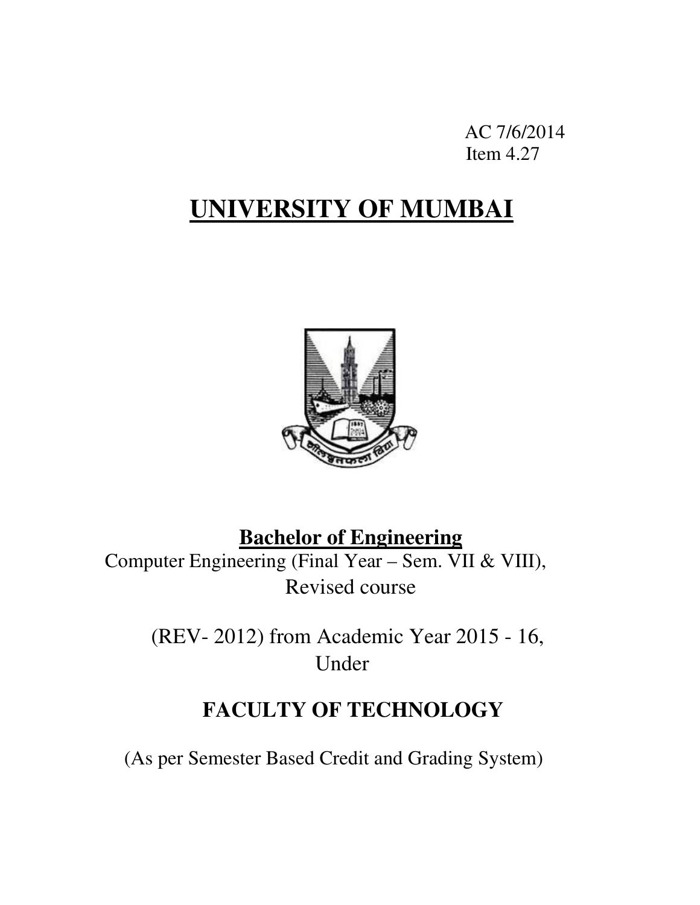AC 7/6/2014
Item 4.27

# UNIVERSITY OF MUMBAI

**Bachelor of Engineering**

Computer Engineering (Final Year – Sem. VII & VIII),
Revised course

(REV- 2012) from Academic Year 2015 - 16,
Under

## FACULTY OF TECHNOLOGY

(As per Semester Based Credit and Grading System)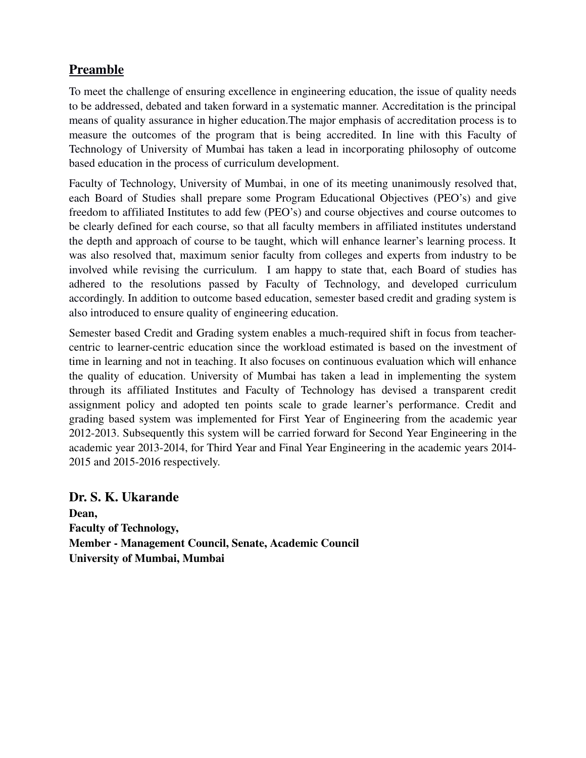## Preamble

To meet the challenge of ensuring excellence in engineering education, the issue of quality needs to be addressed, debated and taken forward in a systematic manner. Accreditation is the principal means of quality assurance in higher education.The major emphasis of accreditation process is to measure the outcomes of the program that is being accredited. In line with this Faculty of Technology of University of Mumbai has taken a lead in incorporating philosophy of outcome based education in the process of curriculum development.

Faculty of Technology, University of Mumbai, in one of its meeting unanimously resolved that, each Board of Studies shall prepare some Program Educational Objectives (PEO's) and give freedom to affiliated Institutes to add few (PEO's) and course objectives and course outcomes to be clearly defined for each course, so that all faculty members in affiliated institutes understand the depth and approach of course to be taught, which will enhance learner's learning process. It was also resolved that, maximum senior faculty from colleges and experts from industry to be involved while revising the curriculum. I am happy to state that, each Board of studies has adhered to the resolutions passed by Faculty of Technology, and developed curriculum accordingly. In addition to outcome based education, semester based credit and grading system is also introduced to ensure quality of engineering education.

Semester based Credit and Grading system enables a much-required shift in focus from teacher-centric to learner-centric education since the workload estimated is based on the investment of time in learning and not in teaching. It also focuses on continuous evaluation which will enhance the quality of education. University of Mumbai has taken a lead in implementing the system through its affiliated Institutes and Faculty of Technology has devised a transparent credit assignment policy and adopted ten points scale to grade learner's performance. Credit and grading based system was implemented for First Year of Engineering from the academic year 2012-2013. Subsequently this system will be carried forward for Second Year Engineering in the academic year 2013-2014, for Third Year and Final Year Engineering in the academic years 2014-2015 and 2015-2016 respectively.

**Dr. S. K. Ukarande**
**Dean,**
**Faculty of Technology,**
**Member - Management Council, Senate, Academic Council**
**University of Mumbai, Mumbai**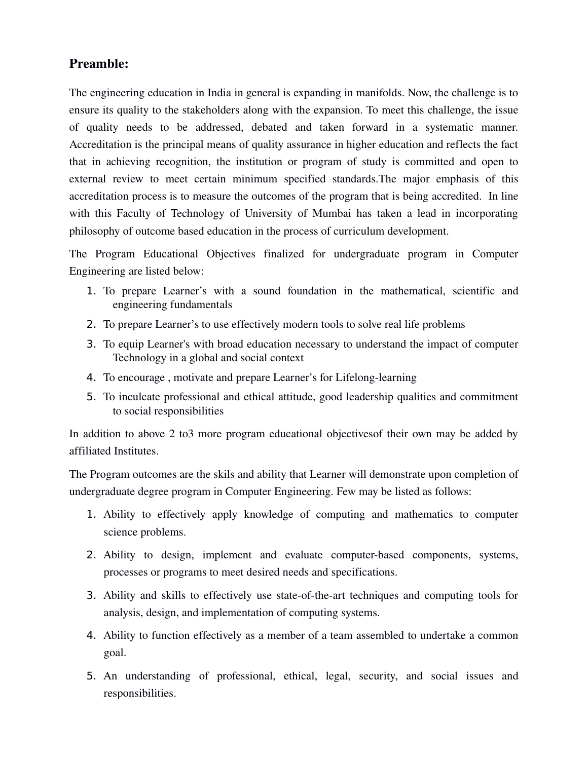## Preamble:

The engineering education in India in general is expanding in manifolds. Now, the challenge is to ensure its quality to the stakeholders along with the expansion. To meet this challenge, the issue of quality needs to be addressed, debated and taken forward in a systematic manner. Accreditation is the principal means of quality assurance in higher education and reflects the fact that in achieving recognition, the institution or program of study is committed and open to external review to meet certain minimum specified standards.The major emphasis of this accreditation process is to measure the outcomes of the program that is being accredited. In line with this Faculty of Technology of University of Mumbai has taken a lead in incorporating philosophy of outcome based education in the process of curriculum development.

The Program Educational Objectives finalized for undergraduate program in Computer Engineering are listed below:

1. To prepare Learner's with a sound foundation in the mathematical, scientific and engineering fundamentals
2. To prepare Learner's to use effectively modern tools to solve real life problems
3. To equip Learner's with broad education necessary to understand the impact of computer Technology in a global and social context
4. To encourage , motivate and prepare Learner's for Lifelong-learning
5. To inculcate professional and ethical attitude, good leadership qualities and commitment to social responsibilities

In addition to above 2 to3 more program educational objectivesof their own may be added by affiliated Institutes.

The Program outcomes are the skils and ability that Learner will demonstrate upon completion of undergraduate degree program in Computer Engineering. Few may be listed as follows:

1. Ability to effectively apply knowledge of computing and mathematics to computer science problems.
2. Ability to design, implement and evaluate computer-based components, systems, processes or programs to meet desired needs and specifications.
3. Ability and skills to effectively use state-of-the-art techniques and computing tools for analysis, design, and implementation of computing systems.
4. Ability to function effectively as a member of a team assembled to undertake a common goal.
5. An understanding of professional, ethical, legal, security, and social issues and responsibilities.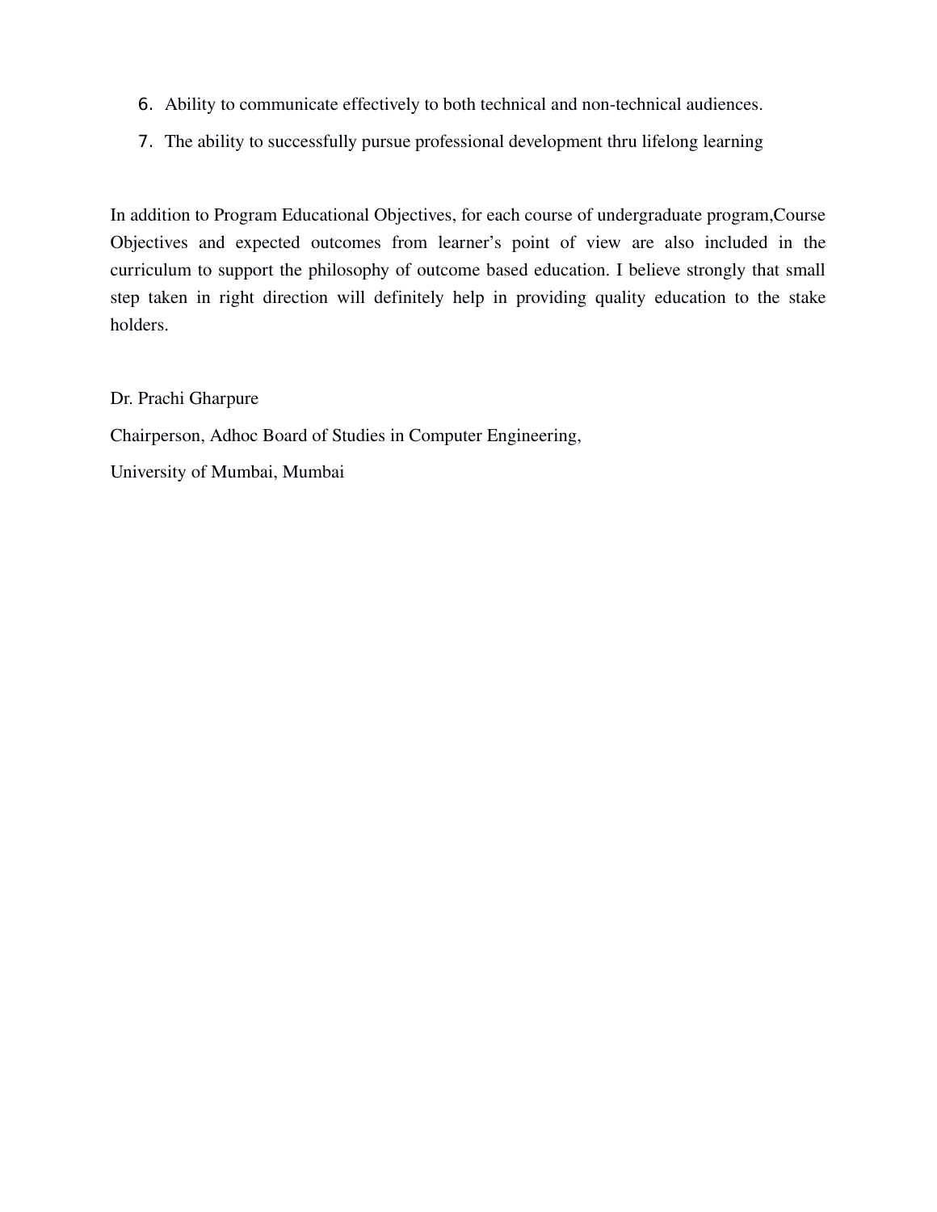6. Ability to communicate effectively to both technical and non-technical audiences.
7. The ability to successfully pursue professional development thru lifelong learning

In addition to Program Educational Objectives, for each course of undergraduate program,Course Objectives and expected outcomes from learner's point of view are also included in the curriculum to support the philosophy of outcome based education. I believe strongly that small step taken in right direction will definitely help in providing quality education to the stake holders.

Dr. Prachi Gharpure

Chairperson, Adhoc Board of Studies in Computer Engineering,

University of Mumbai, Mumbai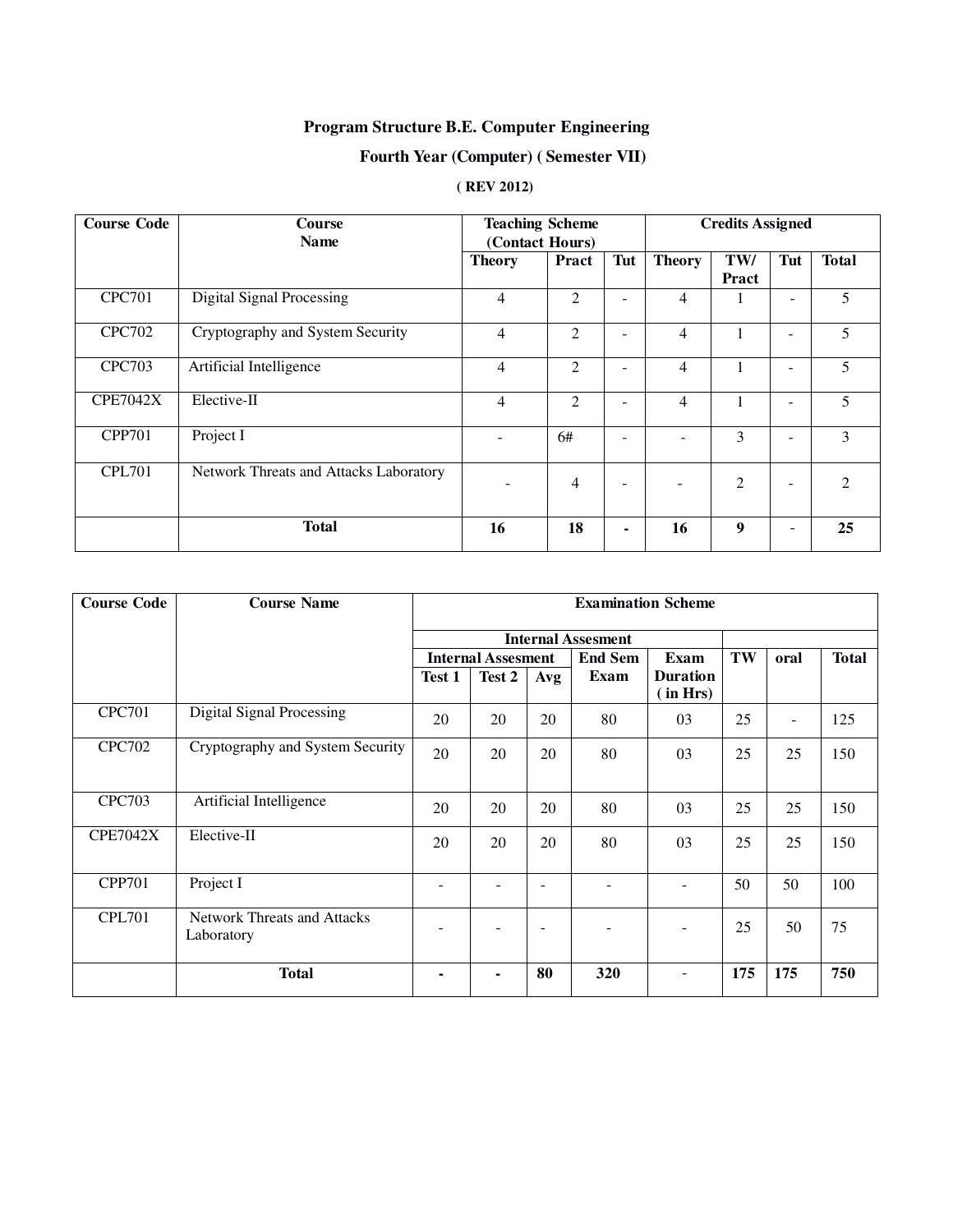**Program Structure B.E. Computer Engineering**

**Fourth Year (Computer) ( Semester VII)**

**( REV 2012)**

| Course Code | Course Name | Teaching Scheme (Contact Hours) | | | Credits Assigned | | | |
|---|---|---|---|---|---|---|---|---|
| | | Theory | Pract | Tut | Theory | TW/ Pract | Tut | Total |
| CPC701 | Digital Signal Processing | 4 | 2 | - | 4 | 1 | - | 5 |
| CPC702 | Cryptography and System Security | 4 | 2 | - | 4 | 1 | - | 5 |
| CPC703 | Artificial Intelligence | 4 | 2 | - | 4 | 1 | - | 5 |
| CPE7042X | Elective-II | 4 | 2 | - | 4 | 1 | - | 5 |
| CPP701 | Project I | - | 6# | - | - | 3 | - | 3 |
| CPL701 | Network Threats and Attacks Laboratory | - | 4 | - | - | 2 | - | 2 |
| | **Total** | **16** | **18** | **-** | **16** | **9** | - | **25** |

| Course Code | Course Name | Examination Scheme | | | | | | | |
|---|---|---|---|---|---|---|---|---|---|
| | | Internal Assesment | | | | | | | |
| | | Internal Assesment | | | End Sem Exam | Exam Duration ( in Hrs) | TW | oral | Total |
| | | Test 1 | Test 2 | Avg | | | | | |
| CPC701 | Digital Signal Processing | 20 | 20 | 20 | 80 | 03 | 25 | - | 125 |
| CPC702 | Cryptography and System Security | 20 | 20 | 20 | 80 | 03 | 25 | 25 | 150 |
| CPC703 | Artificial Intelligence | 20 | 20 | 20 | 80 | 03 | 25 | 25 | 150 |
| CPE7042X | Elective-II | 20 | 20 | 20 | 80 | 03 | 25 | 25 | 150 |
| CPP701 | Project I | - | - | - | - | - | 50 | 50 | 100 |
| CPL701 | Network Threats and Attacks Laboratory | - | - | - | - | - | 25 | 50 | 75 |
| | **Total** | **-** | **-** | **80** | **320** | - | **175** | **175** | **750** |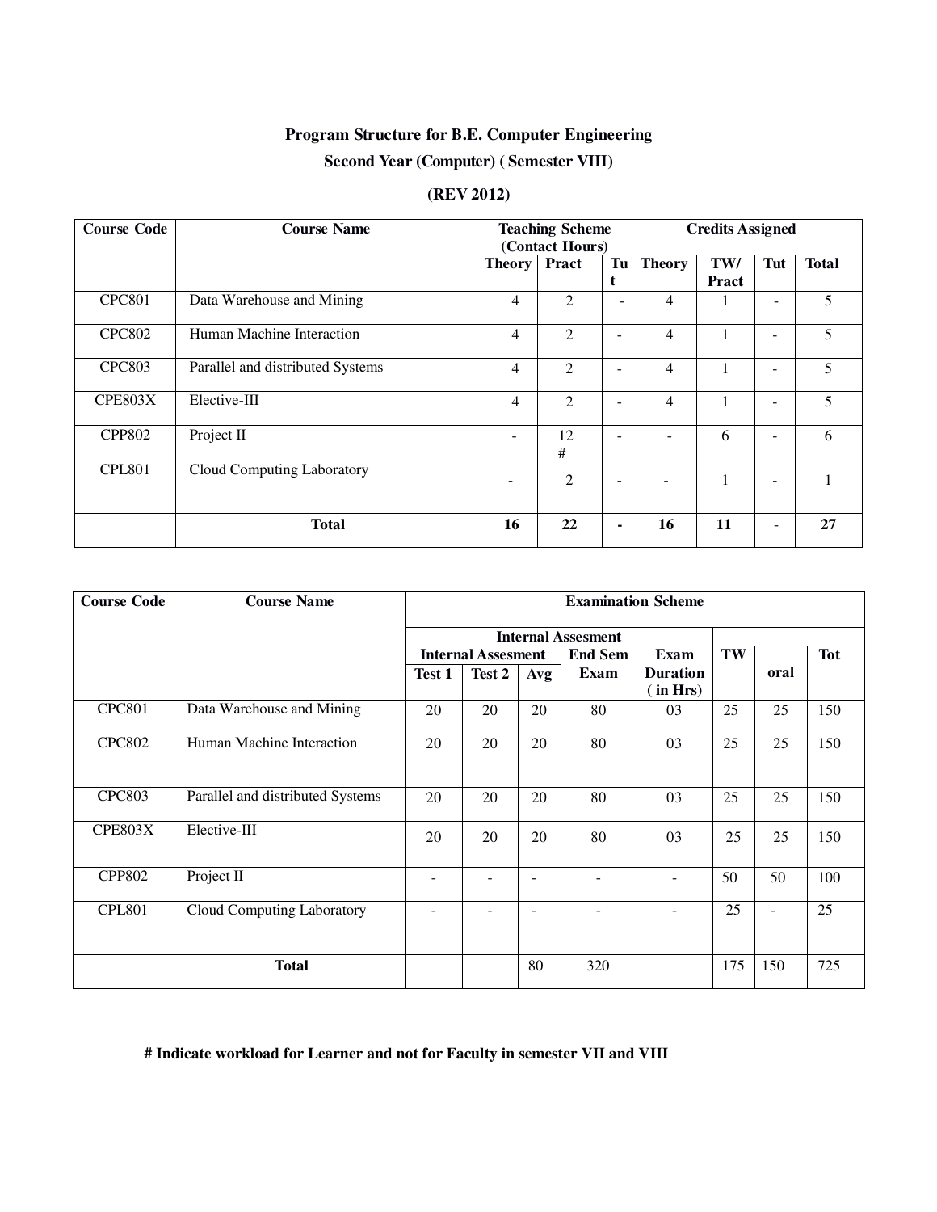**Program Structure for B.E. Computer Engineering**

**Second Year (Computer) ( Semester VIII)**

**(REV 2012)**

| Course Code | Course Name | Teaching Scheme (Contact Hours) | | | Credits Assigned | | | |
|---|---|---|---|---|---|---|---|---|
| | | Theory | Pract | Tut | Theory | TW/ Pract | Tut | Total |
| CPC801 | Data Warehouse and Mining | 4 | 2 | - | 4 | 1 | - | 5 |
| CPC802 | Human Machine Interaction | 4 | 2 | - | 4 | 1 | - | 5 |
| CPC803 | Parallel and distributed Systems | 4 | 2 | - | 4 | 1 | - | 5 |
| CPE803X | Elective-III | 4 | 2 | - | 4 | 1 | - | 5 |
| CPP802 | Project II | - | 12 # | - | - | 6 | - | 6 |
| CPL801 | Cloud Computing Laboratory | - | 2 | - | - | 1 | - | 1 |
| | **Total** | **16** | **22** | **-** | **16** | **11** | - | **27** |

| Course Code | Course Name | Examination Scheme | | | | | | | |
|---|---|---|---|---|---|---|---|---|---|
| | | Internal Assesment | | | | | | | |
| | | Internal Assesment | | | End Sem Exam | Exam Duration ( in Hrs) | TW | oral | Tot |
| | | Test 1 | Test 2 | Avg | | | | | |
| CPC801 | Data Warehouse and Mining | 20 | 20 | 20 | 80 | 03 | 25 | 25 | 150 |
| CPC802 | Human Machine Interaction | 20 | 20 | 20 | 80 | 03 | 25 | 25 | 150 |
| CPC803 | Parallel and distributed Systems | 20 | 20 | 20 | 80 | 03 | 25 | 25 | 150 |
| CPE803X | Elective-III | 20 | 20 | 20 | 80 | 03 | 25 | 25 | 150 |
| CPP802 | Project II | - | - | - | - | - | 50 | 50 | 100 |
| CPL801 | Cloud Computing Laboratory | - | - | - | - | - | 25 | - | 25 |
| | **Total** | | | 80 | 320 | | 175 | 150 | 725 |

**# Indicate workload for Learner and not for Faculty in semester VII and VIII**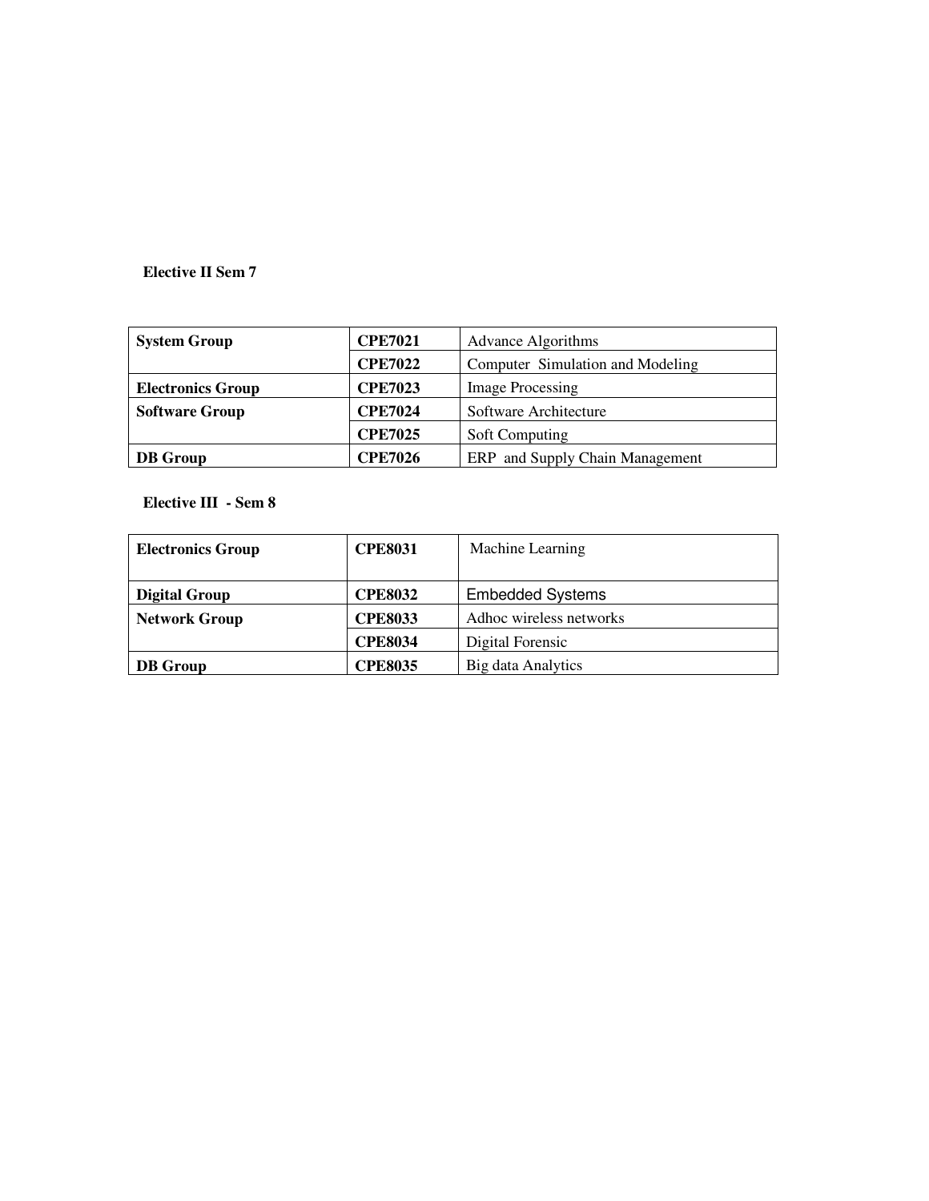**Elective II Sem 7**

| System Group | CPE7021 | Advance Algorithms |
|---|---|---|
| | CPE7022 | Computer Simulation and Modeling |
| Electronics Group | CPE7023 | Image Processing |
| Software Group | CPE7024 | Software Architecture |
| | CPE7025 | Soft Computing |
| DB Group | CPE7026 | ERP and Supply Chain Management |

**Elective III - Sem 8**

| Electronics Group | CPE8031 | Machine Learning |
|---|---|---|
| Digital Group | CPE8032 | Embedded Systems |
| Network Group | CPE8033 | Adhoc wireless networks |
| | CPE8034 | Digital Forensic |
| DB Group | CPE8035 | Big data Analytics |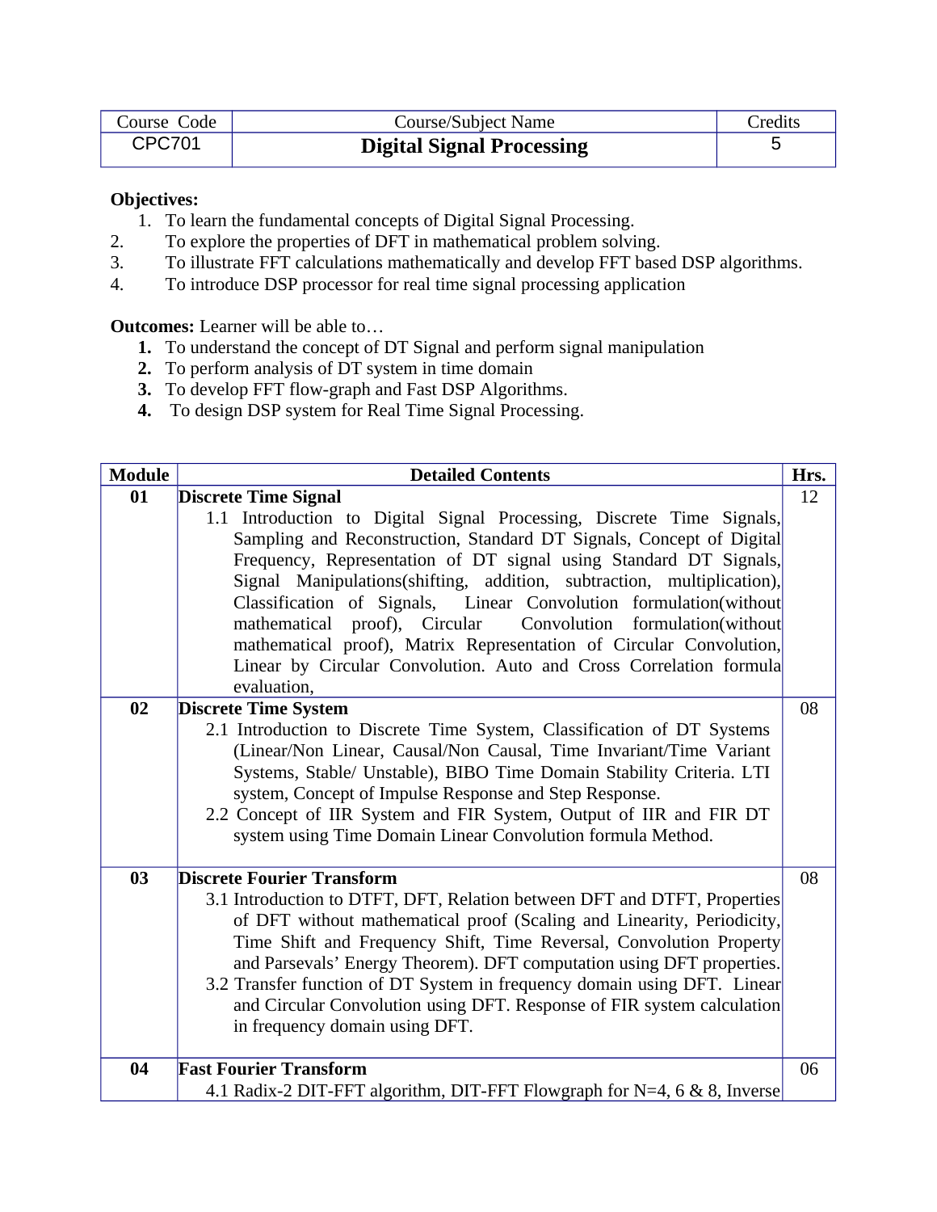| Course Code | Course/Subject Name | Credits |
|---|---|---|
| CPC701 | **Digital Signal Processing** | 5 |

**Objectives:**

1. To learn the fundamental concepts of Digital Signal Processing.
2. To explore the properties of DFT in mathematical problem solving.
3. To illustrate FFT calculations mathematically and develop FFT based DSP algorithms.
4. To introduce DSP processor for real time signal processing application

**Outcomes:** Learner will be able to…

1. To understand the concept of DT Signal and perform signal manipulation
2. To perform analysis of DT system in time domain
3. To develop FFT flow-graph and Fast DSP Algorithms.
4. To design DSP system for Real Time Signal Processing.

| Module | Detailed Contents | Hrs. |
|---|---|---|
| 01 | **Discrete Time Signal**<br>1.1 Introduction to Digital Signal Processing, Discrete Time Signals, Sampling and Reconstruction, Standard DT Signals, Concept of Digital Frequency, Representation of DT signal using Standard DT Signals, Signal Manipulations(shifting, addition, subtraction, multiplication), Classification of Signals, Linear Convolution formulation(without mathematical proof), Circular Convolution formulation(without mathematical proof), Matrix Representation of Circular Convolution, Linear by Circular Convolution. Auto and Cross Correlation formula evaluation, | 12 |
| 02 | **Discrete Time System**<br>2.1 Introduction to Discrete Time System, Classification of DT Systems (Linear/Non Linear, Causal/Non Causal, Time Invariant/Time Variant Systems, Stable/ Unstable), BIBO Time Domain Stability Criteria. LTI system, Concept of Impulse Response and Step Response.<br>2.2 Concept of IIR System and FIR System, Output of IIR and FIR DT system using Time Domain Linear Convolution formula Method. | 08 |
| 03 | **Discrete Fourier Transform**<br>3.1 Introduction to DTFT, DFT, Relation between DFT and DTFT, Properties of DFT without mathematical proof (Scaling and Linearity, Periodicity, Time Shift and Frequency Shift, Time Reversal, Convolution Property and Parsevals' Energy Theorem). DFT computation using DFT properties.<br>3.2 Transfer function of DT System in frequency domain using DFT. Linear and Circular Convolution using DFT. Response of FIR system calculation in frequency domain using DFT. | 08 |
| 04 | **Fast Fourier Transform**<br>4.1 Radix-2 DIT-FFT algorithm, DIT-FFT Flowgraph for N=4, 6 & 8, Inverse | 06 |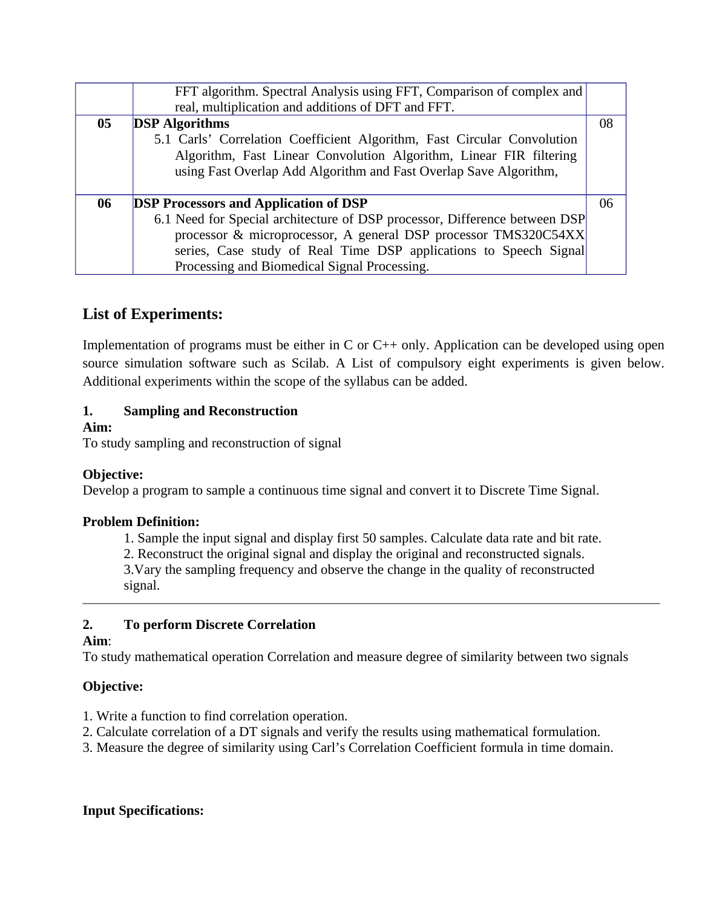|  |  |  |
| --- | --- | --- |
|  | FFT algorithm. Spectral Analysis using FFT, Comparison of complex and real, multiplication and additions of DFT and FFT. |  |
| 05 | **DSP Algorithms**<br>5.1 Carls' Correlation Coefficient Algorithm, Fast Circular Convolution Algorithm, Fast Linear Convolution Algorithm, Linear FIR filtering using Fast Overlap Add Algorithm and Fast Overlap Save Algorithm, | 08 |
| 06 | **DSP Processors and Application of DSP**<br>6.1 Need for Special architecture of DSP processor, Difference between DSP processor & microprocessor, A general DSP processor TMS320C54XX series, Case study of Real Time DSP applications to Speech Signal Processing and Biomedical Signal Processing. | 06 |

## List of Experiments:

Implementation of programs must be either in C or C++ only. Application can be developed using open source simulation software such as Scilab. A List of compulsory eight experiments is given below. Additional experiments within the scope of the syllabus can be added.

### 1. Sampling and Reconstruction

**Aim:**
To study sampling and reconstruction of signal

**Objective:**
Develop a program to sample a continuous time signal and convert it to Discrete Time Signal.

**Problem Definition:**

1. Sample the input signal and display first 50 samples. Calculate data rate and bit rate.
2. Reconstruct the original signal and display the original and reconstructed signals.
3. Vary the sampling frequency and observe the change in the quality of reconstructed signal.

---

### 2. To perform Discrete Correlation

**Aim**:
To study mathematical operation Correlation and measure degree of similarity between two signals

**Objective:**

1. Write a function to find correlation operation.
2. Calculate correlation of a DT signals and verify the results using mathematical formulation.
3. Measure the degree of similarity using Carl's Correlation Coefficient formula in time domain.

**Input Specifications:**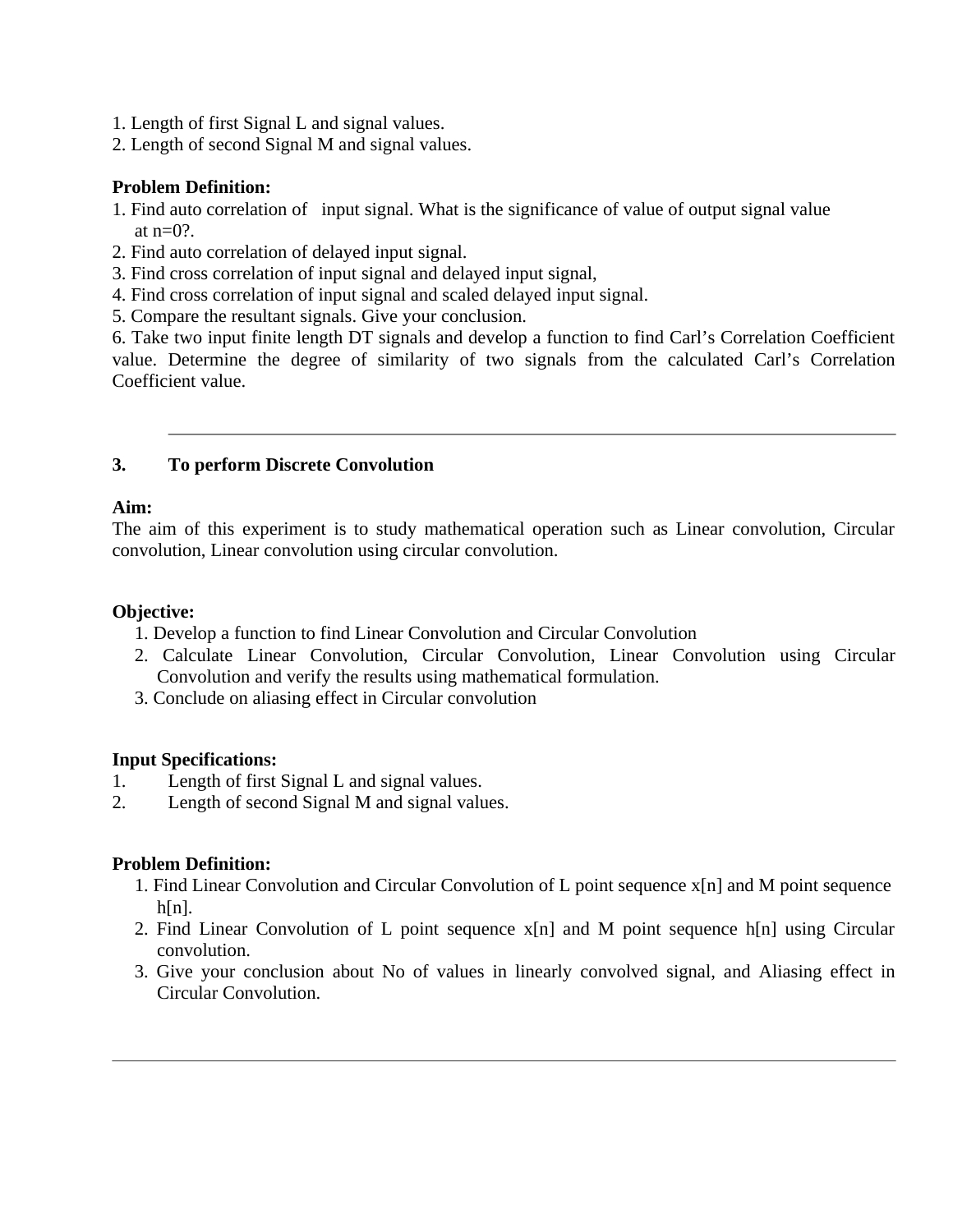1. Length of first Signal L and signal values.
2. Length of second Signal M and signal values.

**Problem Definition:**

1. Find auto correlation of input signal. What is the significance of value of output signal value at n=0?.
2. Find auto correlation of delayed input signal.
3. Find cross correlation of input signal and delayed input signal,
4. Find cross correlation of input signal and scaled delayed input signal.
5. Compare the resultant signals. Give your conclusion.
6. Take two input finite length DT signals and develop a function to find Carl's Correlation Coefficient value. Determine the degree of similarity of two signals from the calculated Carl's Correlation Coefficient value.

---

## 3. To perform Discrete Convolution

**Aim:**

The aim of this experiment is to study mathematical operation such as Linear convolution, Circular convolution, Linear convolution using circular convolution.

**Objective:**

1. Develop a function to find Linear Convolution and Circular Convolution
2. Calculate Linear Convolution, Circular Convolution, Linear Convolution using Circular Convolution and verify the results using mathematical formulation.
3. Conclude on aliasing effect in Circular convolution

**Input Specifications:**

1. Length of first Signal L and signal values.
2. Length of second Signal M and signal values.

**Problem Definition:**

1. Find Linear Convolution and Circular Convolution of L point sequence x[n] and M point sequence h[n].
2. Find Linear Convolution of L point sequence x[n] and M point sequence h[n] using Circular convolution.
3. Give your conclusion about No of values in linearly convolved signal, and Aliasing effect in Circular Convolution.

---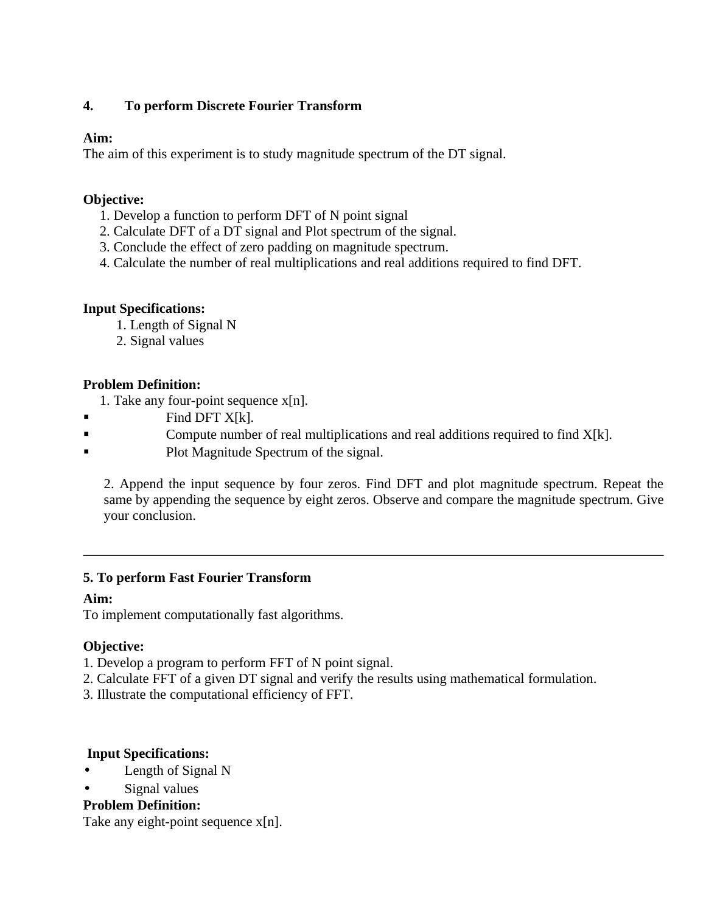## 4. To perform Discrete Fourier Transform

**Aim:**
The aim of this experiment is to study magnitude spectrum of the DT signal.

**Objective:**

1. Develop a function to perform DFT of N point signal
2. Calculate DFT of a DT signal and Plot spectrum of the signal.
3. Conclude the effect of zero padding on magnitude spectrum.
4. Calculate the number of real multiplications and real additions required to find DFT.

**Input Specifications:**

1. Length of Signal N
2. Signal values

**Problem Definition:**

1. Take any four-point sequence x[n].
   - Find DFT X[k].
   - Compute number of real multiplications and real additions required to find X[k].
   - Plot Magnitude Spectrum of the signal.

2. Append the input sequence by four zeros. Find DFT and plot magnitude spectrum. Repeat the same by appending the sequence by eight zeros. Observe and compare the magnitude spectrum. Give your conclusion.

---

## 5. To perform Fast Fourier Transform

**Aim:**
To implement computationally fast algorithms.

**Objective:**

1. Develop a program to perform FFT of N point signal.
2. Calculate FFT of a given DT signal and verify the results using mathematical formulation.
3. Illustrate the computational efficiency of FFT.

**Input Specifications:**

- Length of Signal N
- Signal values

**Problem Definition:**
Take any eight-point sequence x[n].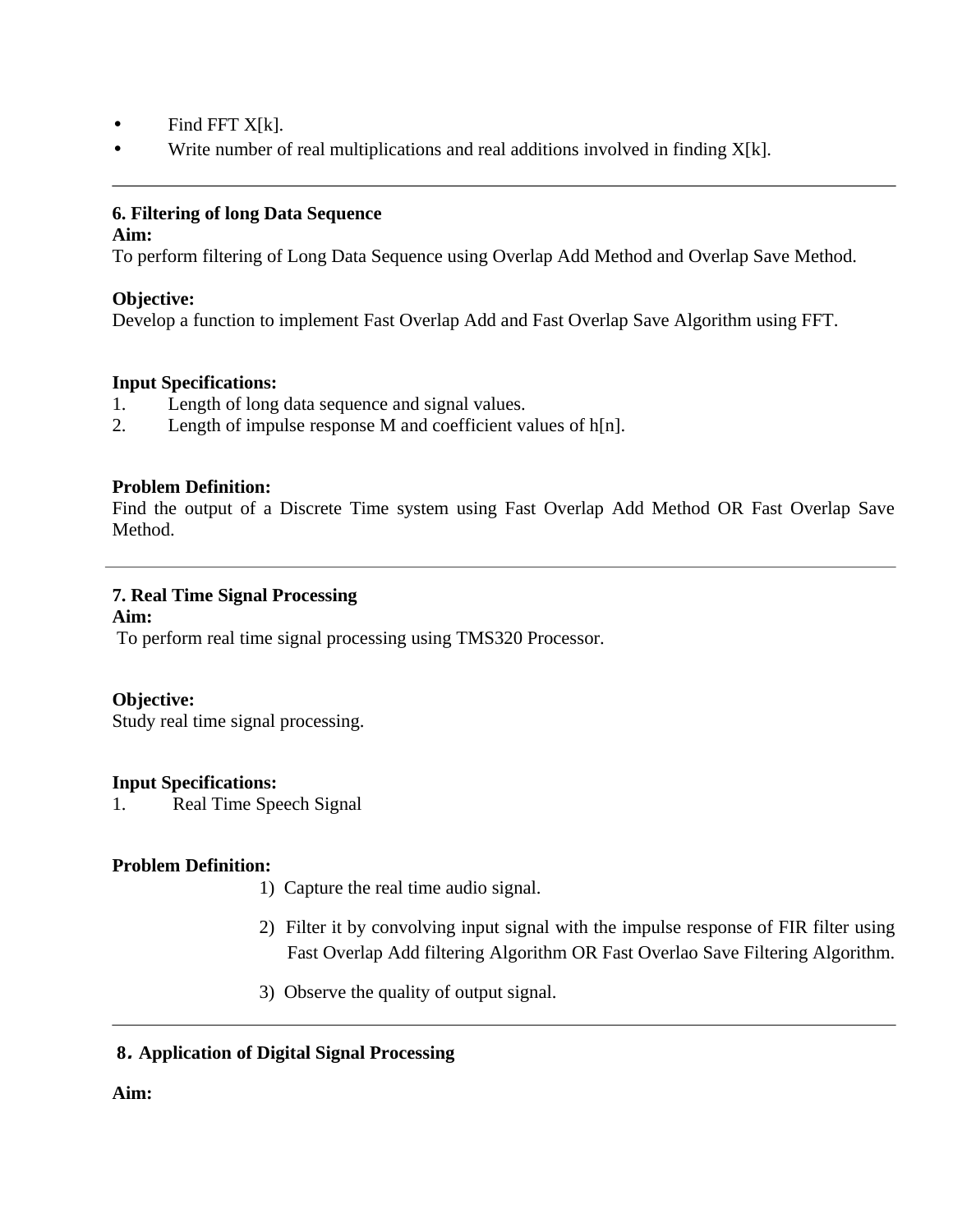- Find FFT X[k].
- Write number of real multiplications and real additions involved in finding X[k].

---

**6. Filtering of long Data Sequence**

**Aim:**

To perform filtering of Long Data Sequence using Overlap Add Method and Overlap Save Method.

**Objective:**

Develop a function to implement Fast Overlap Add and Fast Overlap Save Algorithm using FFT.

**Input Specifications:**

1. Length of long data sequence and signal values.
2. Length of impulse response M and coefficient values of h[n].

**Problem Definition:**

Find the output of a Discrete Time system using Fast Overlap Add Method OR Fast Overlap Save Method.

---

**7. Real Time Signal Processing**

**Aim:**

To perform real time signal processing using TMS320 Processor.

**Objective:**

Study real time signal processing.

**Input Specifications:**

1. Real Time Speech Signal

**Problem Definition:**

1) Capture the real time audio signal.
2) Filter it by convolving input signal with the impulse response of FIR filter using Fast Overlap Add filtering Algorithm OR Fast Overlao Save Filtering Algorithm.
3) Observe the quality of output signal.

---

**8. Application of Digital Signal Processing**

**Aim:**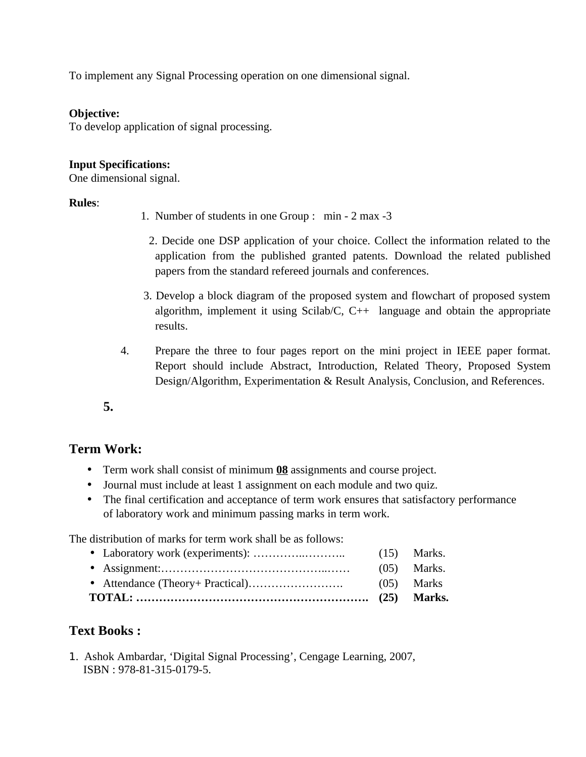To implement any Signal Processing operation on one dimensional signal.

**Objective:**
To develop application of signal processing.

**Input Specifications:**
One dimensional signal.

**Rules**:

1. Number of students in one Group : min - 2 max -3
2. Decide one DSP application of your choice. Collect the information related to the application from the published granted patents. Download the related published papers from the standard refereed journals and conferences.
3. Develop a block diagram of the proposed system and flowchart of proposed system algorithm, implement it using Scilab/C, C++ language and obtain the appropriate results.
4. Prepare the three to four pages report on the mini project in IEEE paper format. Report should include Abstract, Introduction, Related Theory, Proposed System Design/Algorithm, Experimentation & Result Analysis, Conclusion, and References.
5.

## Term Work:

- Term work shall consist of minimum **<u>08</u>** assignments and course project.
- Journal must include at least 1 assignment on each module and two quiz.
- The final certification and acceptance of term work ensures that satisfactory performance of laboratory work and minimum passing marks in term work.

The distribution of marks for term work shall be as follows:

- Laboratory work (experiments): …………..……….. (15) Marks.
- Assignment:……………………………………..…… (05) Marks.
- Attendance (Theory+ Practical)……………………. (05) Marks

**TOTAL: ……………………………………………………. (25) Marks.**

## Text Books :

1. Ashok Ambardar, 'Digital Signal Processing', Cengage Learning, 2007, ISBN : 978-81-315-0179-5.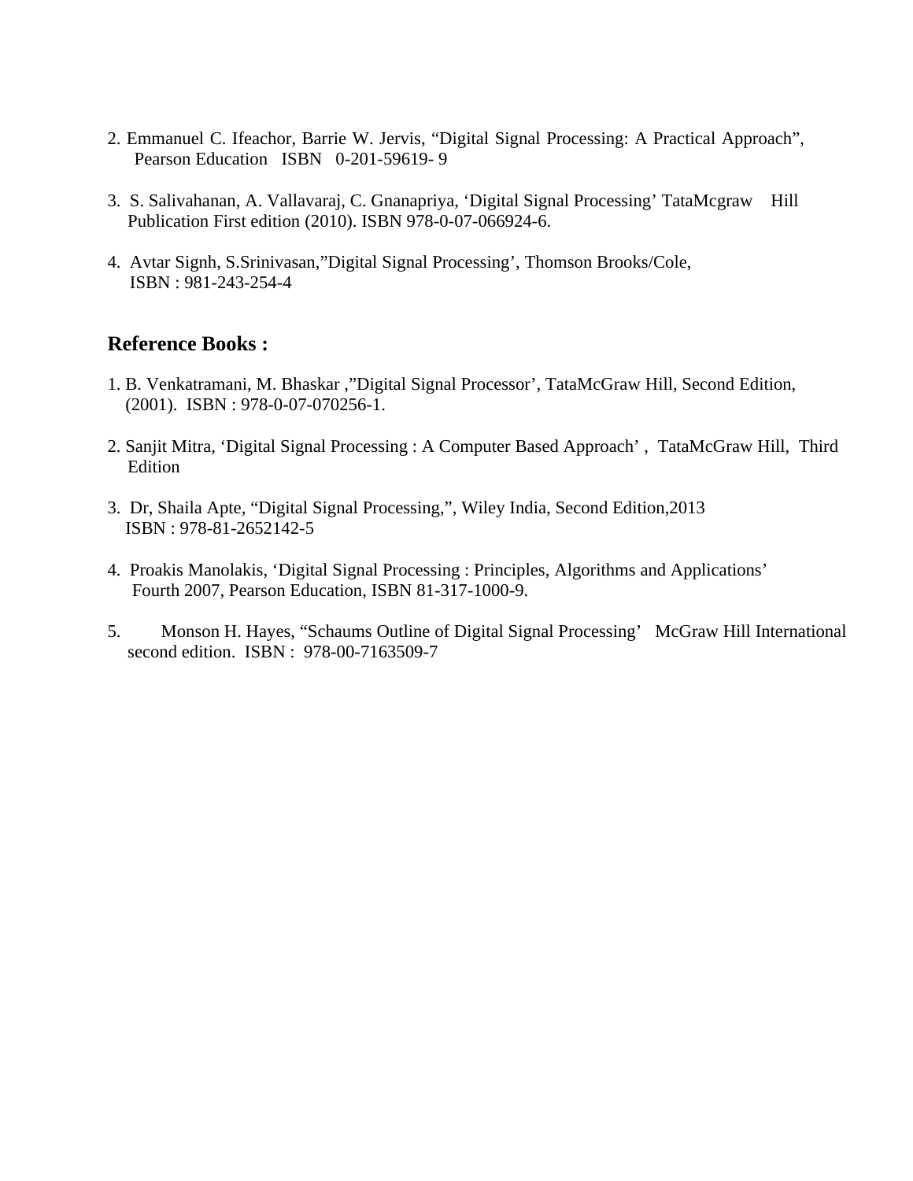2. Emmanuel C. Ifeachor, Barrie W. Jervis, “Digital Signal Processing: A Practical Approach”, Pearson Education ISBN 0-201-59619- 9

3. S. Salivahanan, A. Vallavaraj, C. Gnanapriya, ‘Digital Signal Processing’ TataMcgraw Hill Publication First edition (2010). ISBN 978-0-07-066924-6.

4. Avtar Signh, S.Srinivasan,”Digital Signal Processing’, Thomson Brooks/Cole, ISBN : 981-243-254-4

## Reference Books :

1. B. Venkatramani, M. Bhaskar ,”Digital Signal Processor’, TataMcGraw Hill, Second Edition, (2001). ISBN : 978-0-07-070256-1.

2. Sanjit Mitra, ‘Digital Signal Processing : A Computer Based Approach’ , TataMcGraw Hill, Third Edition

3. Dr, Shaila Apte, “Digital Signal Processing,”, Wiley India, Second Edition,2013 ISBN : 978-81-2652142-5

4. Proakis Manolakis, ‘Digital Signal Processing : Principles, Algorithms and Applications’ Fourth 2007, Pearson Education, ISBN 81-317-1000-9.

5. Monson H. Hayes, “Schaums Outline of Digital Signal Processing’ McGraw Hill International second edition. ISBN : 978-00-7163509-7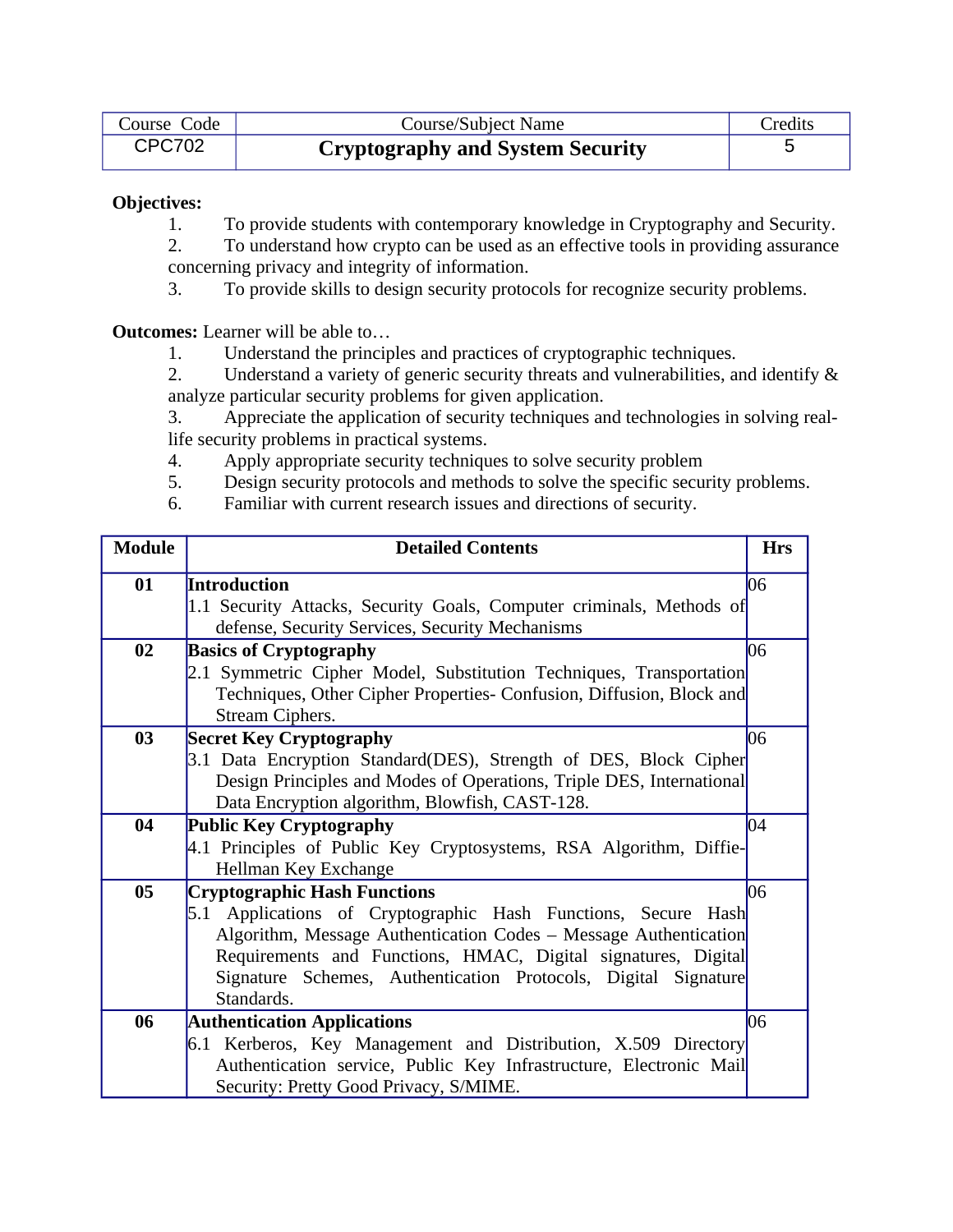| Course Code | Course/Subject Name | Credits |
| --- | --- | --- |
| CPC702 | **Cryptography and System Security** | 5 |

**Objectives:**

1. To provide students with contemporary knowledge in Cryptography and Security.
2. To understand how crypto can be used as an effective tools in providing assurance concerning privacy and integrity of information.
3. To provide skills to design security protocols for recognize security problems.

**Outcomes:** Learner will be able to…

1. Understand the principles and practices of cryptographic techniques.
2. Understand a variety of generic security threats and vulnerabilities, and identify & analyze particular security problems for given application.
3. Appreciate the application of security techniques and technologies in solving real-life security problems in practical systems.
4. Apply appropriate security techniques to solve security problem
5. Design security protocols and methods to solve the specific security problems.
6. Familiar with current research issues and directions of security.

| Module | Detailed Contents | Hrs |
| --- | --- | --- |
| 01 | **Introduction**<br>1.1 Security Attacks, Security Goals, Computer criminals, Methods of defense, Security Services, Security Mechanisms | 06 |
| 02 | **Basics of Cryptography**<br>2.1 Symmetric Cipher Model, Substitution Techniques, Transportation Techniques, Other Cipher Properties- Confusion, Diffusion, Block and Stream Ciphers. | 06 |
| 03 | **Secret Key Cryptography**<br>3.1 Data Encryption Standard(DES), Strength of DES, Block Cipher Design Principles and Modes of Operations, Triple DES, International Data Encryption algorithm, Blowfish, CAST-128. | 06 |
| 04 | **Public Key Cryptography**<br>4.1 Principles of Public Key Cryptosystems, RSA Algorithm, Diffie-Hellman Key Exchange | 04 |
| 05 | **Cryptographic Hash Functions**<br>5.1 Applications of Cryptographic Hash Functions, Secure Hash Algorithm, Message Authentication Codes – Message Authentication Requirements and Functions, HMAC, Digital signatures, Digital Signature Schemes, Authentication Protocols, Digital Signature Standards. | 06 |
| 06 | **Authentication Applications**<br>6.1 Kerberos, Key Management and Distribution, X.509 Directory Authentication service, Public Key Infrastructure, Electronic Mail Security: Pretty Good Privacy, S/MIME. | 06 |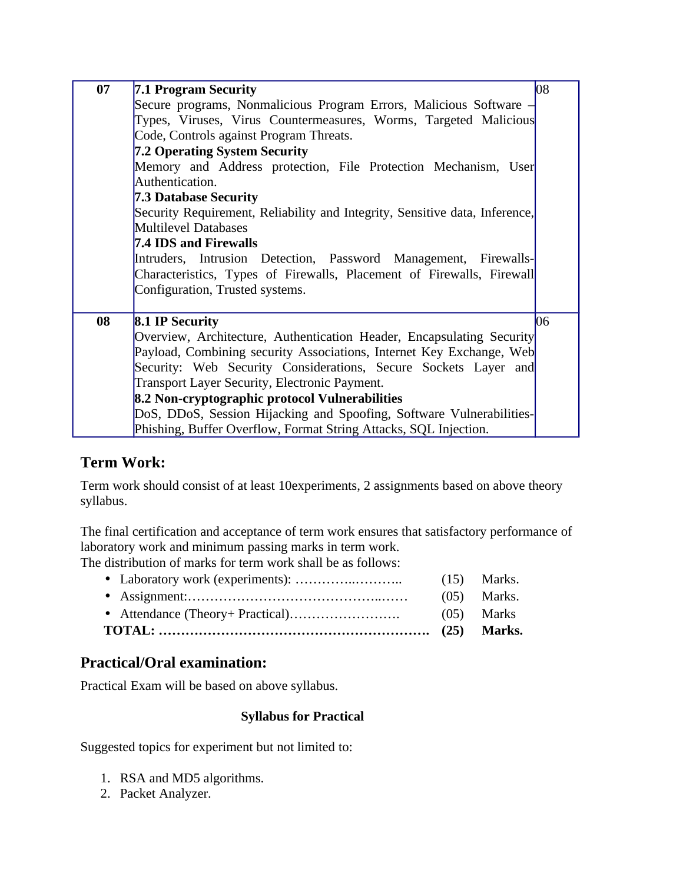| 07 | **7.1 Program Security**<br>Secure programs, Nonmalicious Program Errors, Malicious Software – Types, Viruses, Virus Countermeasures, Worms, Targeted Malicious Code, Controls against Program Threats.<br>**7.2 Operating System Security**<br>Memory and Address protection, File Protection Mechanism, User Authentication.<br>**7.3 Database Security**<br>Security Requirement, Reliability and Integrity, Sensitive data, Inference, Multilevel Databases<br>**7.4 IDS and Firewalls**<br>Intruders, Intrusion Detection, Password Management, Firewalls-Characteristics, Types of Firewalls, Placement of Firewalls, Firewall Configuration, Trusted systems. | 08 |
|---|---|---|
| 08 | **8.1 IP Security**<br>Overview, Architecture, Authentication Header, Encapsulating Security Payload, Combining security Associations, Internet Key Exchange, Web Security: Web Security Considerations, Secure Sockets Layer and Transport Layer Security, Electronic Payment.<br>**8.2 Non-cryptographic protocol Vulnerabilities**<br>DoS, DDoS, Session Hijacking and Spoofing, Software Vulnerabilities-Phishing, Buffer Overflow, Format String Attacks, SQL Injection. | 06 |

## Term Work:

Term work should consist of at least 10experiments, 2 assignments based on above theory syllabus.

The final certification and acceptance of term work ensures that satisfactory performance of laboratory work and minimum passing marks in term work.
The distribution of marks for term work shall be as follows:

- Laboratory work (experiments): …………..……….. (15) Marks.
- Assignment:…………………………………..…… (05) Marks.
- Attendance (Theory+ Practical)……………………. (05) Marks

**TOTAL: …………………………………………………. (25) Marks.**

## Practical/Oral examination:

Practical Exam will be based on above syllabus.

**Syllabus for Practical**

Suggested topics for experiment but not limited to:

1. RSA and MD5 algorithms.
2. Packet Analyzer.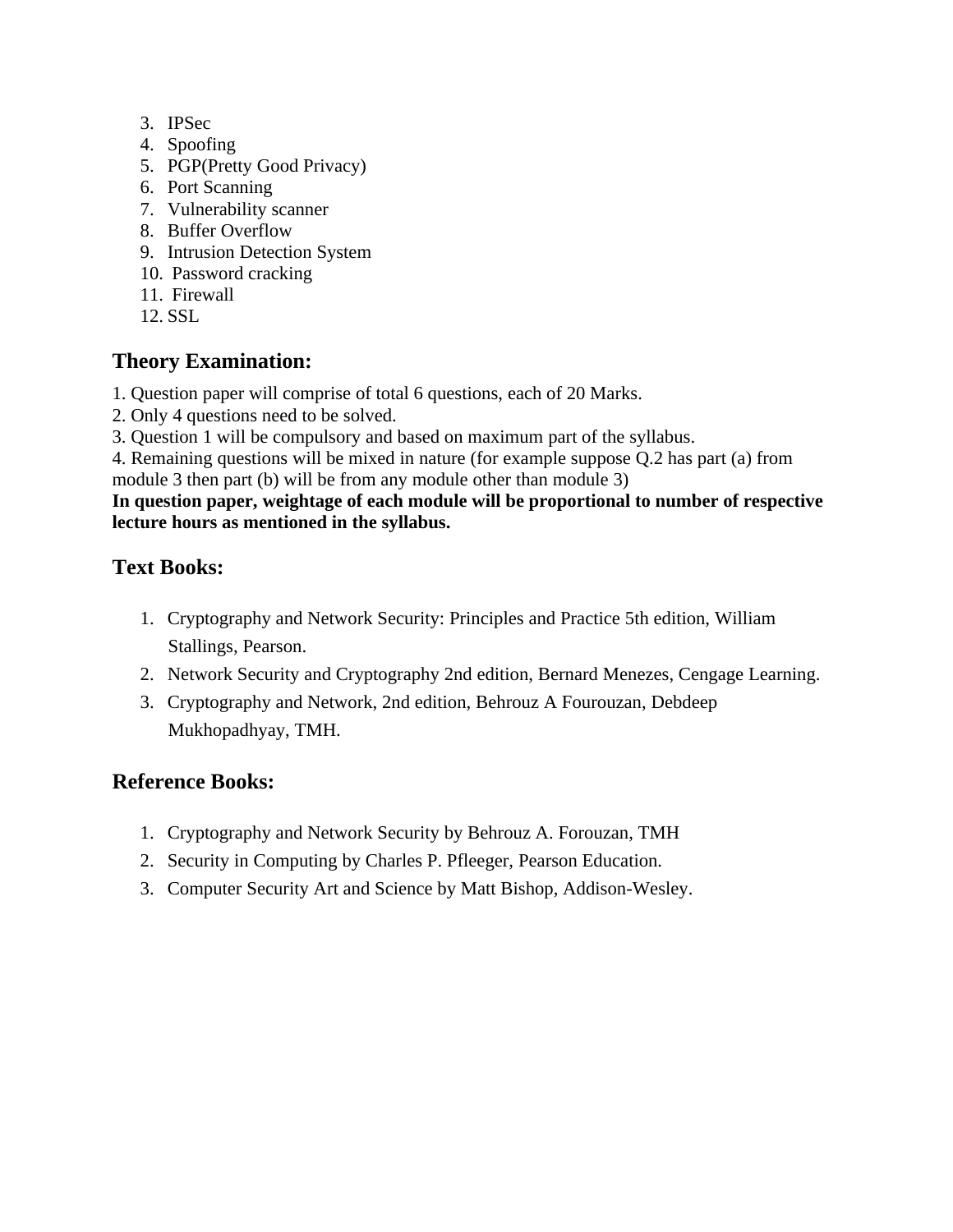3. IPSec
4. Spoofing
5. PGP(Pretty Good Privacy)
6. Port Scanning
7. Vulnerability scanner
8. Buffer Overflow
9. Intrusion Detection System
10. Password cracking
11. Firewall
12. SSL

## Theory Examination:

1. Question paper will comprise of total 6 questions, each of 20 Marks.
2. Only 4 questions need to be solved.
3. Question 1 will be compulsory and based on maximum part of the syllabus.
4. Remaining questions will be mixed in nature (for example suppose Q.2 has part (a) from module 3 then part (b) will be from any module other than module 3)

**In question paper, weightage of each module will be proportional to number of respective lecture hours as mentioned in the syllabus.**

## Text Books:

1. Cryptography and Network Security: Principles and Practice 5th edition, William Stallings, Pearson.
2. Network Security and Cryptography 2nd edition, Bernard Menezes, Cengage Learning.
3. Cryptography and Network, 2nd edition, Behrouz A Fourouzan, Debdeep Mukhopadhyay, TMH.

## Reference Books:

1. Cryptography and Network Security by Behrouz A. Forouzan, TMH
2. Security in Computing by Charles P. Pfleeger, Pearson Education.
3. Computer Security Art and Science by Matt Bishop, Addison-Wesley.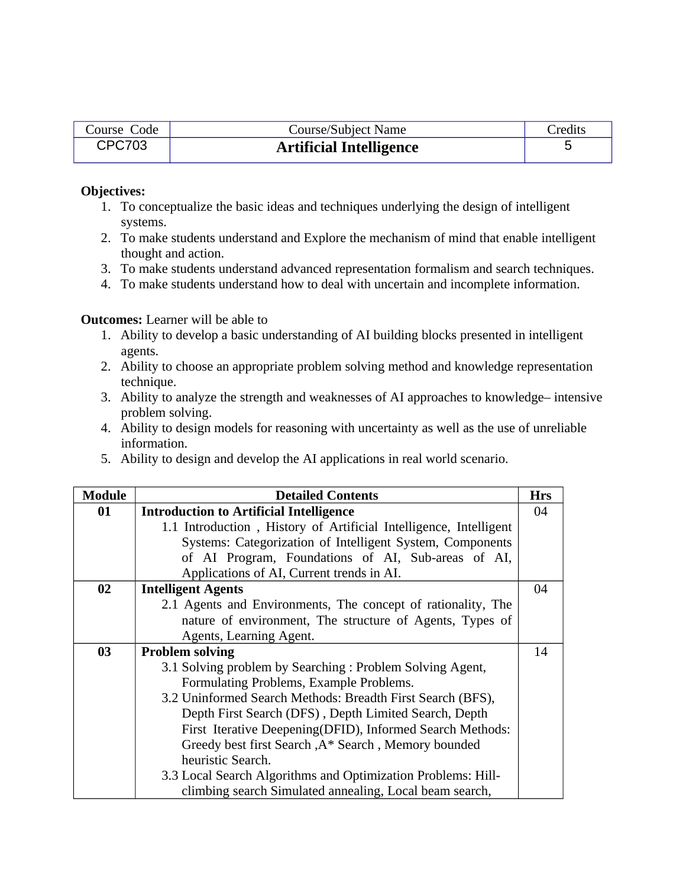| Course Code | Course/Subject Name | Credits |
|---|---|---|
| CPC703 | **Artificial Intelligence** | 5 |

**Objectives:**

1. To conceptualize the basic ideas and techniques underlying the design of intelligent systems.
2. To make students understand and Explore the mechanism of mind that enable intelligent thought and action.
3. To make students understand advanced representation formalism and search techniques.
4. To make students understand how to deal with uncertain and incomplete information.

**Outcomes:** Learner will be able to

1. Ability to develop a basic understanding of AI building blocks presented in intelligent agents.
2. Ability to choose an appropriate problem solving method and knowledge representation technique.
3. Ability to analyze the strength and weaknesses of AI approaches to knowledge– intensive problem solving.
4. Ability to design models for reasoning with uncertainty as well as the use of unreliable information.
5. Ability to design and develop the AI applications in real world scenario.

| Module | Detailed Contents | Hrs |
|---|---|---|
| **01** | **Introduction to Artificial Intelligence**<br>1.1 Introduction , History of Artificial Intelligence, Intelligent Systems: Categorization of Intelligent System, Components of AI Program, Foundations of AI, Sub-areas of AI, Applications of AI, Current trends in AI. | 04 |
| **02** | **Intelligent Agents**<br>2.1 Agents and Environments, The concept of rationality, The nature of environment, The structure of Agents, Types of Agents, Learning Agent. | 04 |
| **03** | **Problem solving**<br>3.1 Solving problem by Searching : Problem Solving Agent, Formulating Problems, Example Problems.<br>3.2 Uninformed Search Methods: Breadth First Search (BFS), Depth First Search (DFS) , Depth Limited Search, Depth First Iterative Deepening(DFID), Informed Search Methods: Greedy best first Search ,A* Search , Memory bounded heuristic Search.<br>3.3 Local Search Algorithms and Optimization Problems: Hill-climbing search Simulated annealing, Local beam search, | 14 |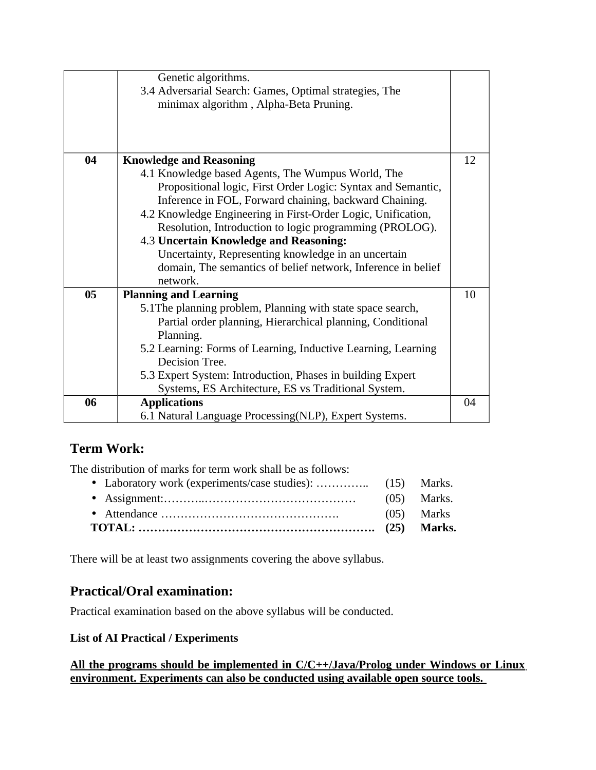| | | |
|---|---|---|
| | Genetic algorithms.<br>3.4 Adversarial Search: Games, Optimal strategies, The minimax algorithm , Alpha-Beta Pruning. | |
| **04** | **Knowledge and Reasoning**<br>4.1 Knowledge based Agents, The Wumpus World, The Propositional logic, First Order Logic: Syntax and Semantic, Inference in FOL, Forward chaining, backward Chaining.<br>4.2 Knowledge Engineering in First-Order Logic, Unification, Resolution, Introduction to logic programming (PROLOG).<br>4.3 **Uncertain Knowledge and Reasoning:** Uncertainty, Representing knowledge in an uncertain domain, The semantics of belief network, Inference in belief network. | 12 |
| **05** | **Planning and Learning**<br>5.1The planning problem, Planning with state space search, Partial order planning, Hierarchical planning, Conditional Planning.<br>5.2 Learning: Forms of Learning, Inductive Learning, Learning Decision Tree.<br>5.3 Expert System: Introduction, Phases in building Expert Systems, ES Architecture, ES vs Traditional System. | 10 |
| **06** | **Applications**<br>6.1 Natural Language Processing(NLP), Expert Systems. | 04 |

## Term Work:

The distribution of marks for term work shall be as follows:

- Laboratory work (experiments/case studies): ………….. (15) Marks.
- Assignment:………..………………………………… (05) Marks.
- Attendance ………………………………………. (05) Marks

**TOTAL: ……………………………………………………. (25) Marks.**

There will be at least two assignments covering the above syllabus.

## Practical/Oral examination:

Practical examination based on the above syllabus will be conducted.

**List of AI Practical / Experiments**

**All the programs should be implemented in C/C++/Java/Prolog under Windows or Linux environment. Experiments can also be conducted using available open source tools.**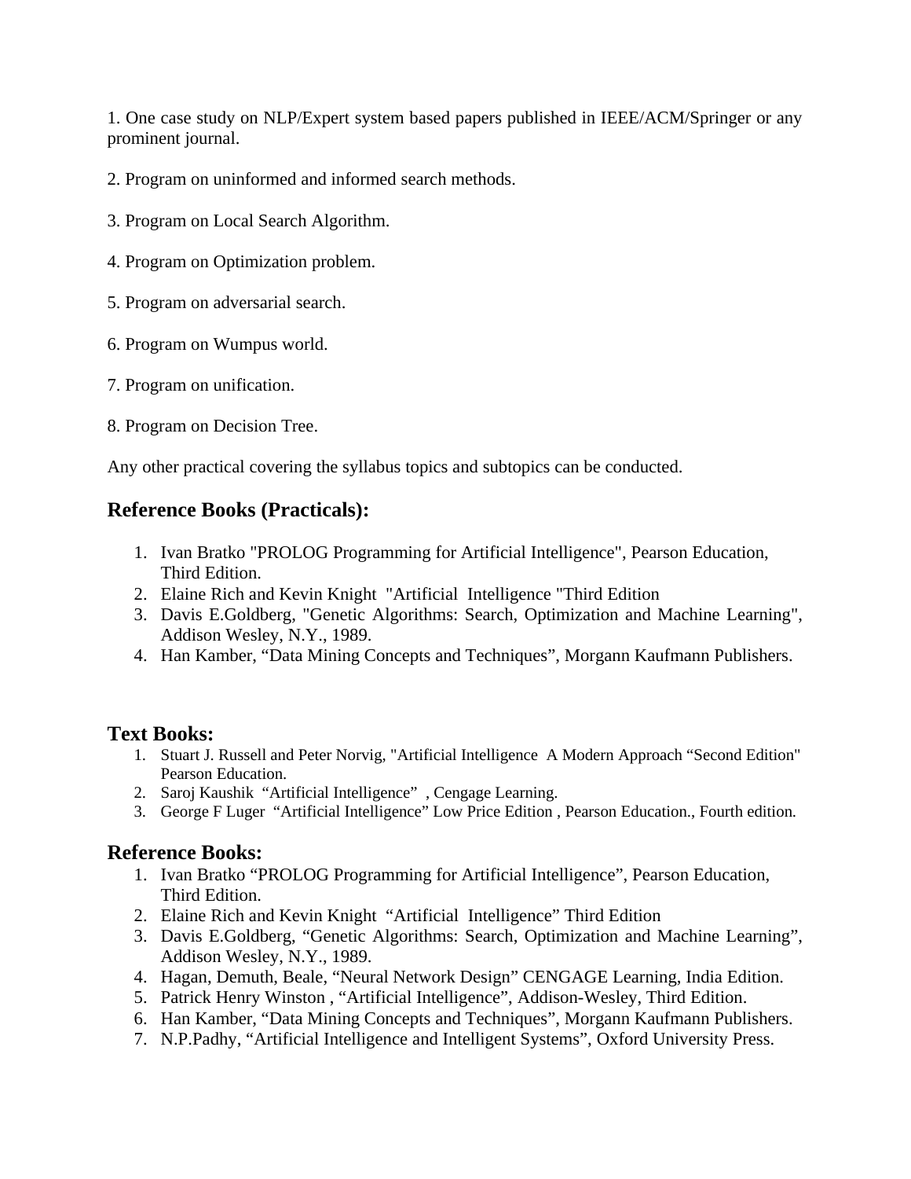1. One case study on NLP/Expert system based papers published in IEEE/ACM/Springer or any prominent journal.

2. Program on uninformed and informed search methods.

3. Program on Local Search Algorithm.

4. Program on Optimization problem.

5. Program on adversarial search.

6. Program on Wumpus world.

7. Program on unification.

8. Program on Decision Tree.

Any other practical covering the syllabus topics and subtopics can be conducted.

## Reference Books (Practicals):

1. Ivan Bratko "PROLOG Programming for Artificial Intelligence", Pearson Education, Third Edition.
2. Elaine Rich and Kevin Knight "Artificial Intelligence "Third Edition
3. Davis E.Goldberg, "Genetic Algorithms: Search, Optimization and Machine Learning", Addison Wesley, N.Y., 1989.
4. Han Kamber, "Data Mining Concepts and Techniques", Morgann Kaufmann Publishers.

## Text Books:

1. Stuart J. Russell and Peter Norvig, "Artificial Intelligence A Modern Approach "Second Edition" Pearson Education.
2. Saroj Kaushik "Artificial Intelligence" , Cengage Learning.
3. George F Luger "Artificial Intelligence" Low Price Edition , Pearson Education., Fourth edition.

## Reference Books:

1. Ivan Bratko "PROLOG Programming for Artificial Intelligence", Pearson Education, Third Edition.
2. Elaine Rich and Kevin Knight "Artificial Intelligence" Third Edition
3. Davis E.Goldberg, "Genetic Algorithms: Search, Optimization and Machine Learning", Addison Wesley, N.Y., 1989.
4. Hagan, Demuth, Beale, "Neural Network Design" CENGAGE Learning, India Edition.
5. Patrick Henry Winston , "Artificial Intelligence", Addison-Wesley, Third Edition.
6. Han Kamber, "Data Mining Concepts and Techniques", Morgann Kaufmann Publishers.
7. N.P.Padhy, "Artificial Intelligence and Intelligent Systems", Oxford University Press.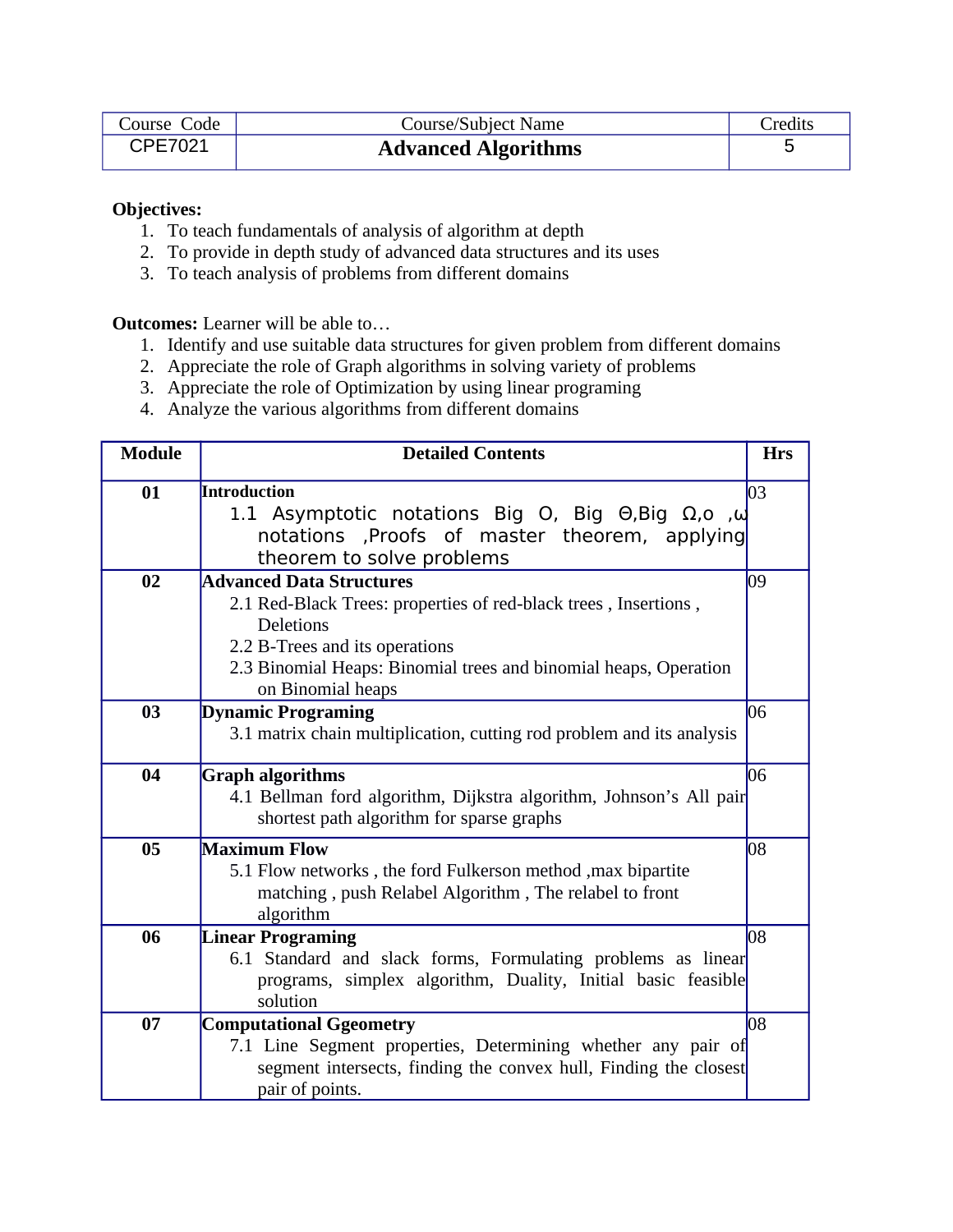| Course Code | Course/Subject Name | Credits |
| --- | --- | --- |
| CPE7021 | **Advanced Algorithms** | 5 |

**Objectives:**

1. To teach fundamentals of analysis of algorithm at depth
2. To provide in depth study of advanced data structures and its uses
3. To teach analysis of problems from different domains

**Outcomes:** Learner will be able to…

1. Identify and use suitable data structures for given problem from different domains
2. Appreciate the role of Graph algorithms in solving variety of problems
3. Appreciate the role of Optimization by using linear programing
4. Analyze the various algorithms from different domains

| Module | Detailed Contents | Hrs |
| --- | --- | --- |
| 01 | **Introduction**<br>1.1 Asymptotic notations Big O, Big Θ,Big Ω,o ,ω notations ,Proofs of master theorem, applying theorem to solve problems | 03 |
| 02 | **Advanced Data Structures**<br>2.1 Red-Black Trees: properties of red-black trees , Insertions , Deletions<br>2.2 B-Trees and its operations<br>2.3 Binomial Heaps: Binomial trees and binomial heaps, Operation on Binomial heaps | 09 |
| 03 | **Dynamic Programing**<br>3.1 matrix chain multiplication, cutting rod problem and its analysis | 06 |
| 04 | **Graph algorithms**<br>4.1 Bellman ford algorithm, Dijkstra algorithm, Johnson's All pair shortest path algorithm for sparse graphs | 06 |
| 05 | **Maximum Flow**<br>5.1 Flow networks , the ford Fulkerson method ,max bipartite matching , push Relabel Algorithm , The relabel to front algorithm | 08 |
| 06 | **Linear Programing**<br>6.1 Standard and slack forms, Formulating problems as linear programs, simplex algorithm, Duality, Initial basic feasible solution | 08 |
| 07 | **Computational Ggeometry**<br>7.1 Line Segment properties, Determining whether any pair of segment intersects, finding the convex hull, Finding the closest pair of points. | 08 |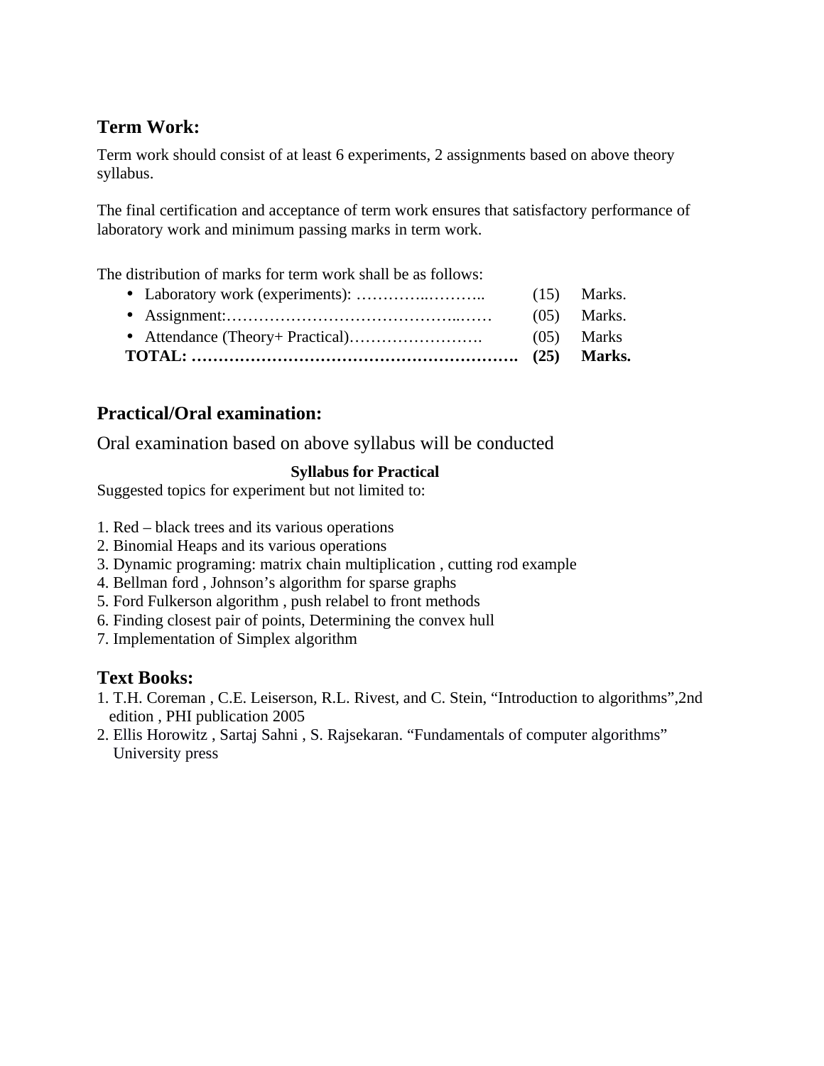## Term Work:

Term work should consist of at least 6 experiments, 2 assignments based on above theory syllabus.

The final certification and acceptance of term work ensures that satisfactory performance of laboratory work and minimum passing marks in term work.

The distribution of marks for term work shall be as follows:

- Laboratory work (experiments): …………..……….. (15) Marks.
- Assignment:……………………………………..…… (05) Marks.
- Attendance (Theory+ Practical)……………………. (05) Marks

**TOTAL: ……………………………………………………. (25) Marks.**

## Practical/Oral examination:

Oral examination based on above syllabus will be conducted

**Syllabus for Practical**

Suggested topics for experiment but not limited to:

1. Red – black trees and its various operations
2. Binomial Heaps and its various operations
3. Dynamic programing: matrix chain multiplication , cutting rod example
4. Bellman ford , Johnson's algorithm for sparse graphs
5. Ford Fulkerson algorithm , push relabel to front methods
6. Finding closest pair of points, Determining the convex hull
7. Implementation of Simplex algorithm

## Text Books:

1. T.H. Coreman , C.E. Leiserson, R.L. Rivest, and C. Stein, "Introduction to algorithms",2nd edition , PHI publication 2005
2. Ellis Horowitz , Sartaj Sahni , S. Rajsekaran. "Fundamentals of computer algorithms" University press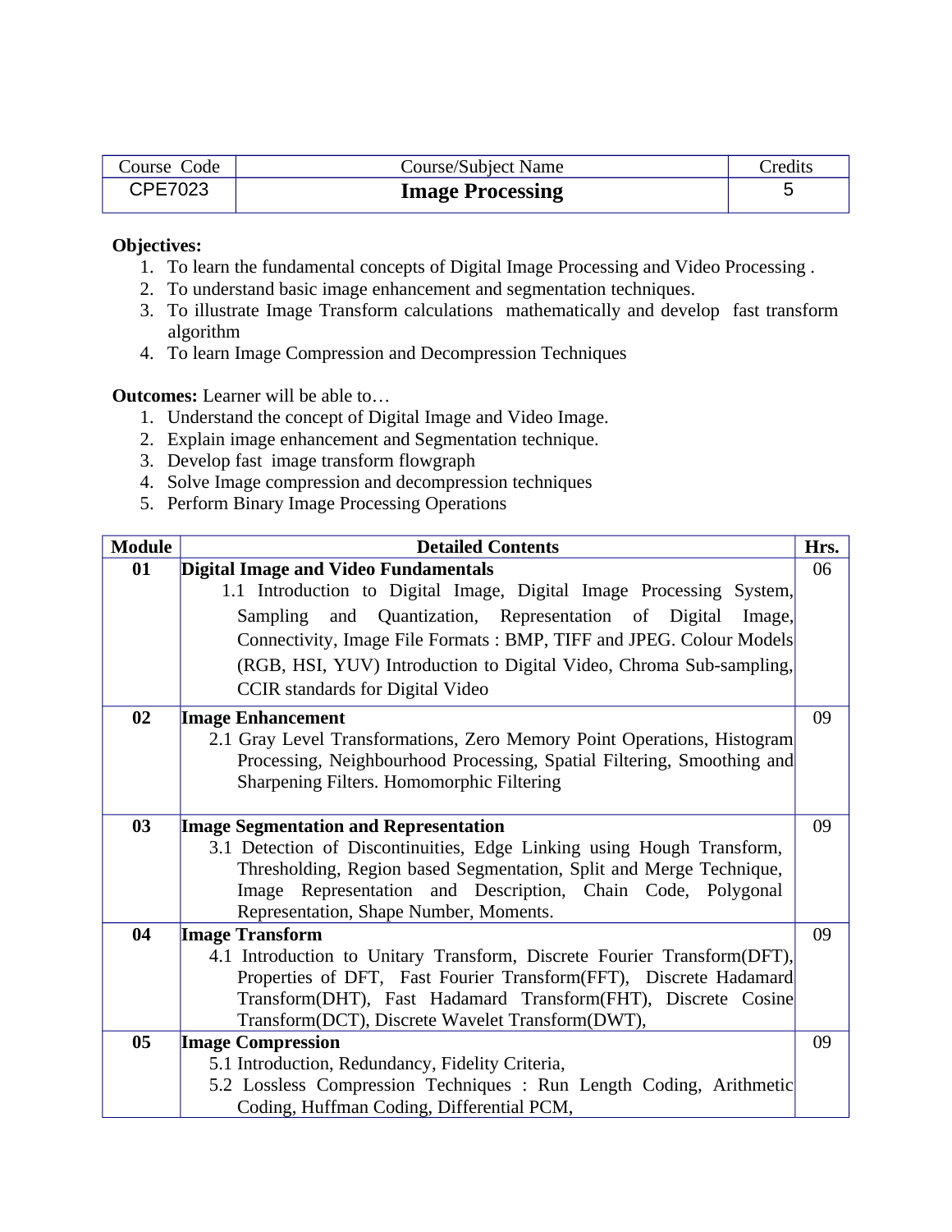| Course Code | Course/Subject Name | Credits |
|---|---|---|
| CPE7023 | **Image Processing** | 5 |

**Objectives:**

1. To learn the fundamental concepts of Digital Image Processing and Video Processing .
2. To understand basic image enhancement and segmentation techniques.
3. To illustrate Image Transform calculations mathematically and develop fast transform algorithm
4. To learn Image Compression and Decompression Techniques

**Outcomes:** Learner will be able to…

1. Understand the concept of Digital Image and Video Image.
2. Explain image enhancement and Segmentation technique.
3. Develop fast image transform flowgraph
4. Solve Image compression and decompression techniques
5. Perform Binary Image Processing Operations

| Module | Detailed Contents | Hrs. |
|---|---|---|
| **01** | **Digital Image and Video Fundamentals**<br>1.1 Introduction to Digital Image, Digital Image Processing System, Sampling and Quantization, Representation of Digital Image, Connectivity, Image File Formats : BMP, TIFF and JPEG. Colour Models (RGB, HSI, YUV) Introduction to Digital Video, Chroma Sub-sampling, CCIR standards for Digital Video | 06 |
| **02** | **Image Enhancement**<br>2.1 Gray Level Transformations, Zero Memory Point Operations, Histogram Processing, Neighbourhood Processing, Spatial Filtering, Smoothing and Sharpening Filters. Homomorphic Filtering | 09 |
| **03** | **Image Segmentation and Representation**<br>3.1 Detection of Discontinuities, Edge Linking using Hough Transform, Thresholding, Region based Segmentation, Split and Merge Technique, Image Representation and Description, Chain Code, Polygonal Representation, Shape Number, Moments. | 09 |
| **04** | **Image Transform**<br>4.1 Introduction to Unitary Transform, Discrete Fourier Transform(DFT), Properties of DFT, Fast Fourier Transform(FFT), Discrete Hadamard Transform(DHT), Fast Hadamard Transform(FHT), Discrete Cosine Transform(DCT), Discrete Wavelet Transform(DWT), | 09 |
| **05** | **Image Compression**<br>5.1 Introduction, Redundancy, Fidelity Criteria,<br>5.2 Lossless Compression Techniques : Run Length Coding, Arithmetic Coding, Huffman Coding, Differential PCM, | 09 |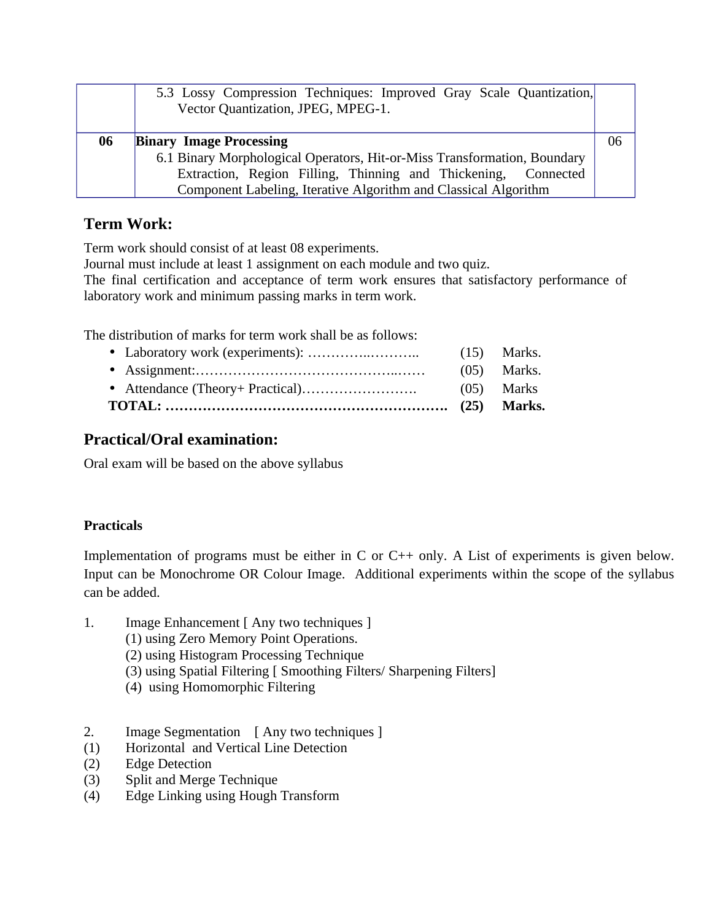| | | |
|---|---|---|
| | 5.3 Lossy Compression Techniques: Improved Gray Scale Quantization, Vector Quantization, JPEG, MPEG-1. | |
| **06** | **Binary Image Processing**<br>6.1 Binary Morphological Operators, Hit-or-Miss Transformation, Boundary Extraction, Region Filling, Thinning and Thickening, Connected Component Labeling, Iterative Algorithm and Classical Algorithm | 06 |

## Term Work:

Term work should consist of at least 08 experiments.
Journal must include at least 1 assignment on each module and two quiz.
The final certification and acceptance of term work ensures that satisfactory performance of laboratory work and minimum passing marks in term work.

The distribution of marks for term work shall be as follows:

- Laboratory work (experiments): …………..……….. (15) Marks.
- Assignment:……………………………………..…… (05) Marks.
- Attendance (Theory+ Practical)……………………. (05) Marks

**TOTAL: ……………………………………………………. (25) Marks.**

## Practical/Oral examination:

Oral exam will be based on the above syllabus

**Practicals**

Implementation of programs must be either in C or C++ only. A List of experiments is given below. Input can be Monochrome OR Colour Image. Additional experiments within the scope of the syllabus can be added.

1. Image Enhancement [ Any two techniques ]
   (1) using Zero Memory Point Operations.
   (2) using Histogram Processing Technique
   (3) using Spatial Filtering [ Smoothing Filters/ Sharpening Filters]
   (4) using Homomorphic Filtering

2. Image Segmentation [ Any two techniques ]
   (1) Horizontal and Vertical Line Detection
   (2) Edge Detection
   (3) Split and Merge Technique
   (4) Edge Linking using Hough Transform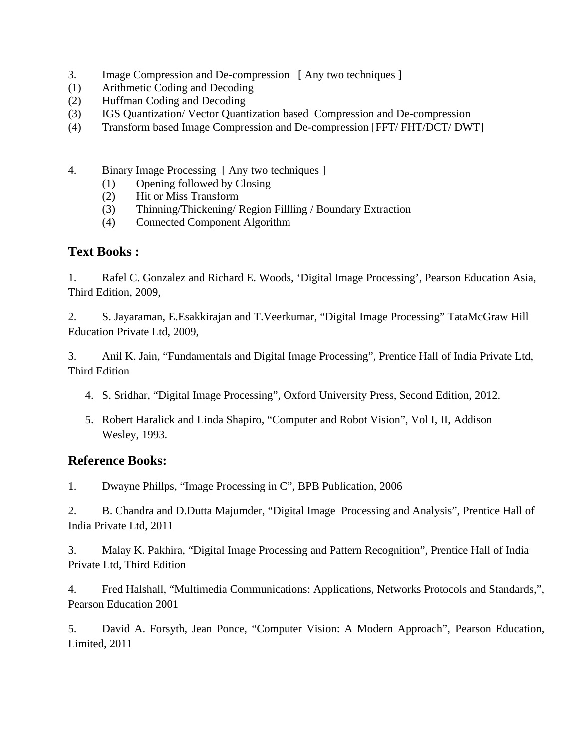3. Image Compression and De-compression [ Any two techniques ]
(1) Arithmetic Coding and Decoding
(2) Huffman Coding and Decoding
(3) IGS Quantization/ Vector Quantization based Compression and De-compression
(4) Transform based Image Compression and De-compression [FFT/ FHT/DCT/ DWT]

4. Binary Image Processing [ Any two techniques ]
   (1) Opening followed by Closing
   (2) Hit or Miss Transform
   (3) Thinning/Thickening/ Region Fillling / Boundary Extraction
   (4) Connected Component Algorithm

## Text Books :

1. Rafel C. Gonzalez and Richard E. Woods, 'Digital Image Processing', Pearson Education Asia, Third Edition, 2009,

2. S. Jayaraman, E.Esakkirajan and T.Veerkumar, "Digital Image Processing" TataMcGraw Hill Education Private Ltd, 2009,

3. Anil K. Jain, "Fundamentals and Digital Image Processing", Prentice Hall of India Private Ltd, Third Edition

4. S. Sridhar, "Digital Image Processing", Oxford University Press, Second Edition, 2012.

5. Robert Haralick and Linda Shapiro, "Computer and Robot Vision", Vol I, II, Addison Wesley, 1993.

## Reference Books:

1. Dwayne Phillps, "Image Processing in C", BPB Publication, 2006

2. B. Chandra and D.Dutta Majumder, "Digital Image Processing and Analysis", Prentice Hall of India Private Ltd, 2011

3. Malay K. Pakhira, "Digital Image Processing and Pattern Recognition", Prentice Hall of India Private Ltd, Third Edition

4. Fred Halshall, "Multimedia Communications: Applications, Networks Protocols and Standards,", Pearson Education 2001

5. David A. Forsyth, Jean Ponce, "Computer Vision: A Modern Approach", Pearson Education, Limited, 2011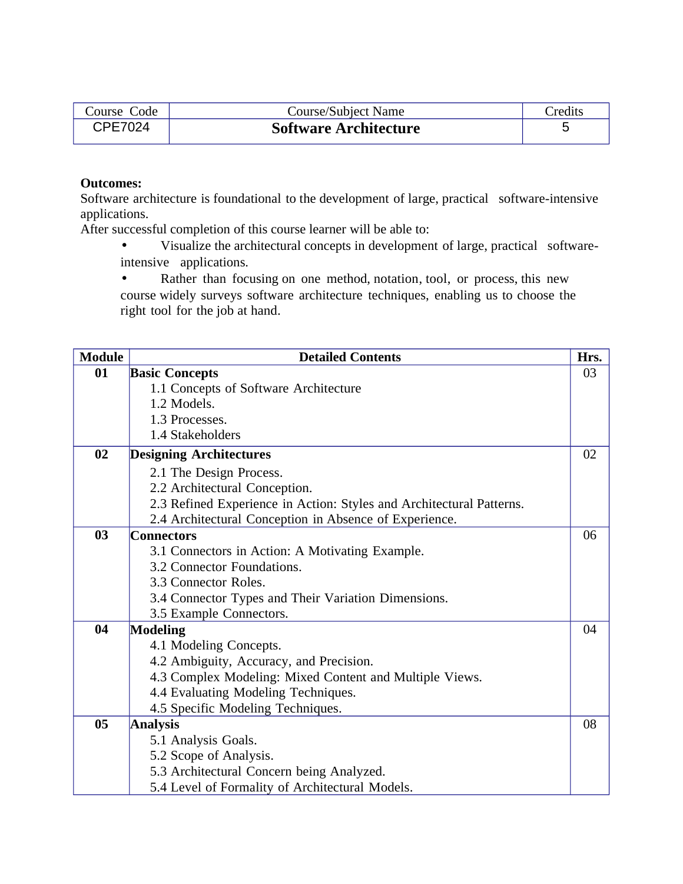| Course Code | Course/Subject Name | Credits |
|---|---|---|
| CPE7024 | **Software Architecture** | 5 |

**Outcomes:**
Software architecture is foundational to the development of large, practical software-intensive applications.
After successful completion of this course learner will be able to:

- Visualize the architectural concepts in development of large, practical software-intensive applications.
- Rather than focusing on one method, notation, tool, or process, this new course widely surveys software architecture techniques, enabling us to choose the right tool for the job at hand.

| Module | Detailed Contents | Hrs. |
|---|---|---|
| **01** | **Basic Concepts**<br>1.1 Concepts of Software Architecture<br>1.2 Models.<br>1.3 Processes.<br>1.4 Stakeholders | 03 |
| **02** | **Designing Architectures**<br>2.1 The Design Process.<br>2.2 Architectural Conception.<br>2.3 Refined Experience in Action: Styles and Architectural Patterns.<br>2.4 Architectural Conception in Absence of Experience. | 02 |
| **03** | **Connectors**<br>3.1 Connectors in Action: A Motivating Example.<br>3.2 Connector Foundations.<br>3.3 Connector Roles.<br>3.4 Connector Types and Their Variation Dimensions.<br>3.5 Example Connectors. | 06 |
| **04** | **Modeling**<br>4.1 Modeling Concepts.<br>4.2 Ambiguity, Accuracy, and Precision.<br>4.3 Complex Modeling: Mixed Content and Multiple Views.<br>4.4 Evaluating Modeling Techniques.<br>4.5 Specific Modeling Techniques. | 04 |
| **05** | **Analysis**<br>5.1 Analysis Goals.<br>5.2 Scope of Analysis.<br>5.3 Architectural Concern being Analyzed.<br>5.4 Level of Formality of Architectural Models. | 08 |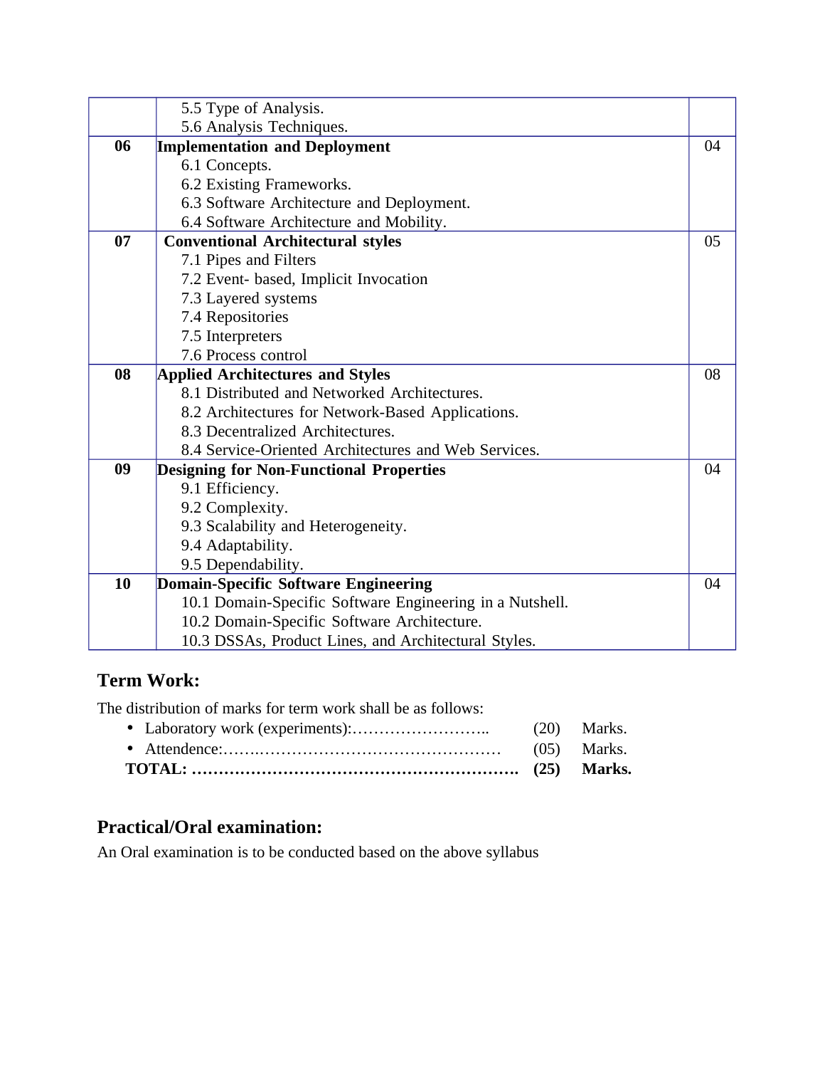| | | |
|---|---|---|
| | 5.5 Type of Analysis.<br>5.6 Analysis Techniques. | |
| **06** | **Implementation and Deployment**<br>6.1 Concepts.<br>6.2 Existing Frameworks.<br>6.3 Software Architecture and Deployment.<br>6.4 Software Architecture and Mobility. | 04 |
| **07** | **Conventional Architectural styles**<br>7.1 Pipes and Filters<br>7.2 Event- based, Implicit Invocation<br>7.3 Layered systems<br>7.4 Repositories<br>7.5 Interpreters<br>7.6 Process control | 05 |
| **08** | **Applied Architectures and Styles**<br>8.1 Distributed and Networked Architectures.<br>8.2 Architectures for Network-Based Applications.<br>8.3 Decentralized Architectures.<br>8.4 Service-Oriented Architectures and Web Services. | 08 |
| **09** | **Designing for Non-Functional Properties**<br>9.1 Efficiency.<br>9.2 Complexity.<br>9.3 Scalability and Heterogeneity.<br>9.4 Adaptability.<br>9.5 Dependability. | 04 |
| **10** | **Domain-Specific Software Engineering**<br>10.1 Domain-Specific Software Engineering in a Nutshell.<br>10.2 Domain-Specific Software Architecture.<br>10.3 DSSAs, Product Lines, and Architectural Styles. | 04 |

## Term Work:

The distribution of marks for term work shall be as follows:

- Laboratory work (experiments):…………………….. (20) Marks.
- Attendence:…….…………………………………… (05) Marks.

**TOTAL: ……………………………………………………. (25) Marks.**

## Practical/Oral examination:

An Oral examination is to be conducted based on the above syllabus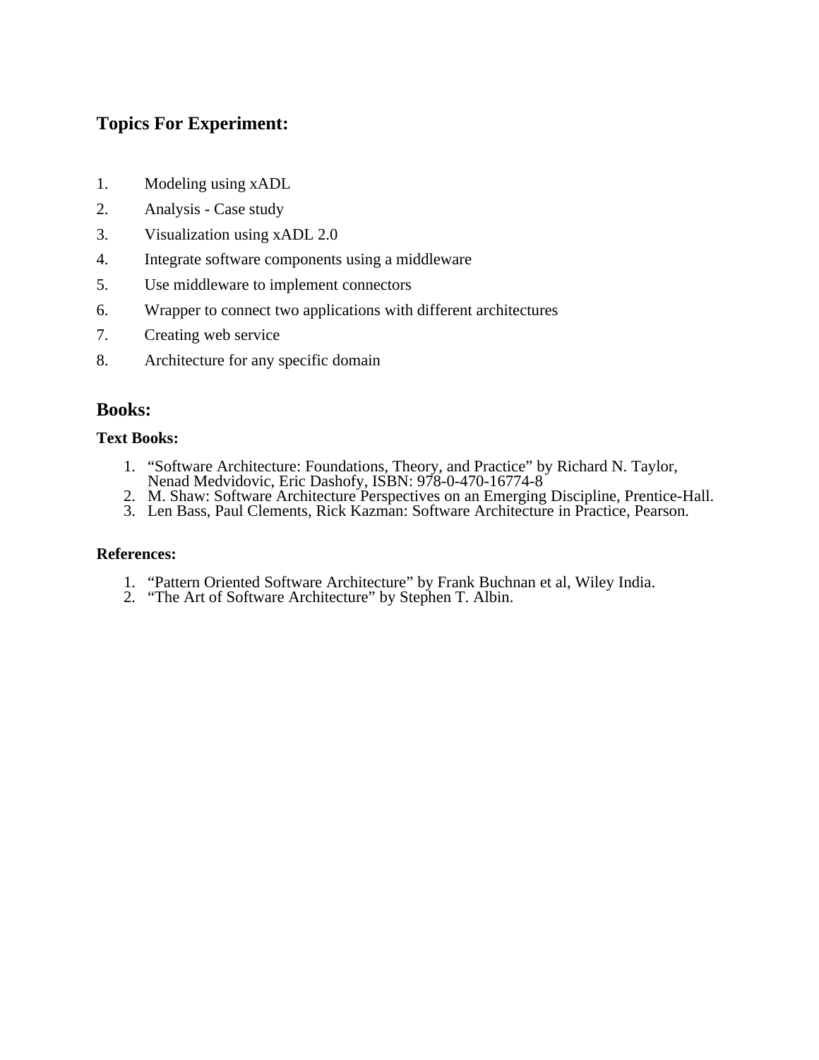## Topics For Experiment:

1. Modeling using xADL
2. Analysis - Case study
3. Visualization using xADL 2.0
4. Integrate software components using a middleware
5. Use middleware to implement connectors
6. Wrapper to connect two applications with different architectures
7. Creating web service
8. Architecture for any specific domain

## Books:

### Text Books:

1. "Software Architecture: Foundations, Theory, and Practice" by Richard N. Taylor, Nenad Medvidovic, Eric Dashofy, ISBN: 978-0-470-16774-8
2. M. Shaw: Software Architecture Perspectives on an Emerging Discipline, Prentice-Hall.
3. Len Bass, Paul Clements, Rick Kazman: Software Architecture in Practice, Pearson.

### References:

1. "Pattern Oriented Software Architecture" by Frank Buchnan et al, Wiley India.
2. "The Art of Software Architecture" by Stephen T. Albin.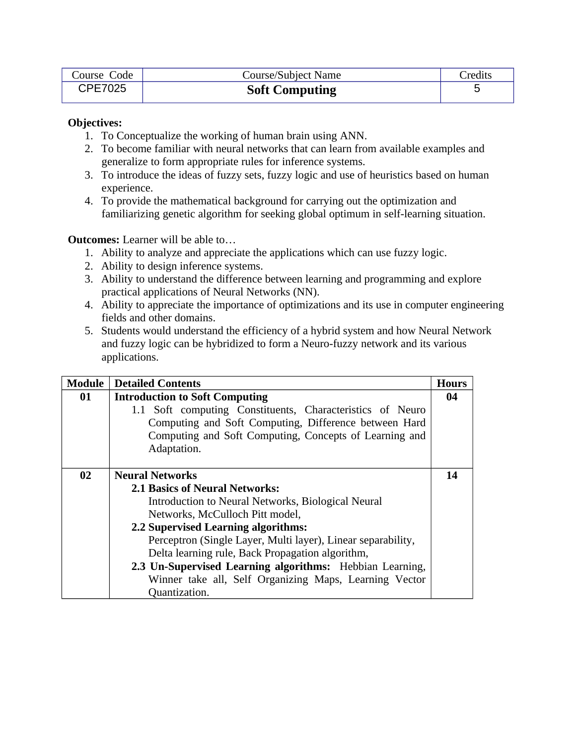| Course Code | Course/Subject Name | Credits |
|---|---|---|
| CPE7025 | **Soft Computing** | 5 |

**Objectives:**

1. To Conceptualize the working of human brain using ANN.
2. To become familiar with neural networks that can learn from available examples and generalize to form appropriate rules for inference systems.
3. To introduce the ideas of fuzzy sets, fuzzy logic and use of heuristics based on human experience.
4. To provide the mathematical background for carrying out the optimization and familiarizing genetic algorithm for seeking global optimum in self-learning situation.

**Outcomes:** Learner will be able to…

1. Ability to analyze and appreciate the applications which can use fuzzy logic.
2. Ability to design inference systems.
3. Ability to understand the difference between learning and programming and explore practical applications of Neural Networks (NN).
4. Ability to appreciate the importance of optimizations and its use in computer engineering fields and other domains.
5. Students would understand the efficiency of a hybrid system and how Neural Network and fuzzy logic can be hybridized to form a Neuro-fuzzy network and its various applications.

| Module | Detailed Contents | Hours |
|---|---|---|
| **01** | **Introduction to Soft Computing**<br>1.1 Soft computing Constituents, Characteristics of Neuro Computing and Soft Computing, Difference between Hard Computing and Soft Computing, Concepts of Learning and Adaptation. | **04** |
| **02** | **Neural Networks**<br>**2.1 Basics of Neural Networks:**<br>Introduction to Neural Networks, Biological Neural Networks, McCulloch Pitt model,<br>**2.2 Supervised Learning algorithms:**<br>Perceptron (Single Layer, Multi layer), Linear separability, Delta learning rule, Back Propagation algorithm,<br>**2.3 Un-Supervised Learning algorithms:** Hebbian Learning, Winner take all, Self Organizing Maps, Learning Vector Quantization. | **14** |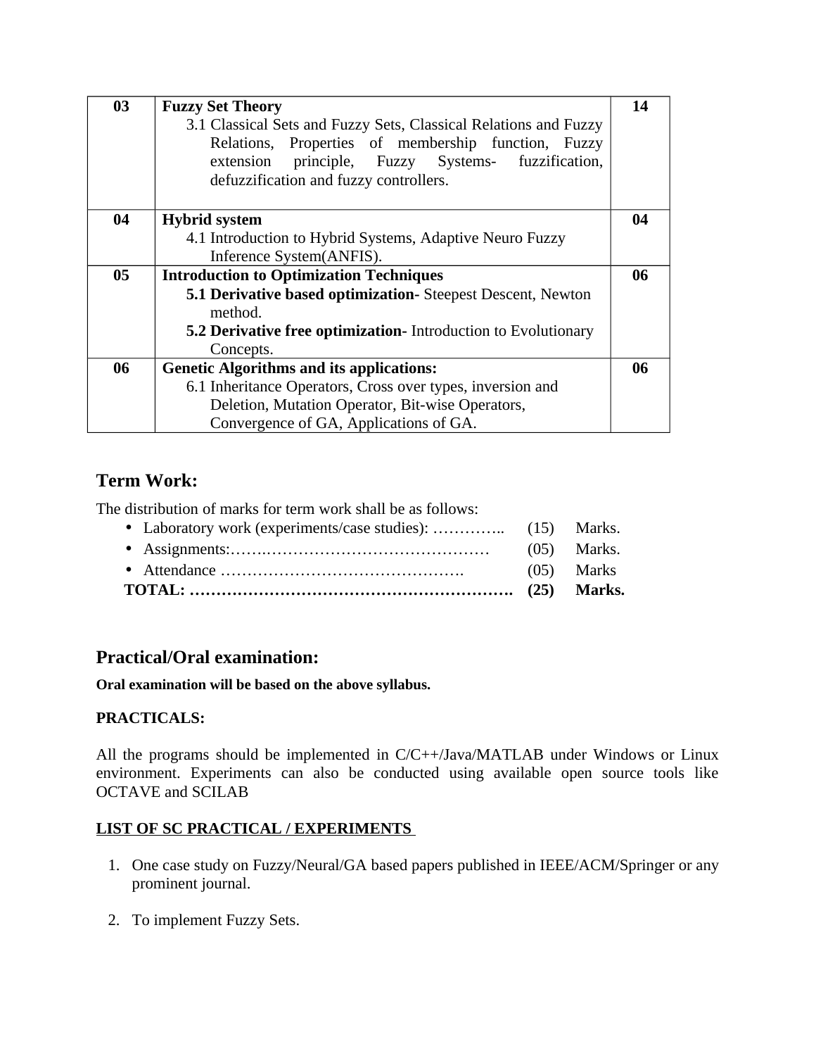| 03 | **Fuzzy Set Theory**<br>3.1 Classical Sets and Fuzzy Sets, Classical Relations and Fuzzy Relations, Properties of membership function, Fuzzy extension principle, Fuzzy Systems- fuzzification, defuzzification and fuzzy controllers. | 14 |
|---|---|---|
| 04 | **Hybrid system**<br>4.1 Introduction to Hybrid Systems, Adaptive Neuro Fuzzy Inference System(ANFIS). | 04 |
| 05 | **Introduction to Optimization Techniques**<br>**5.1 Derivative based optimization-** Steepest Descent, Newton method.<br>**5.2 Derivative free optimization-** Introduction to Evolutionary Concepts. | 06 |
| 06 | **Genetic Algorithms and its applications:**<br>6.1 Inheritance Operators, Cross over types, inversion and Deletion, Mutation Operator, Bit-wise Operators, Convergence of GA, Applications of GA. | 06 |

## Term Work:

The distribution of marks for term work shall be as follows:

- Laboratory work (experiments/case studies): ………….. (15) Marks.
- Assignments:…….…………………………………… (05) Marks.
- Attendance ………………………………………. (05) Marks

**TOTAL: ……………………………………………………. (25) Marks.**

## Practical/Oral examination:

**Oral examination will be based on the above syllabus.**

**PRACTICALS:**

All the programs should be implemented in C/C++/Java/MATLAB under Windows or Linux environment. Experiments can also be conducted using available open source tools like OCTAVE and SCILAB

**LIST OF SC PRACTICAL / EXPERIMENTS**

1. One case study on Fuzzy/Neural/GA based papers published in IEEE/ACM/Springer or any prominent journal.
2. To implement Fuzzy Sets.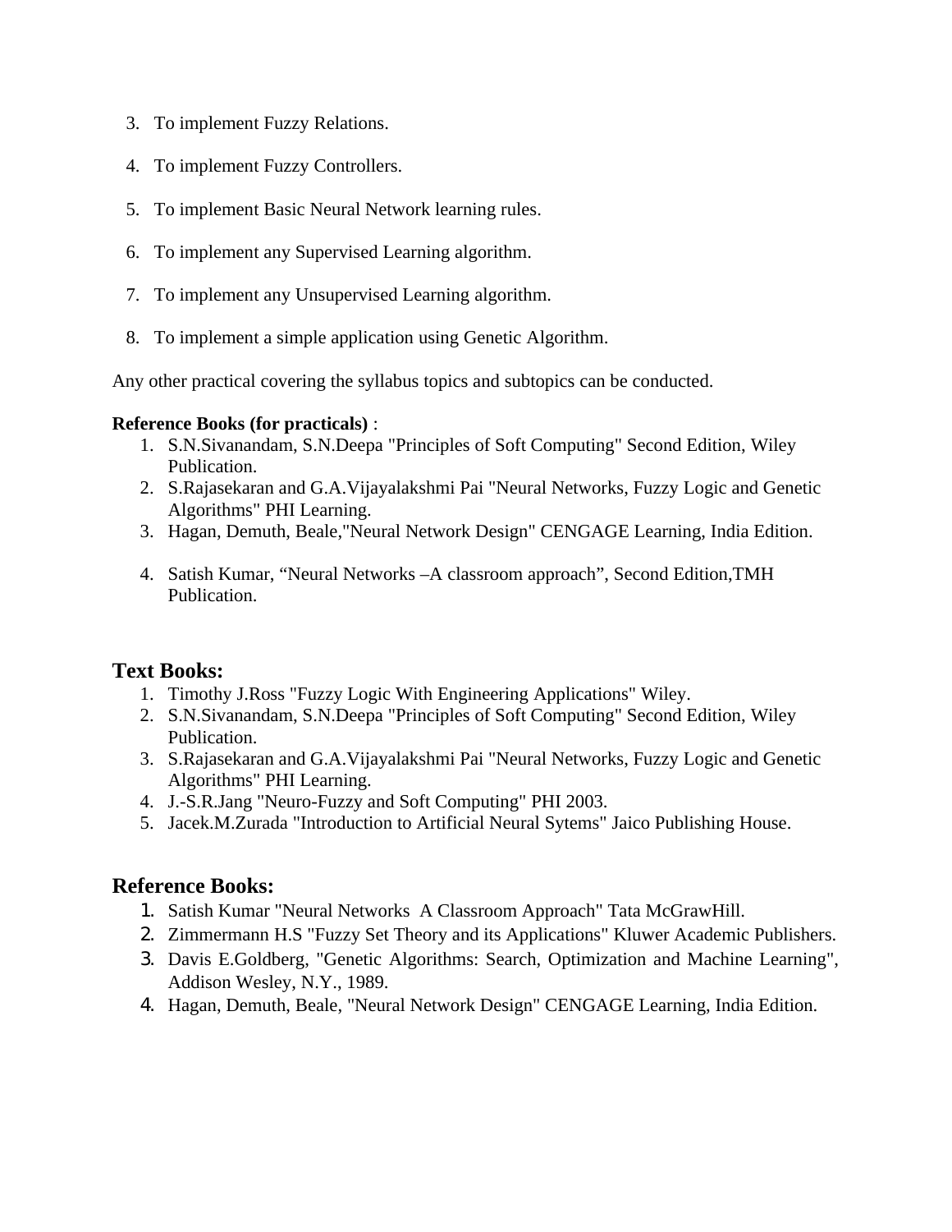3. To implement Fuzzy Relations.
4. To implement Fuzzy Controllers.
5. To implement Basic Neural Network learning rules.
6. To implement any Supervised Learning algorithm.
7. To implement any Unsupervised Learning algorithm.
8. To implement a simple application using Genetic Algorithm.

Any other practical covering the syllabus topics and subtopics can be conducted.

**Reference Books (for practicals)** :

1. S.N.Sivanandam, S.N.Deepa "Principles of Soft Computing" Second Edition, Wiley Publication.
2. S.Rajasekaran and G.A.Vijayalakshmi Pai "Neural Networks, Fuzzy Logic and Genetic Algorithms" PHI Learning.
3. Hagan, Demuth, Beale,"Neural Network Design" CENGAGE Learning, India Edition.
4. Satish Kumar, "Neural Networks –A classroom approach", Second Edition,TMH Publication.

## Text Books:

1. Timothy J.Ross "Fuzzy Logic With Engineering Applications" Wiley.
2. S.N.Sivanandam, S.N.Deepa "Principles of Soft Computing" Second Edition, Wiley Publication.
3. S.Rajasekaran and G.A.Vijayalakshmi Pai "Neural Networks, Fuzzy Logic and Genetic Algorithms" PHI Learning.
4. J.-S.R.Jang "Neuro-Fuzzy and Soft Computing" PHI 2003.
5. Jacek.M.Zurada "Introduction to Artificial Neural Sytems" Jaico Publishing House.

## Reference Books:

1. Satish Kumar "Neural Networks A Classroom Approach" Tata McGrawHill.
2. Zimmermann H.S "Fuzzy Set Theory and its Applications" Kluwer Academic Publishers.
3. Davis E.Goldberg, "Genetic Algorithms: Search, Optimization and Machine Learning", Addison Wesley, N.Y., 1989.
4. Hagan, Demuth, Beale, "Neural Network Design" CENGAGE Learning, India Edition.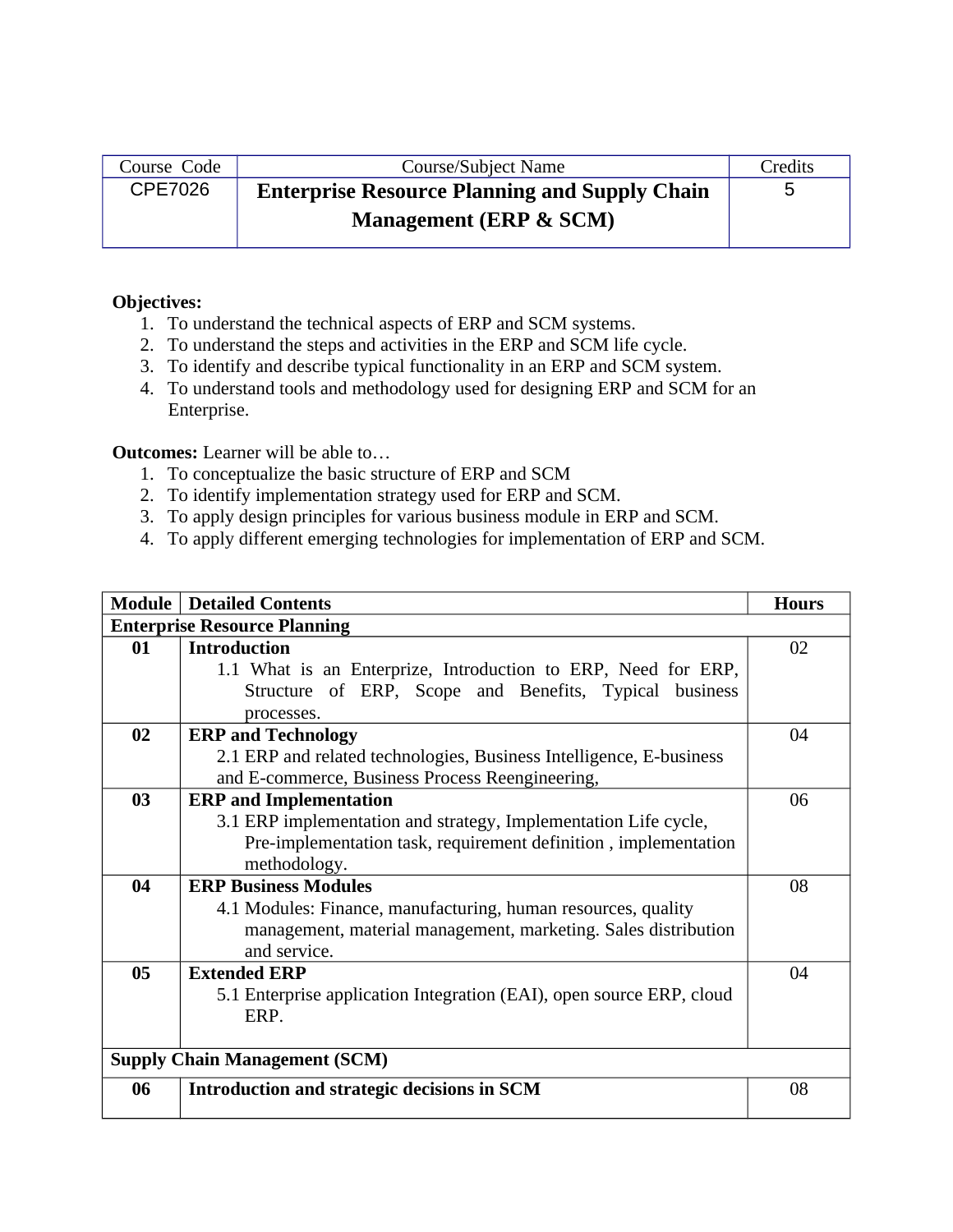| Course Code | Course/Subject Name | Credits |
| --- | --- | --- |
| CPE7026 | **Enterprise Resource Planning and Supply Chain Management (ERP & SCM)** | 5 |

**Objectives:**

1. To understand the technical aspects of ERP and SCM systems.
2. To understand the steps and activities in the ERP and SCM life cycle.
3. To identify and describe typical functionality in an ERP and SCM system.
4. To understand tools and methodology used for designing ERP and SCM for an Enterprise.

**Outcomes:** Learner will be able to…

1. To conceptualize the basic structure of ERP and SCM
2. To identify implementation strategy used for ERP and SCM.
3. To apply design principles for various business module in ERP and SCM.
4. To apply different emerging technologies for implementation of ERP and SCM.

| Module | Detailed Contents | Hours |
| --- | --- | --- |
| **Enterprise Resource Planning** | | |
| **01** | **Introduction**<br>1.1 What is an Enterprize, Introduction to ERP, Need for ERP, Structure of ERP, Scope and Benefits, Typical business processes. | 02 |
| **02** | **ERP and Technology**<br>2.1 ERP and related technologies, Business Intelligence, E-business and E-commerce, Business Process Reengineering, | 04 |
| **03** | **ERP and Implementation**<br>3.1 ERP implementation and strategy, Implementation Life cycle, Pre-implementation task, requirement definition , implementation methodology. | 06 |
| **04** | **ERP Business Modules**<br>4.1 Modules: Finance, manufacturing, human resources, quality management, material management, marketing. Sales distribution and service. | 08 |
| **05** | **Extended ERP**<br>5.1 Enterprise application Integration (EAI), open source ERP, cloud ERP. | 04 |
| **Supply Chain Management (SCM)** | | |
| **06** | **Introduction and strategic decisions in SCM** | 08 |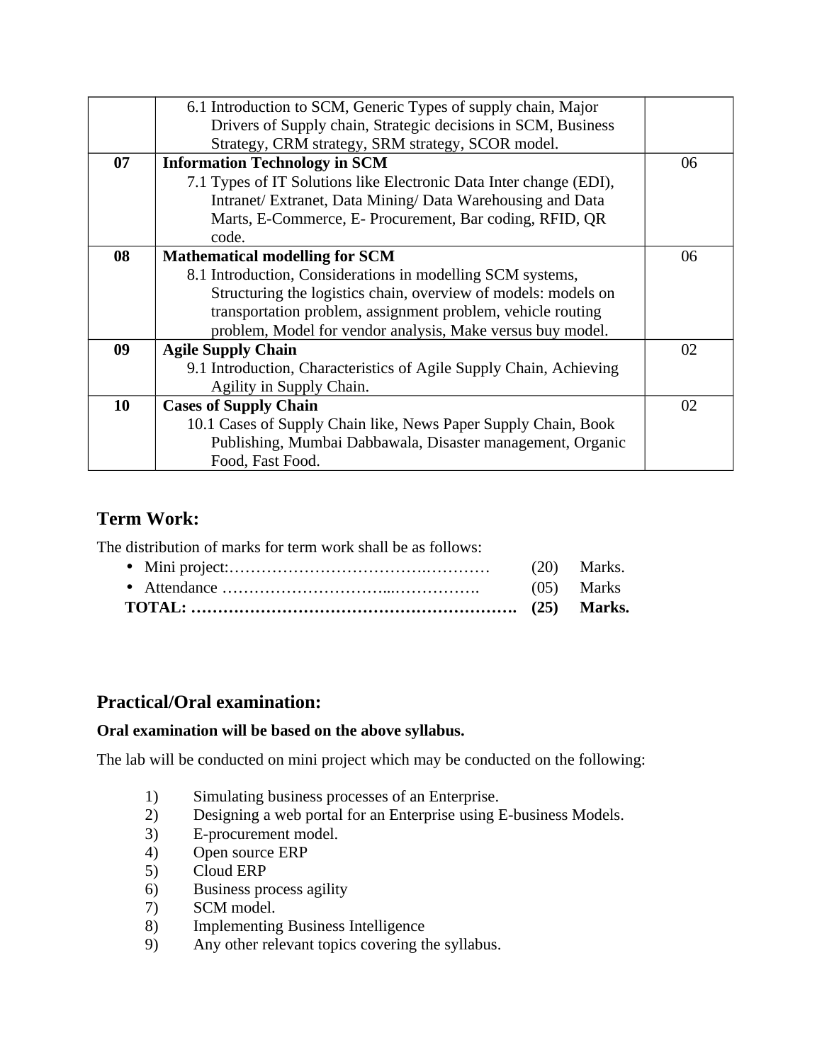| | | |
|---|---|---|
| | 6.1 Introduction to SCM, Generic Types of supply chain, Major Drivers of Supply chain, Strategic decisions in SCM, Business Strategy, CRM strategy, SRM strategy, SCOR model. | |
| **07** | **Information Technology in SCM**<br>7.1 Types of IT Solutions like Electronic Data Inter change (EDI), Intranet/ Extranet, Data Mining/ Data Warehousing and Data Marts, E-Commerce, E- Procurement, Bar coding, RFID, QR code. | 06 |
| **08** | **Mathematical modelling for SCM**<br>8.1 Introduction, Considerations in modelling SCM systems, Structuring the logistics chain, overview of models: models on transportation problem, assignment problem, vehicle routing problem, Model for vendor analysis, Make versus buy model. | 06 |
| **09** | **Agile Supply Chain**<br>9.1 Introduction, Characteristics of Agile Supply Chain, Achieving Agility in Supply Chain. | 02 |
| **10** | **Cases of Supply Chain**<br>10.1 Cases of Supply Chain like, News Paper Supply Chain, Book Publishing, Mumbai Dabbawala, Disaster management, Organic Food, Fast Food. | 02 |

## Term Work:

The distribution of marks for term work shall be as follows:

- Mini project:…………………………………………… (20) Marks.
- Attendance ……………………………..……………. (05) Marks

**TOTAL: ……………………………………………………. (25) Marks.**

## Practical/Oral examination:

**Oral examination will be based on the above syllabus.**

The lab will be conducted on mini project which may be conducted on the following:

1) Simulating business processes of an Enterprise.
2) Designing a web portal for an Enterprise using E-business Models.
3) E-procurement model.
4) Open source ERP
5) Cloud ERP
6) Business process agility
7) SCM model.
8) Implementing Business Intelligence
9) Any other relevant topics covering the syllabus.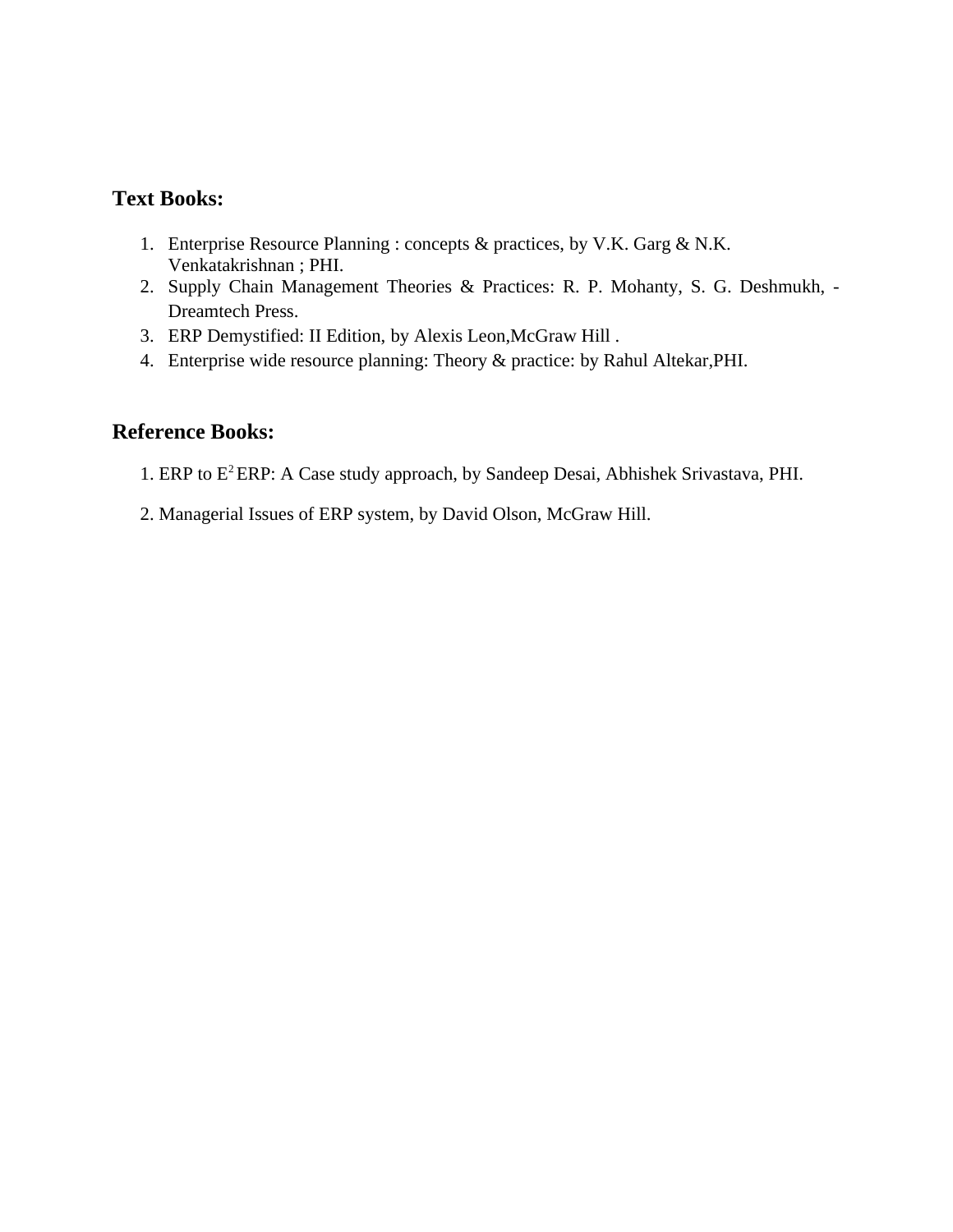## Text Books:

1. Enterprise Resource Planning : concepts & practices, by V.K. Garg & N.K. Venkatakrishnan ; PHI.
2. Supply Chain Management Theories & Practices: R. P. Mohanty, S. G. Deshmukh, - Dreamtech Press.
3. ERP Demystified: II Edition, by Alexis Leon,McGraw Hill .
4. Enterprise wide resource planning: Theory & practice: by Rahul Altekar,PHI.

## Reference Books:

1. ERP to $E^2$ ERP: A Case study approach, by Sandeep Desai, Abhishek Srivastava, PHI.

2. Managerial Issues of ERP system, by David Olson, McGraw Hill.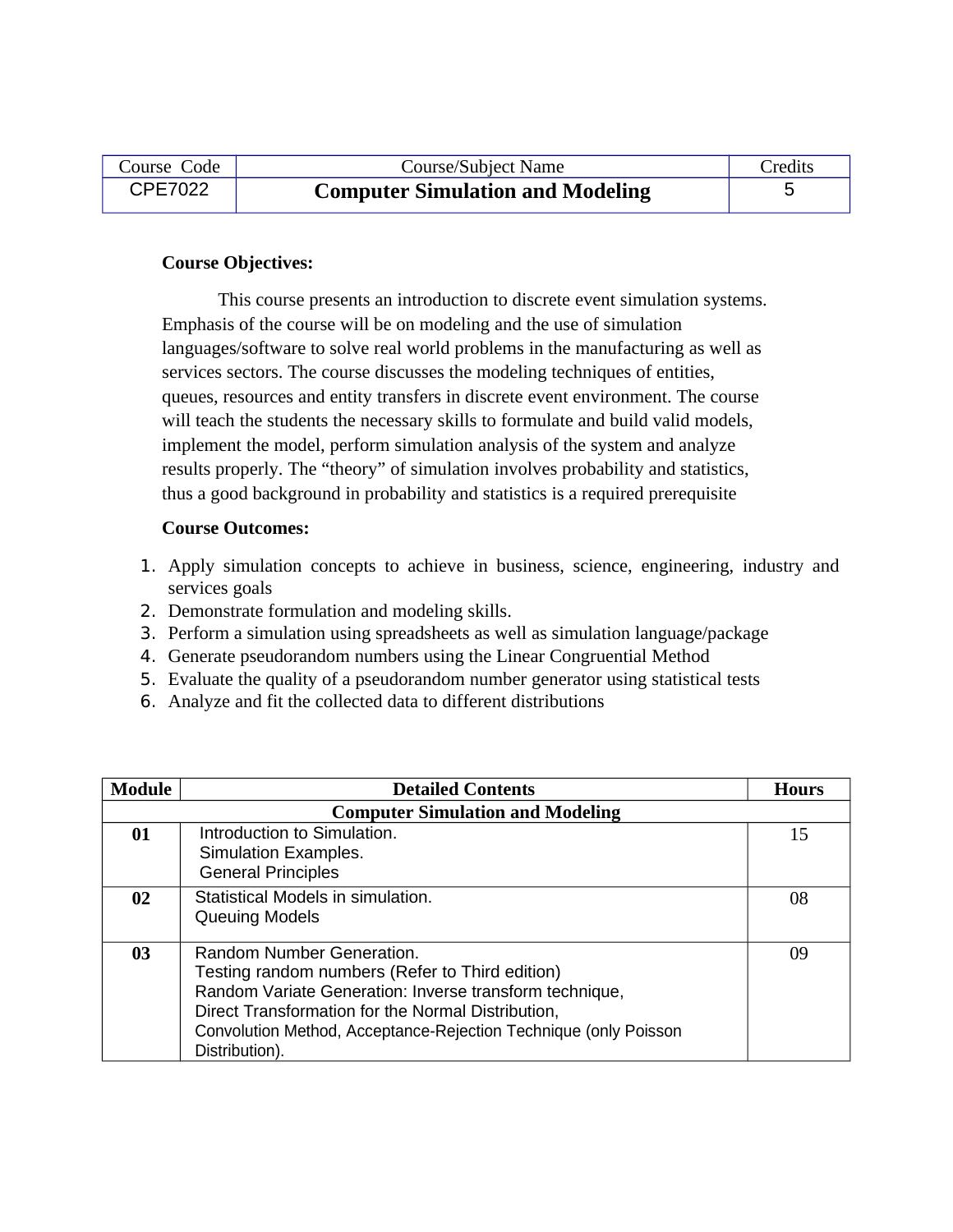| Course Code | Course/Subject Name | Credits |
|---|---|---|
| CPE7022 | **Computer Simulation and Modeling** | 5 |

**Course Objectives:**

This course presents an introduction to discrete event simulation systems. Emphasis of the course will be on modeling and the use of simulation languages/software to solve real world problems in the manufacturing as well as services sectors. The course discusses the modeling techniques of entities, queues, resources and entity transfers in discrete event environment. The course will teach the students the necessary skills to formulate and build valid models, implement the model, perform simulation analysis of the system and analyze results properly. The "theory" of simulation involves probability and statistics, thus a good background in probability and statistics is a required prerequisite

**Course Outcomes:**

1. Apply simulation concepts to achieve in business, science, engineering, industry and services goals
2. Demonstrate formulation and modeling skills.
3. Perform a simulation using spreadsheets as well as simulation language/package
4. Generate pseudorandom numbers using the Linear Congruential Method
5. Evaluate the quality of a pseudorandom number generator using statistical tests
6. Analyze and fit the collected data to different distributions

| Module | Detailed Contents | Hours |
|---|---|---|
| | **Computer Simulation and Modeling** | |
| **01** | Introduction to Simulation.<br>Simulation Examples.<br>General Principles | 15 |
| **02** | Statistical Models in simulation.<br>Queuing Models | 08 |
| **03** | Random Number Generation.<br>Testing random numbers (Refer to Third edition)<br>Random Variate Generation: Inverse transform technique,<br>Direct Transformation for the Normal Distribution,<br>Convolution Method, Acceptance-Rejection Technique (only Poisson Distribution). | 09 |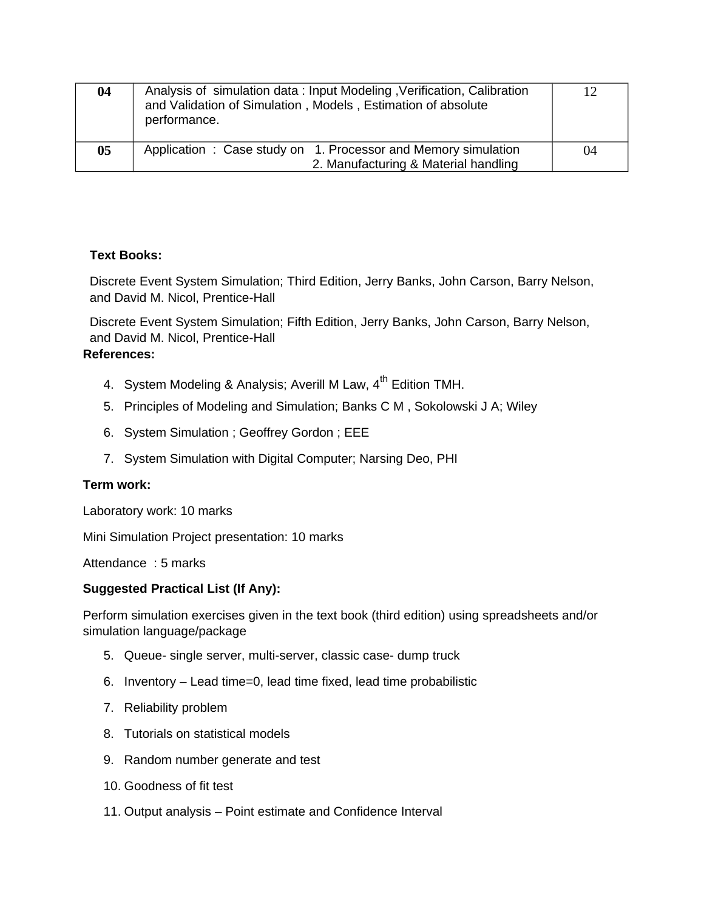| 04 | Analysis of simulation data : Input Modeling ,Verification, Calibration and Validation of Simulation , Models , Estimation of absolute performance. | 12 |
|---|---|---|
| 05 | Application : Case study on 1. Processor and Memory simulation<br>2. Manufacturing & Material handling | 04 |

**Text Books:**

Discrete Event System Simulation; Third Edition, Jerry Banks, John Carson, Barry Nelson, and David M. Nicol, Prentice-Hall

Discrete Event System Simulation; Fifth Edition, Jerry Banks, John Carson, Barry Nelson, and David M. Nicol, Prentice-Hall

**References:**

4. System Modeling & Analysis; Averill M Law, 4th Edition TMH.
5. Principles of Modeling and Simulation; Banks C M , Sokolowski J A; Wiley
6. System Simulation ; Geoffrey Gordon ; EEE
7. System Simulation with Digital Computer; Narsing Deo, PHI

**Term work:**

Laboratory work: 10 marks

Mini Simulation Project presentation: 10 marks

Attendance : 5 marks

**Suggested Practical List (If Any):**

Perform simulation exercises given in the text book (third edition) using spreadsheets and/or simulation language/package

5. Queue- single server, multi-server, classic case- dump truck
6. Inventory – Lead time=0, lead time fixed, lead time probabilistic
7. Reliability problem
8. Tutorials on statistical models
9. Random number generate and test
10. Goodness of fit test
11. Output analysis – Point estimate and Confidence Interval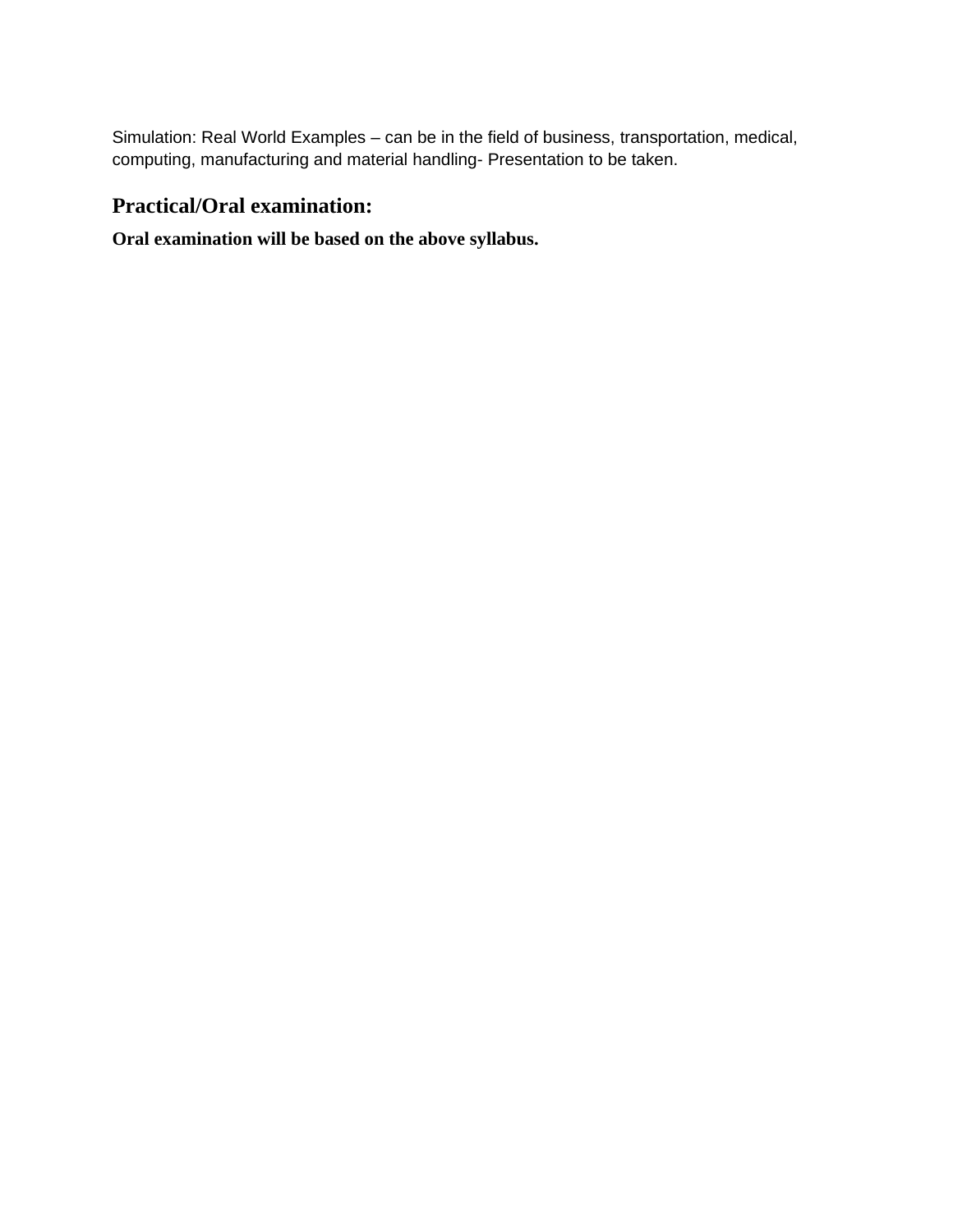Simulation: Real World Examples – can be in the field of business, transportation, medical, computing, manufacturing and material handling- Presentation to be taken.

## Practical/Oral examination:

**Oral examination will be based on the above syllabus.**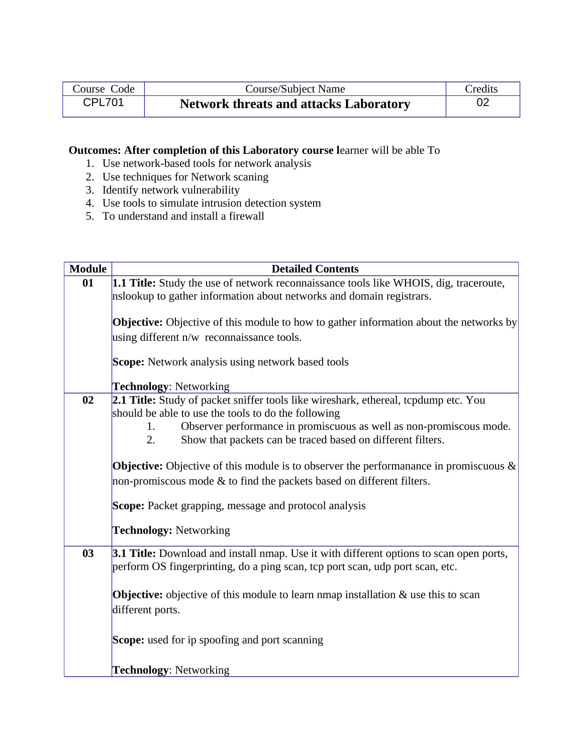| Course Code | Course/Subject Name | Credits |
|---|---|---|
| CPL701 | **Network threats and attacks Laboratory** | 02 |

**Outcomes: After completion of this Laboratory course l**earner will be able To

1. Use network-based tools for network analysis
2. Use techniques for Network scaning
3. Identify network vulnerability
4. Use tools to simulate intrusion detection system
5. To understand and install a firewall

| Module | Detailed Contents |
|---|---|
| **01** | **1.1 Title:** Study the use of network reconnaissance tools like WHOIS, dig, traceroute, nslookup to gather information about networks and domain registrars.<br><br>**Objective:** Objective of this module to how to gather information about the networks by using different n/w reconnaissance tools.<br><br>**Scope:** Network analysis using network based tools<br><br>**Technology**: Networking |
| **02** | **2.1 Title:** Study of packet sniffer tools like wireshark, ethereal, tcpdump etc. You should be able to use the tools to do the following<br>1. Observer performance in promiscuous as well as non-promiscous mode.<br>2. Show that packets can be traced based on different filters.<br><br>**Objective:** Objective of this module is to observer the performanance in promiscuous & non-promiscous mode & to find the packets based on different filters.<br><br>**Scope:** Packet grapping, message and protocol analysis<br><br>**Technology:** Networking |
| **03** | **3.1 Title:** Download and install nmap. Use it with different options to scan open ports, perform OS fingerprinting, do a ping scan, tcp port scan, udp port scan, etc.<br><br>**Objective:** objective of this module to learn nmap installation & use this to scan different ports.<br><br>**Scope:** used for ip spoofing and port scanning<br><br>**Technology**: Networking |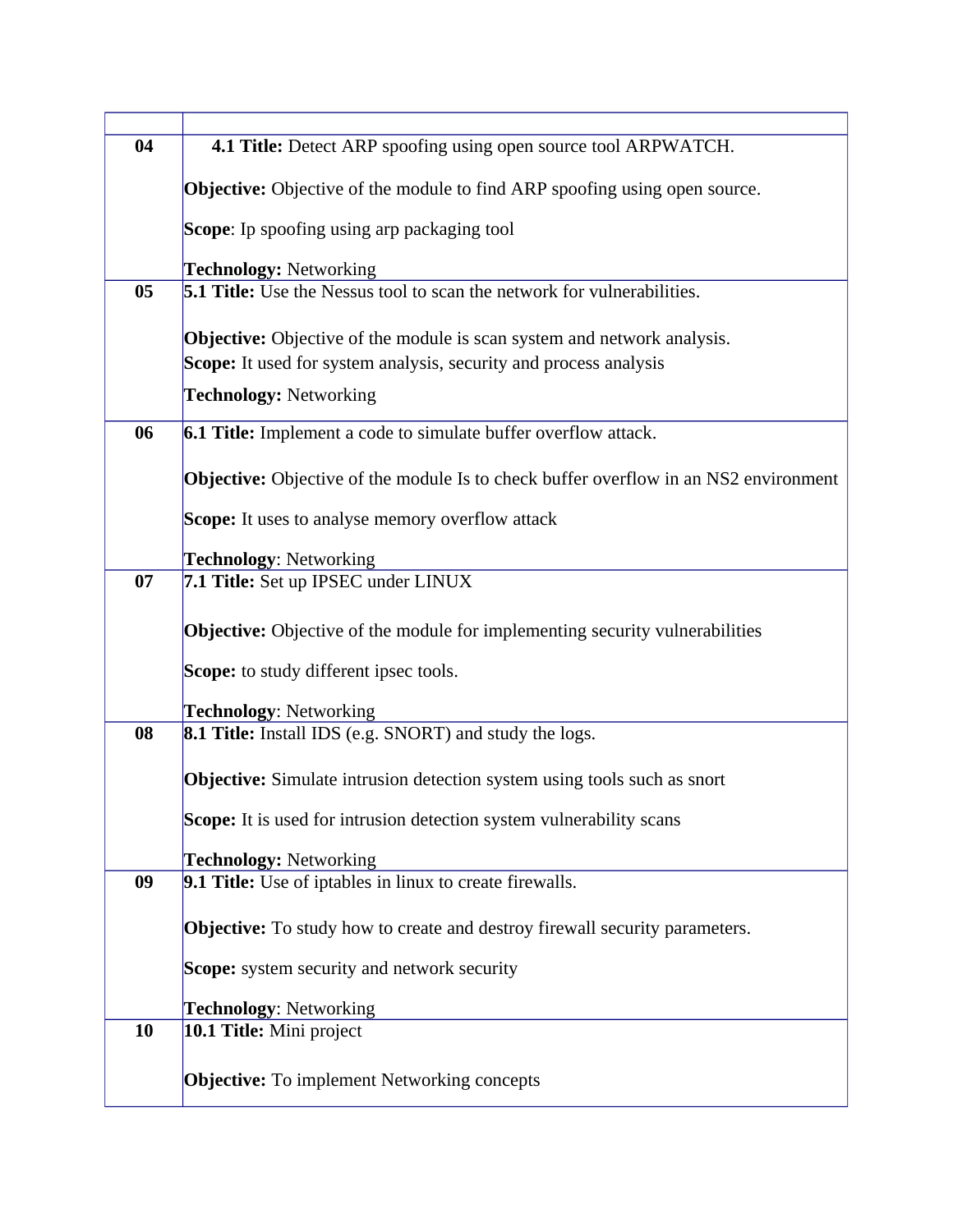| | |
|---|---|
| **04** | **4.1 Title:** Detect ARP spoofing using open source tool ARPWATCH.<br><br>**Objective:** Objective of the module to find ARP spoofing using open source.<br><br>**Scope**: Ip spoofing using arp packaging tool<br><br>**Technology:** Networking |
| **05** | **5.1 Title:** Use the Nessus tool to scan the network for vulnerabilities.<br><br>**Objective:** Objective of the module is scan system and network analysis.<br>**Scope:** It used for system analysis, security and process analysis<br><br>**Technology:** Networking |
| **06** | **6.1 Title:** Implement a code to simulate buffer overflow attack.<br><br>**Objective:** Objective of the module Is to check buffer overflow in an NS2 environment<br><br>**Scope:** It uses to analyse memory overflow attack<br><br>**Technology**: Networking |
| **07** | **7.1 Title:** Set up IPSEC under LINUX<br><br>**Objective:** Objective of the module for implementing security vulnerabilities<br><br>**Scope:** to study different ipsec tools.<br><br>**Technology**: Networking |
| **08** | **8.1 Title:** Install IDS (e.g. SNORT) and study the logs.<br><br>**Objective:** Simulate intrusion detection system using tools such as snort<br><br>**Scope:** It is used for intrusion detection system vulnerability scans<br><br>**Technology:** Networking |
| **09** | **9.1 Title:** Use of iptables in linux to create firewalls.<br><br>**Objective:** To study how to create and destroy firewall security parameters.<br><br>**Scope:** system security and network security<br><br>**Technology**: Networking |
| **10** | **10.1 Title:** Mini project<br><br>**Objective:** To implement Networking concepts |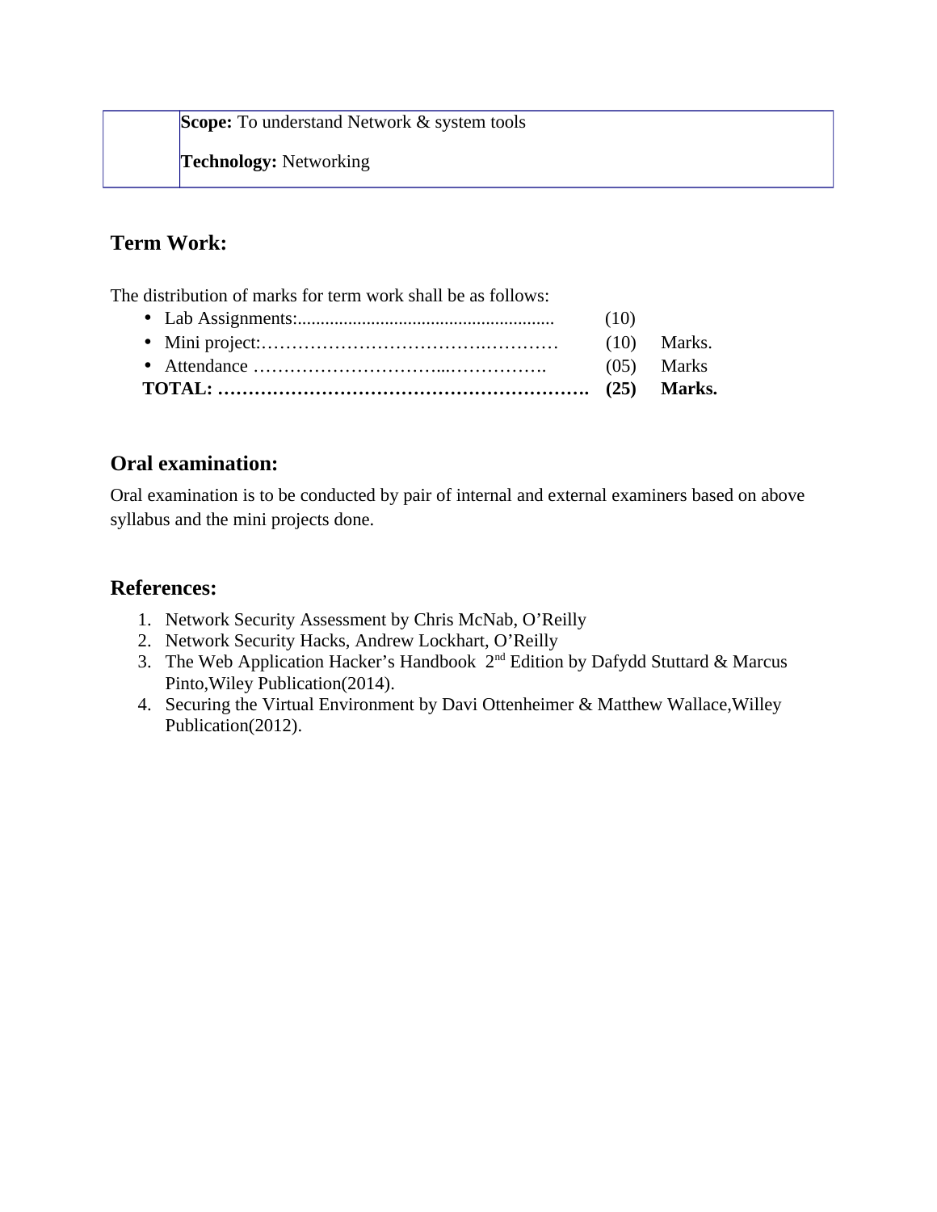| | **Scope:** To understand Network & system tools<br><br>**Technology:** Networking |
|---|---|

## Term Work:

The distribution of marks for term work shall be as follows:

- Lab Assignments:........................................................ (10)
- Mini project:…………………………………….………… (10) Marks.
- Attendance ………………………...……………. (05) Marks

**TOTAL: ……………………………………………………. (25) Marks.**

## Oral examination:

Oral examination is to be conducted by pair of internal and external examiners based on above syllabus and the mini projects done.

## References:

1. Network Security Assessment by Chris McNab, O'Reilly
2. Network Security Hacks, Andrew Lockhart, O'Reilly
3. The Web Application Hacker's Handbook 2nd Edition by Dafydd Stuttard & Marcus Pinto,Wiley Publication(2014).
4. Securing the Virtual Environment by Davi Ottenheimer & Matthew Wallace,Willey Publication(2012).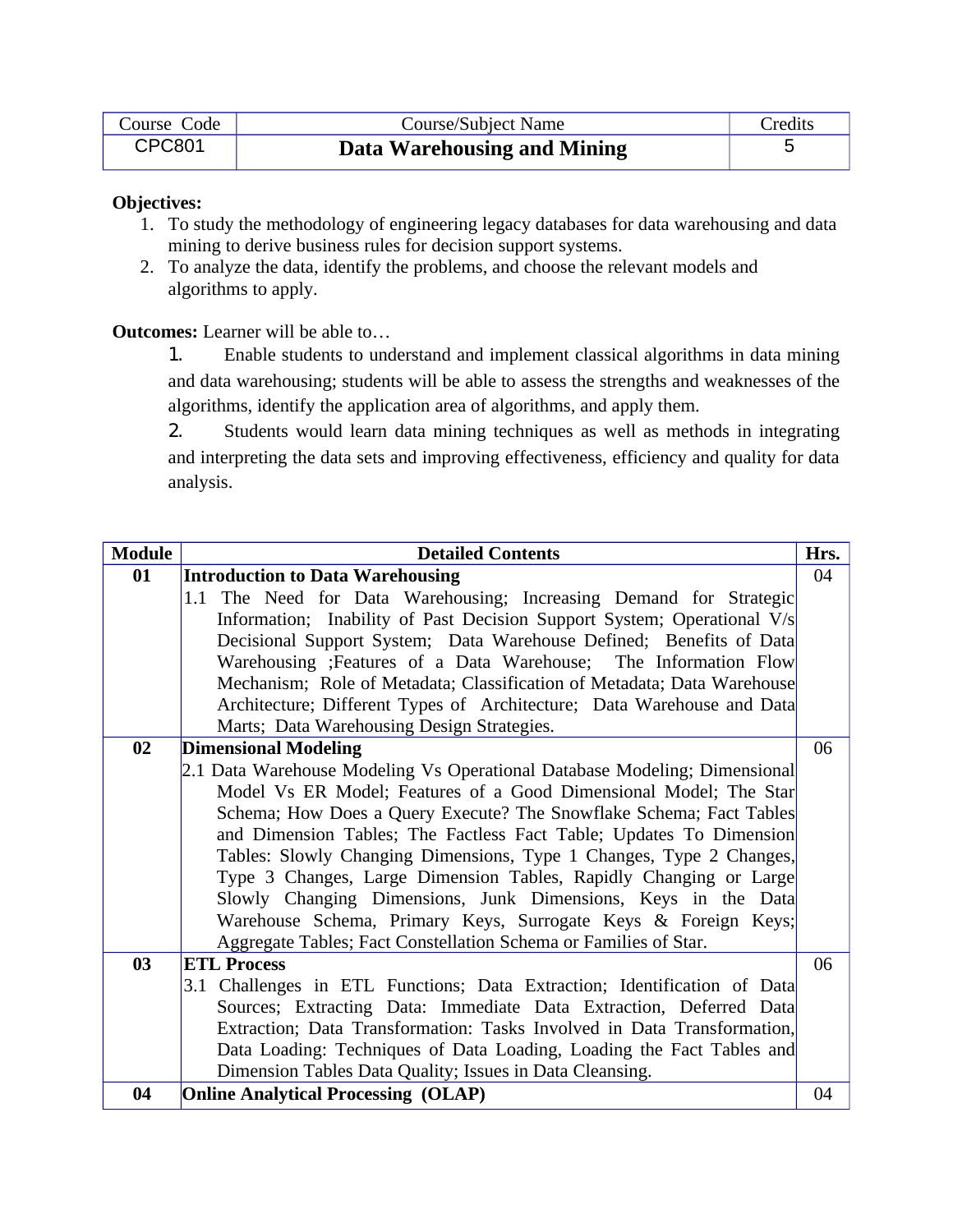| Course Code | Course/Subject Name | Credits |
|---|---|---|
| CPC801 | **Data Warehousing and Mining** | 5 |

**Objectives:**

1. To study the methodology of engineering legacy databases for data warehousing and data mining to derive business rules for decision support systems.
2. To analyze the data, identify the problems, and choose the relevant models and algorithms to apply.

**Outcomes:** Learner will be able to…

1. Enable students to understand and implement classical algorithms in data mining and data warehousing; students will be able to assess the strengths and weaknesses of the algorithms, identify the application area of algorithms, and apply them.
2. Students would learn data mining techniques as well as methods in integrating and interpreting the data sets and improving effectiveness, efficiency and quality for data analysis.

| Module | Detailed Contents | Hrs. |
|---|---|---|
| 01 | **Introduction to Data Warehousing**<br>1.1 The Need for Data Warehousing; Increasing Demand for Strategic Information; Inability of Past Decision Support System; Operational V/s Decisional Support System; Data Warehouse Defined; Benefits of Data Warehousing ;Features of a Data Warehouse; The Information Flow Mechanism; Role of Metadata; Classification of Metadata; Data Warehouse Architecture; Different Types of Architecture; Data Warehouse and Data Marts; Data Warehousing Design Strategies. | 04 |
| 02 | **Dimensional Modeling**<br>2.1 Data Warehouse Modeling Vs Operational Database Modeling; Dimensional Model Vs ER Model; Features of a Good Dimensional Model; The Star Schema; How Does a Query Execute? The Snowflake Schema; Fact Tables and Dimension Tables; The Factless Fact Table; Updates To Dimension Tables: Slowly Changing Dimensions, Type 1 Changes, Type 2 Changes, Type 3 Changes, Large Dimension Tables, Rapidly Changing or Large Slowly Changing Dimensions, Junk Dimensions, Keys in the Data Warehouse Schema, Primary Keys, Surrogate Keys & Foreign Keys; Aggregate Tables; Fact Constellation Schema or Families of Star. | 06 |
| 03 | **ETL Process**<br>3.1 Challenges in ETL Functions; Data Extraction; Identification of Data Sources; Extracting Data: Immediate Data Extraction, Deferred Data Extraction; Data Transformation: Tasks Involved in Data Transformation, Data Loading: Techniques of Data Loading, Loading the Fact Tables and Dimension Tables Data Quality; Issues in Data Cleansing. | 06 |
| 04 | **Online Analytical Processing (OLAP)** | 04 |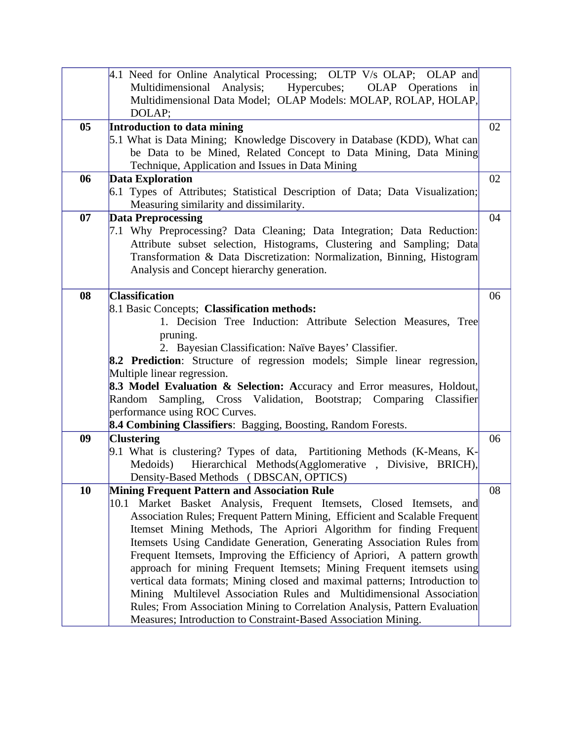| | | |
|---|---|---|
| | 4.1 Need for Online Analytical Processing; OLTP V/s OLAP; OLAP and Multidimensional Analysis; Hypercubes; OLAP Operations in Multidimensional Data Model; OLAP Models: MOLAP, ROLAP, HOLAP, DOLAP; | |
| **05** | **Introduction to data mining**<br>5.1 What is Data Mining; Knowledge Discovery in Database (KDD), What can be Data to be Mined, Related Concept to Data Mining, Data Mining Technique, Application and Issues in Data Mining | 02 |
| **06** | **Data Exploration**<br>6.1 Types of Attributes; Statistical Description of Data; Data Visualization; Measuring similarity and dissimilarity. | 02 |
| **07** | **Data Preprocessing**<br>7.1 Why Preprocessing? Data Cleaning; Data Integration; Data Reduction: Attribute subset selection, Histograms, Clustering and Sampling; Data Transformation & Data Discretization: Normalization, Binning, Histogram Analysis and Concept hierarchy generation. | 04 |
| **08** | **Classification**<br>8.1 Basic Concepts; **Classification methods:**<br>1. Decision Tree Induction: Attribute Selection Measures, Tree pruning.<br>2. Bayesian Classification: Naïve Bayes' Classifier.<br>**8.2 Prediction**: Structure of regression models; Simple linear regression, Multiple linear regression.<br>**8.3 Model Evaluation & Selection: A**ccuracy and Error measures, Holdout, Random Sampling, Cross Validation, Bootstrap; Comparing Classifier performance using ROC Curves.<br>**8.4 Combining Classifiers**: Bagging, Boosting, Random Forests. | 06 |
| **09** | **Clustering**<br>9.1 What is clustering? Types of data, Partitioning Methods (K-Means, K-Medoids) Hierarchical Methods(Agglomerative , Divisive, BRICH), Density-Based Methods ( DBSCAN, OPTICS) | 06 |
| **10** | **Mining Frequent Pattern and Association Rule**<br>10.1 Market Basket Analysis, Frequent Itemsets, Closed Itemsets, and Association Rules; Frequent Pattern Mining, Efficient and Scalable Frequent Itemset Mining Methods, The Apriori Algorithm for finding Frequent Itemsets Using Candidate Generation, Generating Association Rules from Frequent Itemsets, Improving the Efficiency of Apriori, A pattern growth approach for mining Frequent Itemsets; Mining Frequent itemsets using vertical data formats; Mining closed and maximal patterns; Introduction to Mining Multilevel Association Rules and Multidimensional Association Rules; From Association Mining to Correlation Analysis, Pattern Evaluation Measures; Introduction to Constraint-Based Association Mining. | 08 |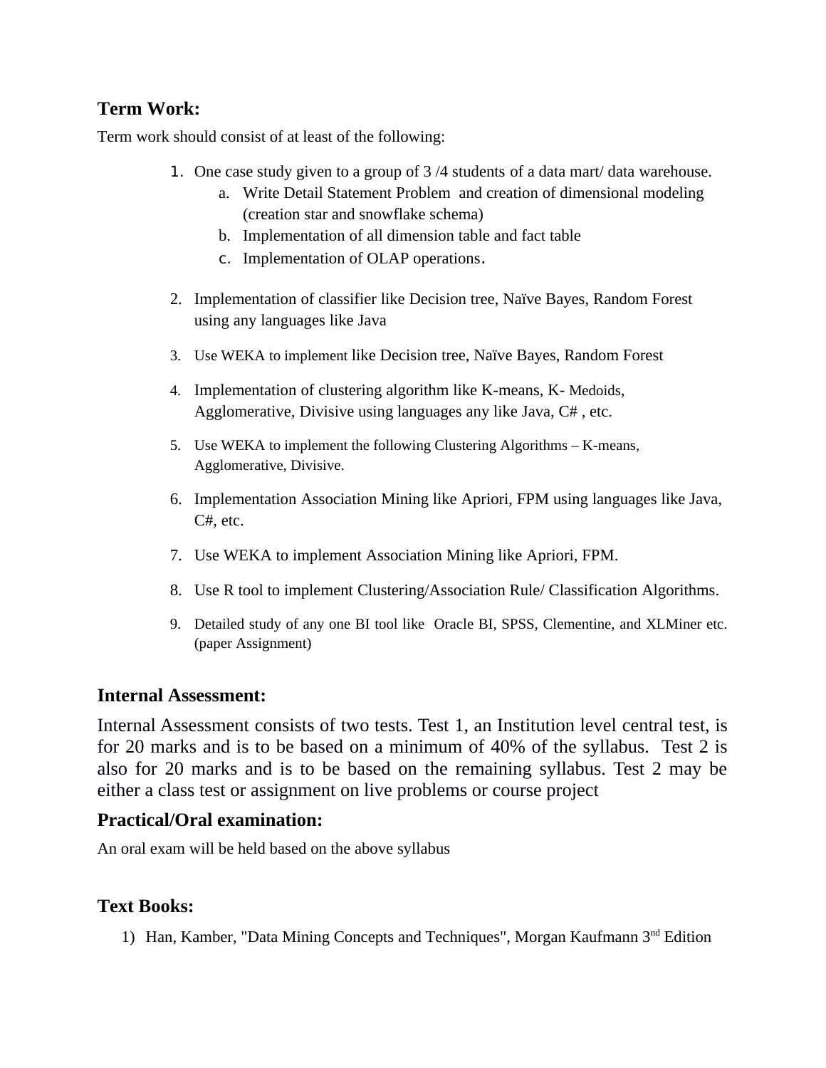## Term Work:

Term work should consist of at least of the following:

1. One case study given to a group of 3 /4 students of a data mart/ data warehouse.
   a. Write Detail Statement Problem and creation of dimensional modeling (creation star and snowflake schema)
   b. Implementation of all dimension table and fact table
   c. Implementation of OLAP operations.
2. Implementation of classifier like Decision tree, Naïve Bayes, Random Forest using any languages like Java
3. Use WEKA to implement like Decision tree, Naïve Bayes, Random Forest
4. Implementation of clustering algorithm like K-means, K- Medoids, Agglomerative, Divisive using languages any like Java, C# , etc.
5. Use WEKA to implement the following Clustering Algorithms – K-means, Agglomerative, Divisive.
6. Implementation Association Mining like Apriori, FPM using languages like Java, C#, etc.
7. Use WEKA to implement Association Mining like Apriori, FPM.
8. Use R tool to implement Clustering/Association Rule/ Classification Algorithms.
9. Detailed study of any one BI tool like Oracle BI, SPSS, Clementine, and XLMiner etc. (paper Assignment)

## Internal Assessment:

Internal Assessment consists of two tests. Test 1, an Institution level central test, is for 20 marks and is to be based on a minimum of 40% of the syllabus. Test 2 is also for 20 marks and is to be based on the remaining syllabus. Test 2 may be either a class test or assignment on live problems or course project

## Practical/Oral examination:

An oral exam will be held based on the above syllabus

## Text Books:

1) Han, Kamber, "Data Mining Concepts and Techniques", Morgan Kaufmann 3rd Edition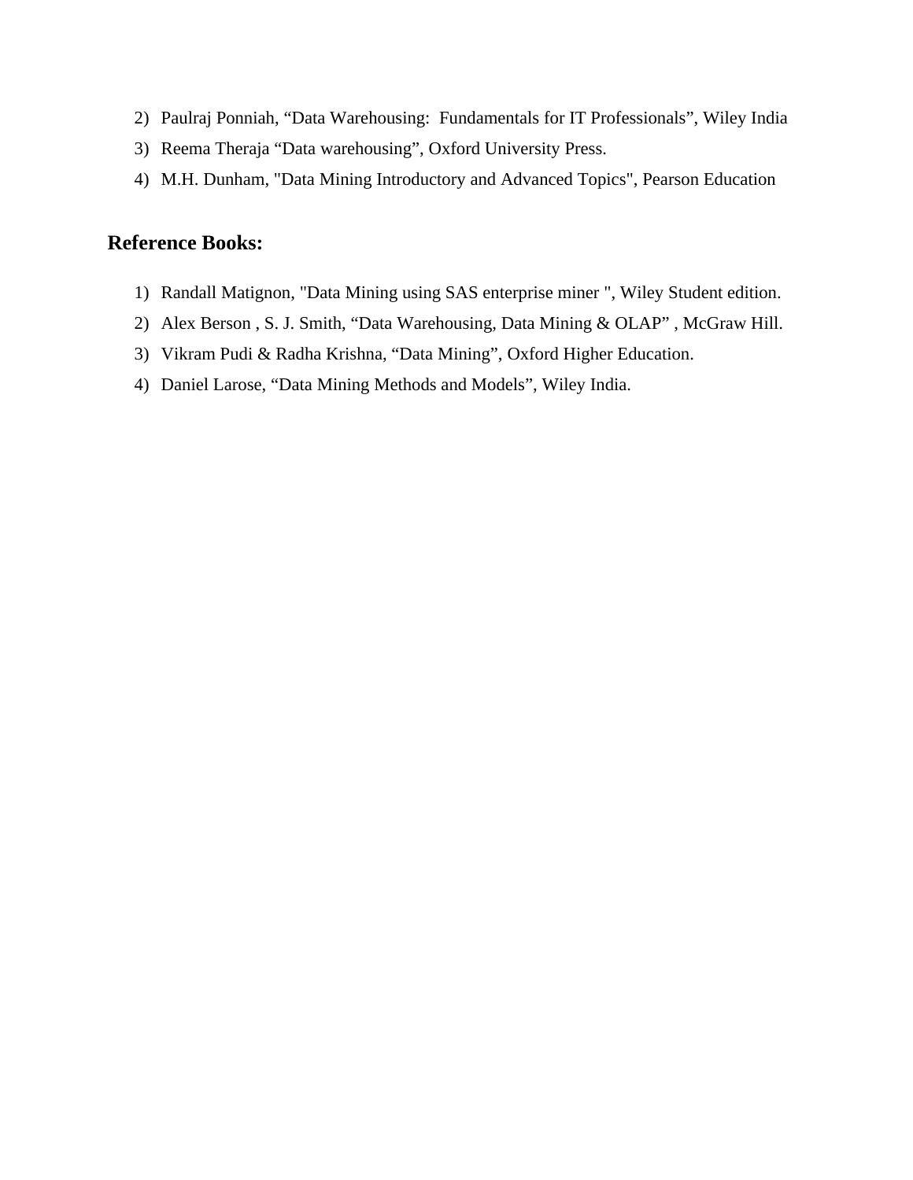2) Paulraj Ponniah, “Data Warehousing: Fundamentals for IT Professionals”, Wiley India
3) Reema Theraja “Data warehousing”, Oxford University Press.
4) M.H. Dunham, "Data Mining Introductory and Advanced Topics", Pearson Education

## Reference Books:

1) Randall Matignon, "Data Mining using SAS enterprise miner ", Wiley Student edition.
2) Alex Berson , S. J. Smith, “Data Warehousing, Data Mining & OLAP” , McGraw Hill.
3) Vikram Pudi & Radha Krishna, “Data Mining”, Oxford Higher Education.
4) Daniel Larose, “Data Mining Methods and Models”, Wiley India.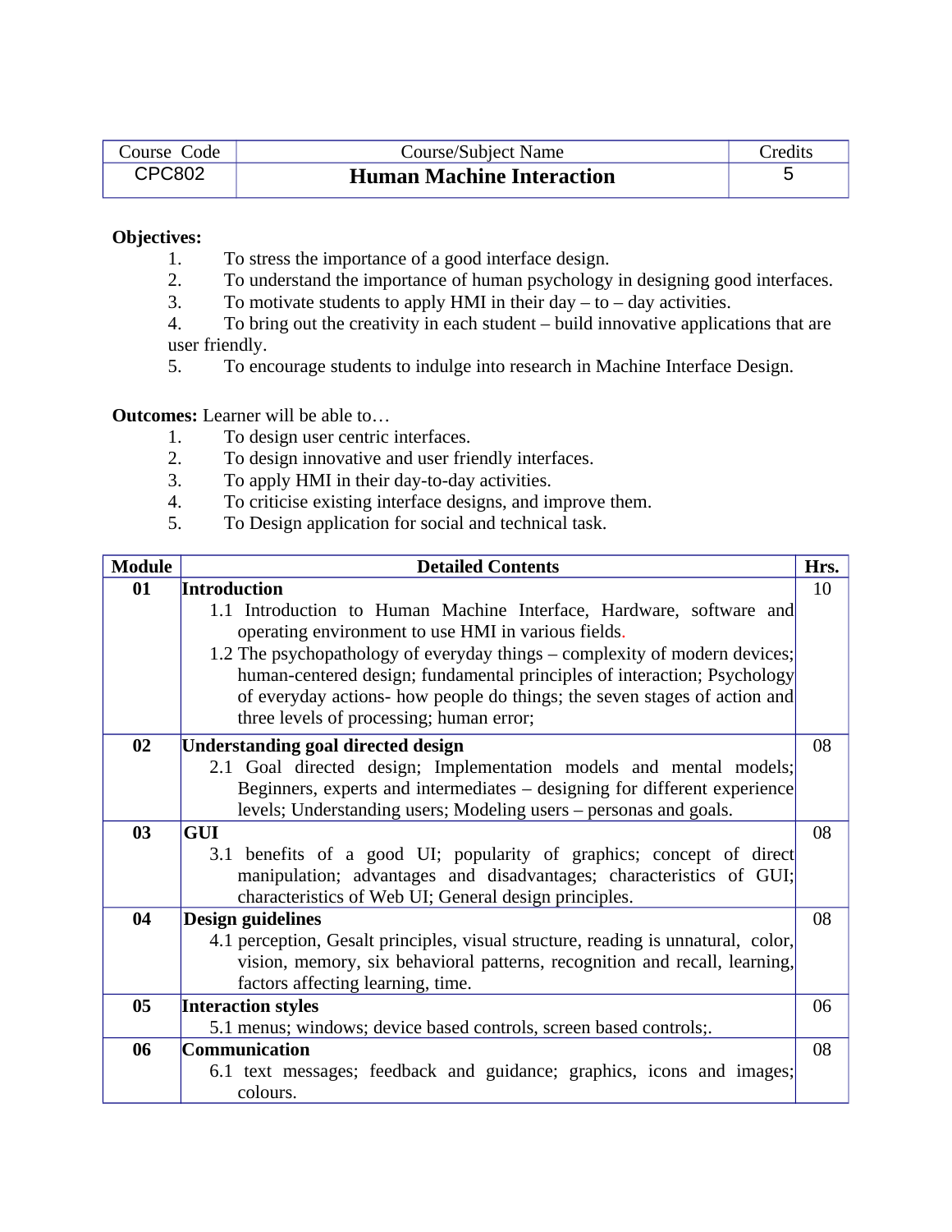| Course Code | Course/Subject Name | Credits |
|---|---|---|
| CPC802 | **Human Machine Interaction** | 5 |

**Objectives:**

1. To stress the importance of a good interface design.
2. To understand the importance of human psychology in designing good interfaces.
3. To motivate students to apply HMI in their day – to – day activities.
4. To bring out the creativity in each student – build innovative applications that are user friendly.
5. To encourage students to indulge into research in Machine Interface Design.

**Outcomes:** Learner will be able to…

1. To design user centric interfaces.
2. To design innovative and user friendly interfaces.
3. To apply HMI in their day-to-day activities.
4. To criticise existing interface designs, and improve them.
5. To Design application for social and technical task.

| Module | Detailed Contents | Hrs. |
|---|---|---|
| **01** | **Introduction**<br>1.1 Introduction to Human Machine Interface, Hardware, software and operating environment to use HMI in various fields.<br>1.2 The psychopathology of everyday things – complexity of modern devices; human-centered design; fundamental principles of interaction; Psychology of everyday actions- how people do things; the seven stages of action and three levels of processing; human error; | 10 |
| **02** | **Understanding goal directed design**<br>2.1 Goal directed design; Implementation models and mental models; Beginners, experts and intermediates – designing for different experience levels; Understanding users; Modeling users – personas and goals. | 08 |
| **03** | **GUI**<br>3.1 benefits of a good UI; popularity of graphics; concept of direct manipulation; advantages and disadvantages; characteristics of GUI; characteristics of Web UI; General design principles. | 08 |
| **04** | **Design guidelines**<br>4.1 perception, Gesalt principles, visual structure, reading is unnatural, color, vision, memory, six behavioral patterns, recognition and recall, learning, factors affecting learning, time. | 08 |
| **05** | **Interaction styles**<br>5.1 menus; windows; device based controls, screen based controls;. | 06 |
| **06** | **Communication**<br>6.1 text messages; feedback and guidance; graphics, icons and images; colours. | 08 |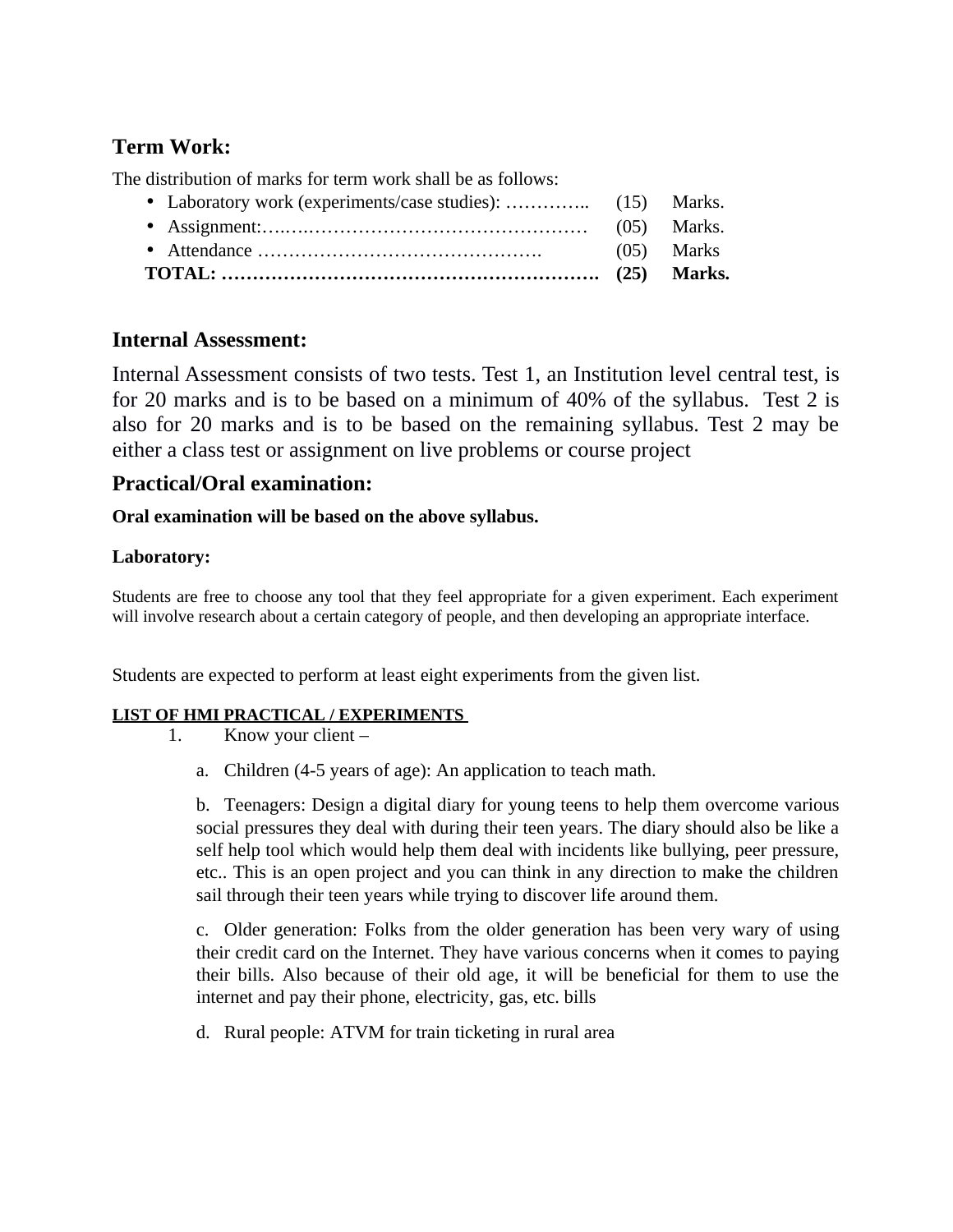## Term Work:

The distribution of marks for term work shall be as follows:

- Laboratory work (experiments/case studies): ………….. (15) Marks.
- Assignment:….….……………………………………… (05) Marks.
- Attendance ………………………………………. (05) Marks

**TOTAL: ……………………………………………………. (25) Marks.**

## Internal Assessment:

Internal Assessment consists of two tests. Test 1, an Institution level central test, is for 20 marks and is to be based on a minimum of 40% of the syllabus. Test 2 is also for 20 marks and is to be based on the remaining syllabus. Test 2 may be either a class test or assignment on live problems or course project

## Practical/Oral examination:

**Oral examination will be based on the above syllabus.**

**Laboratory:**

Students are free to choose any tool that they feel appropriate for a given experiment. Each experiment will involve research about a certain category of people, and then developing an appropriate interface.

Students are expected to perform at least eight experiments from the given list.

**LIST OF HMI PRACTICAL / EXPERIMENTS**

1. Know your client –

   a. Children (4-5 years of age): An application to teach math.

   b. Teenagers: Design a digital diary for young teens to help them overcome various social pressures they deal with during their teen years. The diary should also be like a self help tool which would help them deal with incidents like bullying, peer pressure, etc.. This is an open project and you can think in any direction to make the children sail through their teen years while trying to discover life around them.

   c. Older generation: Folks from the older generation has been very wary of using their credit card on the Internet. They have various concerns when it comes to paying their bills. Also because of their old age, it will be beneficial for them to use the internet and pay their phone, electricity, gas, etc. bills

   d. Rural people: ATVM for train ticketing in rural area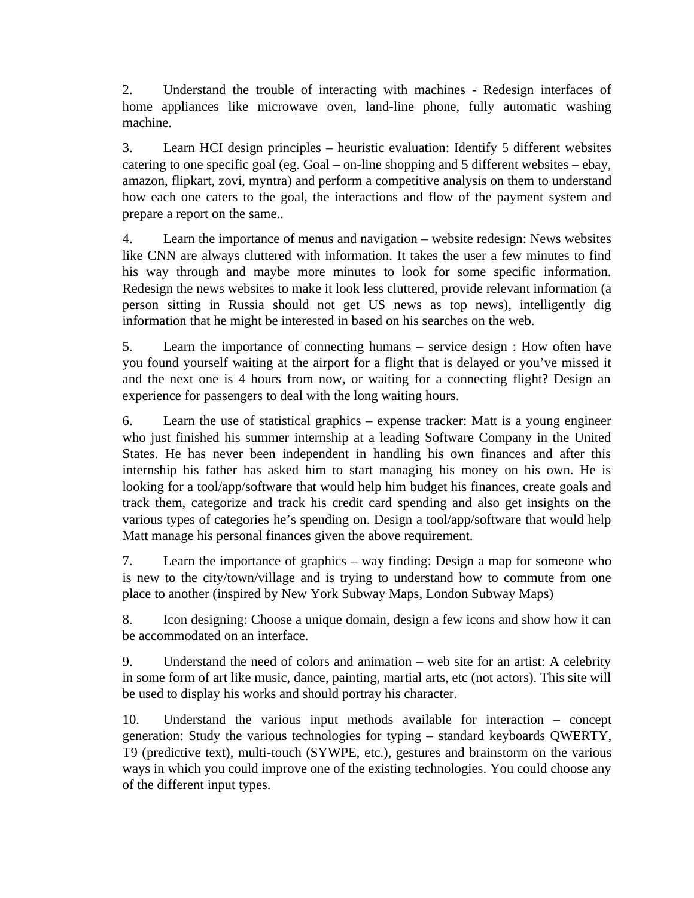2. Understand the trouble of interacting with machines - Redesign interfaces of home appliances like microwave oven, land-line phone, fully automatic washing machine.

3. Learn HCI design principles – heuristic evaluation: Identify 5 different websites catering to one specific goal (eg. Goal – on-line shopping and 5 different websites – ebay, amazon, flipkart, zovi, myntra) and perform a competitive analysis on them to understand how each one caters to the goal, the interactions and flow of the payment system and prepare a report on the same..

4. Learn the importance of menus and navigation – website redesign: News websites like CNN are always cluttered with information. It takes the user a few minutes to find his way through and maybe more minutes to look for some specific information. Redesign the news websites to make it look less cluttered, provide relevant information (a person sitting in Russia should not get US news as top news), intelligently dig information that he might be interested in based on his searches on the web.

5. Learn the importance of connecting humans – service design : How often have you found yourself waiting at the airport for a flight that is delayed or you've missed it and the next one is 4 hours from now, or waiting for a connecting flight? Design an experience for passengers to deal with the long waiting hours.

6. Learn the use of statistical graphics – expense tracker: Matt is a young engineer who just finished his summer internship at a leading Software Company in the United States. He has never been independent in handling his own finances and after this internship his father has asked him to start managing his money on his own. He is looking for a tool/app/software that would help him budget his finances, create goals and track them, categorize and track his credit card spending and also get insights on the various types of categories he's spending on. Design a tool/app/software that would help Matt manage his personal finances given the above requirement.

7. Learn the importance of graphics – way finding: Design a map for someone who is new to the city/town/village and is trying to understand how to commute from one place to another (inspired by New York Subway Maps, London Subway Maps)

8. Icon designing: Choose a unique domain, design a few icons and show how it can be accommodated on an interface.

9. Understand the need of colors and animation – web site for an artist: A celebrity in some form of art like music, dance, painting, martial arts, etc (not actors). This site will be used to display his works and should portray his character.

10. Understand the various input methods available for interaction – concept generation: Study the various technologies for typing – standard keyboards QWERTY, T9 (predictive text), multi-touch (SYWPE, etc.), gestures and brainstorm on the various ways in which you could improve one of the existing technologies. You could choose any of the different input types.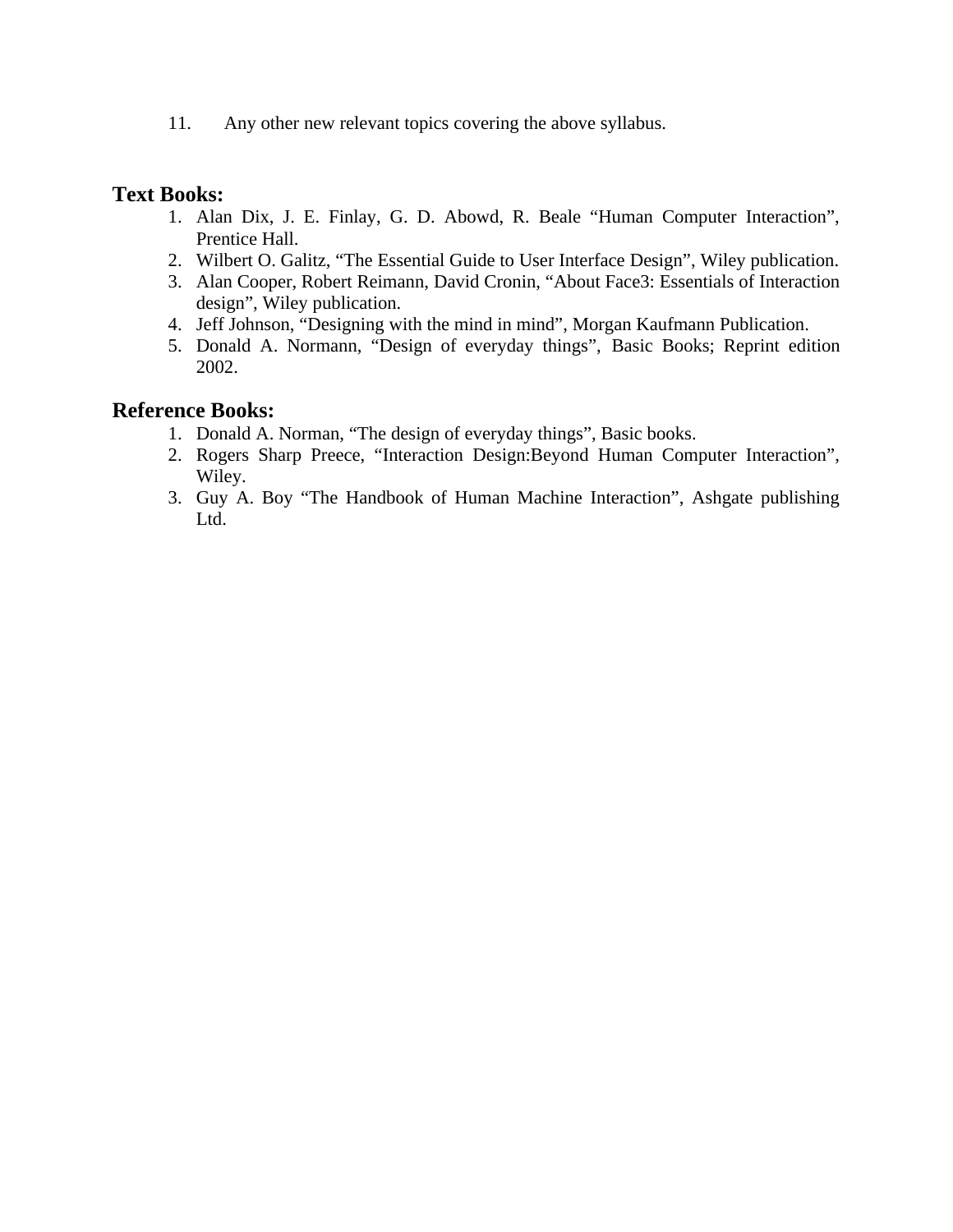11. Any other new relevant topics covering the above syllabus.

## Text Books:

1. Alan Dix, J. E. Finlay, G. D. Abowd, R. Beale "Human Computer Interaction", Prentice Hall.
2. Wilbert O. Galitz, "The Essential Guide to User Interface Design", Wiley publication.
3. Alan Cooper, Robert Reimann, David Cronin, "About Face3: Essentials of Interaction design", Wiley publication.
4. Jeff Johnson, "Designing with the mind in mind", Morgan Kaufmann Publication.
5. Donald A. Normann, "Design of everyday things", Basic Books; Reprint edition 2002.

## Reference Books:

1. Donald A. Norman, "The design of everyday things", Basic books.
2. Rogers Sharp Preece, "Interaction Design:Beyond Human Computer Interaction", Wiley.
3. Guy A. Boy "The Handbook of Human Machine Interaction", Ashgate publishing Ltd.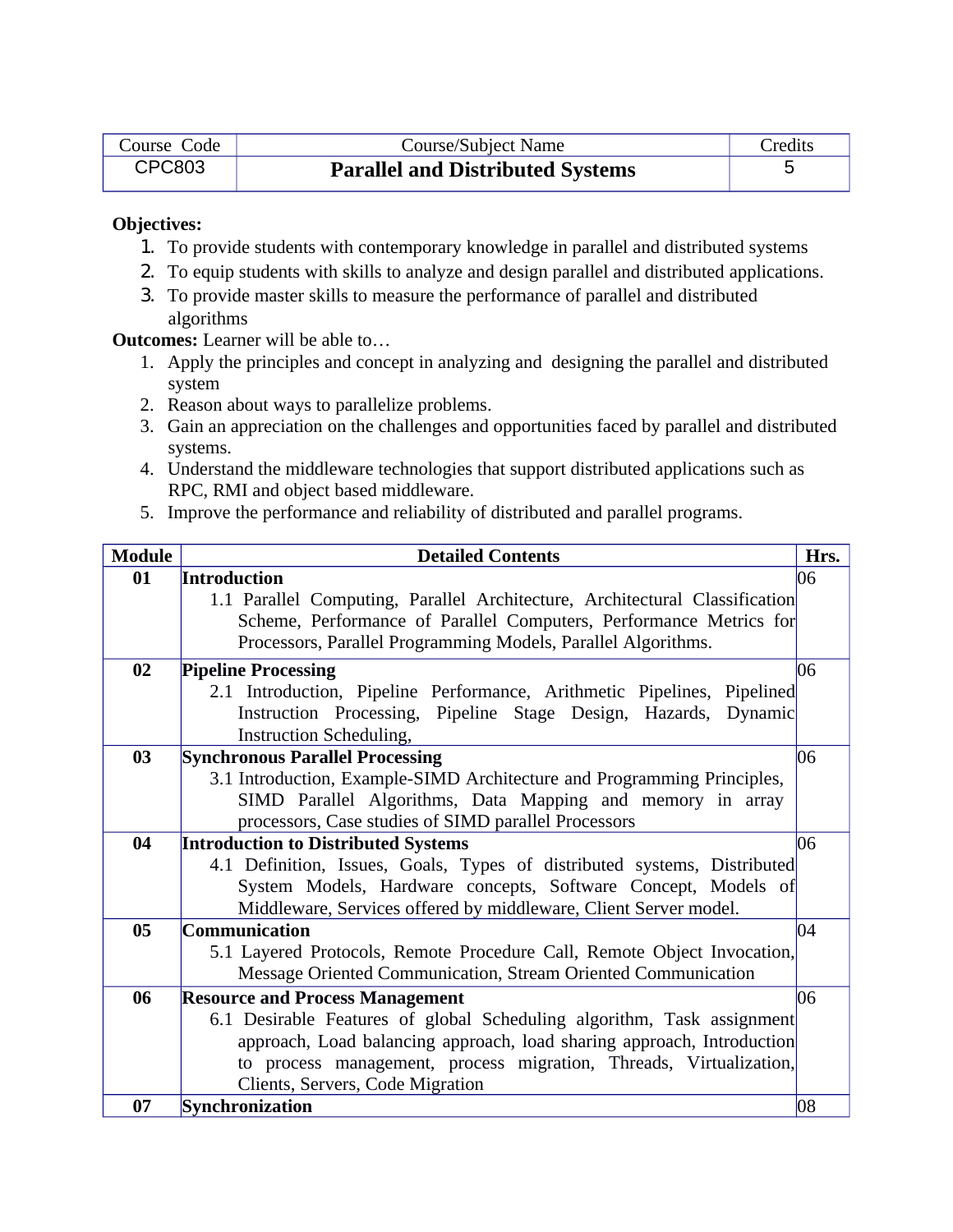| Course Code | Course/Subject Name | Credits |
|---|---|---|
| CPC803 | **Parallel and Distributed Systems** | 5 |

**Objectives:**

1. To provide students with contemporary knowledge in parallel and distributed systems
2. To equip students with skills to analyze and design parallel and distributed applications.
3. To provide master skills to measure the performance of parallel and distributed algorithms

**Outcomes:** Learner will be able to…

1. Apply the principles and concept in analyzing and designing the parallel and distributed system
2. Reason about ways to parallelize problems.
3. Gain an appreciation on the challenges and opportunities faced by parallel and distributed systems.
4. Understand the middleware technologies that support distributed applications such as RPC, RMI and object based middleware.
5. Improve the performance and reliability of distributed and parallel programs.

| Module | Detailed Contents | Hrs. |
|---|---|---|
| **01** | **Introduction**<br>1.1 Parallel Computing, Parallel Architecture, Architectural Classification Scheme, Performance of Parallel Computers, Performance Metrics for Processors, Parallel Programming Models, Parallel Algorithms. | 06 |
| **02** | **Pipeline Processing**<br>2.1 Introduction, Pipeline Performance, Arithmetic Pipelines, Pipelined Instruction Processing, Pipeline Stage Design, Hazards, Dynamic Instruction Scheduling, | 06 |
| **03** | **Synchronous Parallel Processing**<br>3.1 Introduction, Example-SIMD Architecture and Programming Principles, SIMD Parallel Algorithms, Data Mapping and memory in array processors, Case studies of SIMD parallel Processors | 06 |
| **04** | **Introduction to Distributed Systems**<br>4.1 Definition, Issues, Goals, Types of distributed systems, Distributed System Models, Hardware concepts, Software Concept, Models of Middleware, Services offered by middleware, Client Server model. | 06 |
| **05** | **Communication**<br>5.1 Layered Protocols, Remote Procedure Call, Remote Object Invocation, Message Oriented Communication, Stream Oriented Communication | 04 |
| **06** | **Resource and Process Management**<br>6.1 Desirable Features of global Scheduling algorithm, Task assignment approach, Load balancing approach, load sharing approach, Introduction to process management, process migration, Threads, Virtualization, Clients, Servers, Code Migration | 06 |
| **07** | **Synchronization** | 08 |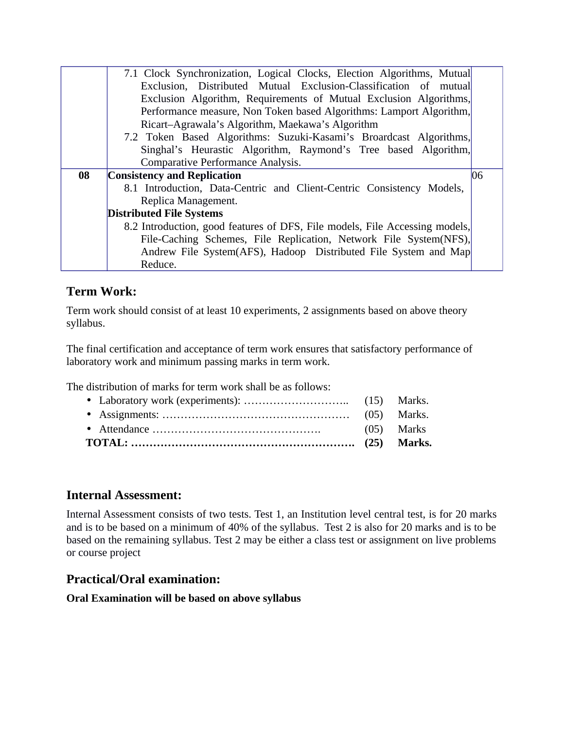| | | |
|---|---|---|
| | 7.1 Clock Synchronization, Logical Clocks, Election Algorithms, Mutual Exclusion, Distributed Mutual Exclusion-Classification of mutual Exclusion Algorithm, Requirements of Mutual Exclusion Algorithms, Performance measure, Non Token based Algorithms: Lamport Algorithm, Ricart–Agrawala's Algorithm, Maekawa's Algorithm<br>7.2 Token Based Algorithms: Suzuki-Kasami's Broardcast Algorithms, Singhal's Heurastic Algorithm, Raymond's Tree based Algorithm, Comparative Performance Analysis. | |
| **08** | **Consistency and Replication**<br>8.1 Introduction, Data-Centric and Client-Centric Consistency Models, Replica Management.<br>**Distributed File Systems**<br>8.2 Introduction, good features of DFS, File models, File Accessing models, File-Caching Schemes, File Replication, Network File System(NFS), Andrew File System(AFS), Hadoop Distributed File System and Map Reduce. | 06 |

## Term Work:

Term work should consist of at least 10 experiments, 2 assignments based on above theory syllabus.

The final certification and acceptance of term work ensures that satisfactory performance of laboratory work and minimum passing marks in term work.

The distribution of marks for term work shall be as follows:

- Laboratory work (experiments): ……………………….. (15) Marks.
- Assignments: …………………………………………… (05) Marks.
- Attendance ………………………………………. (05) Marks

**TOTAL: ……………………………………………………. (25) Marks.**

## Internal Assessment:

Internal Assessment consists of two tests. Test 1, an Institution level central test, is for 20 marks and is to be based on a minimum of 40% of the syllabus. Test 2 is also for 20 marks and is to be based on the remaining syllabus. Test 2 may be either a class test or assignment on live problems or course project

## Practical/Oral examination:

**Oral Examination will be based on above syllabus**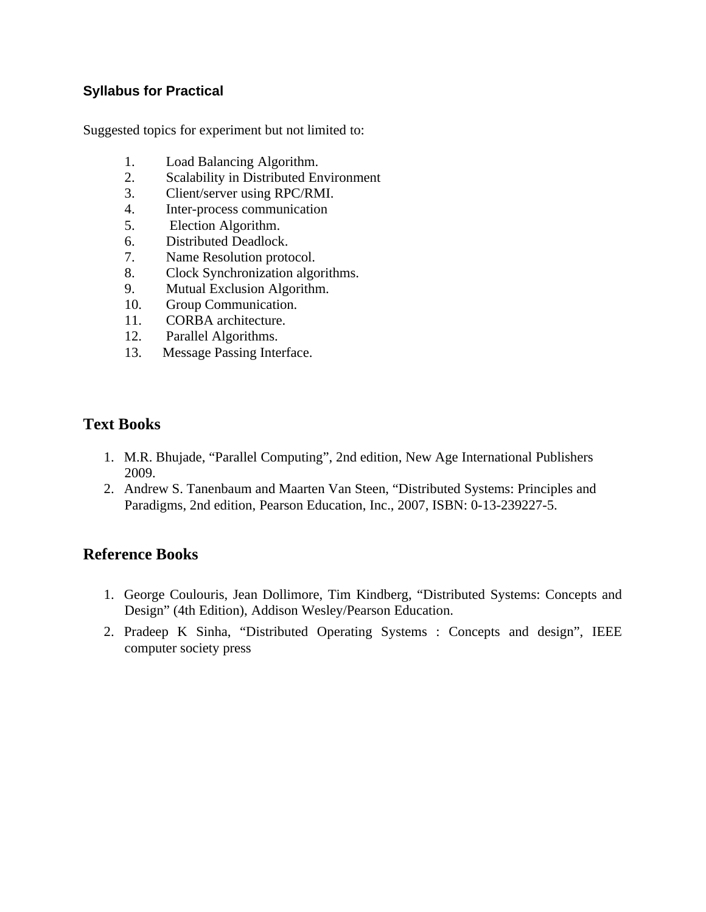### Syllabus for Practical

Suggested topics for experiment but not limited to:

1. Load Balancing Algorithm.
2. Scalability in Distributed Environment
3. Client/server using RPC/RMI.
4. Inter-process communication
5. Election Algorithm.
6. Distributed Deadlock.
7. Name Resolution protocol.
8. Clock Synchronization algorithms.
9. Mutual Exclusion Algorithm.
10. Group Communication.
11. CORBA architecture.
12. Parallel Algorithms.
13. Message Passing Interface.

## Text Books

1. M.R. Bhujade, "Parallel Computing", 2nd edition, New Age International Publishers 2009.
2. Andrew S. Tanenbaum and Maarten Van Steen, "Distributed Systems: Principles and Paradigms, 2nd edition, Pearson Education, Inc., 2007, ISBN: 0-13-239227-5.

## Reference Books

1. George Coulouris, Jean Dollimore, Tim Kindberg, "Distributed Systems: Concepts and Design" (4th Edition), Addison Wesley/Pearson Education.
2. Pradeep K Sinha, "Distributed Operating Systems : Concepts and design", IEEE computer society press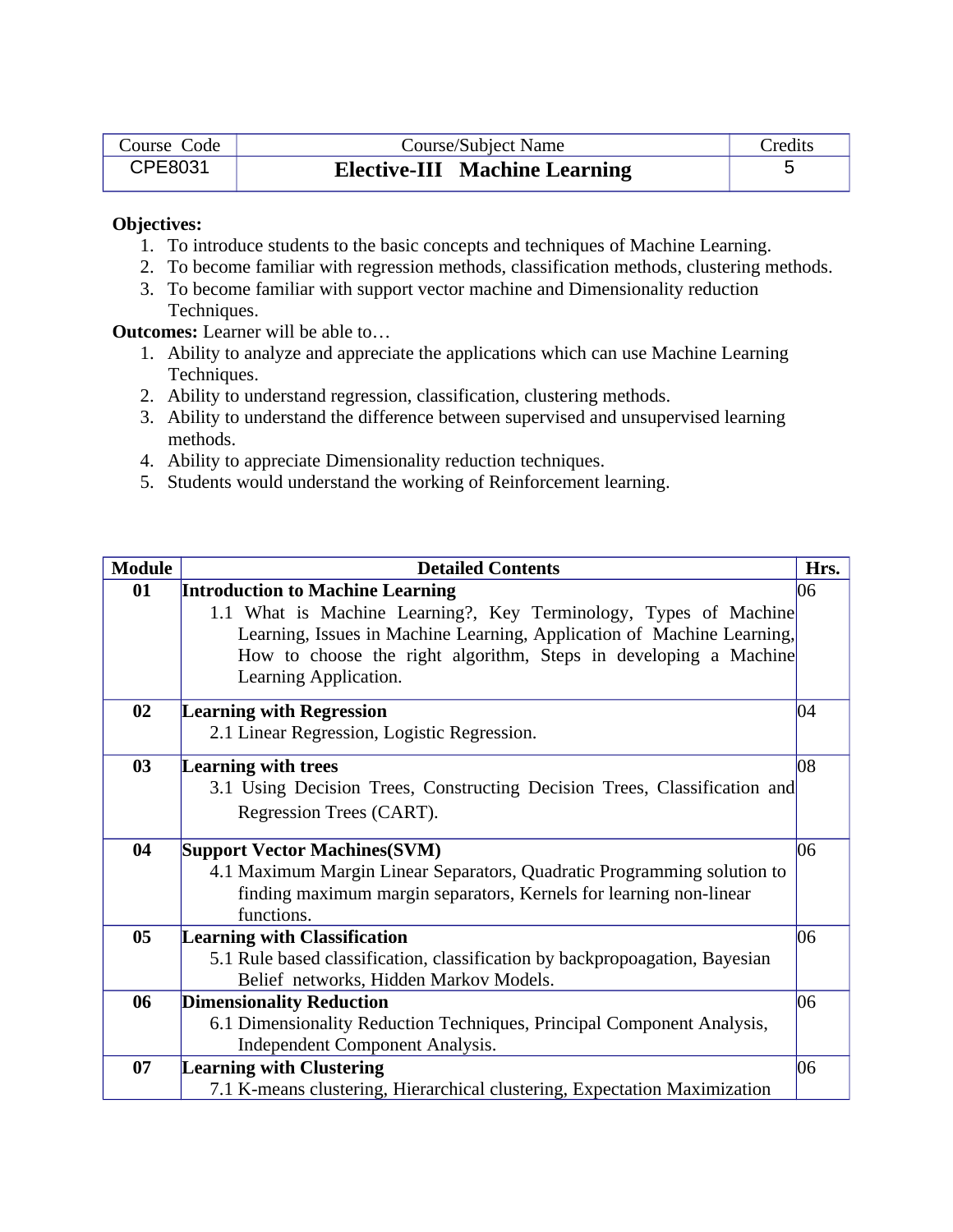| Course Code | Course/Subject Name | Credits |
| --- | --- | --- |
| CPE8031 | **Elective-III Machine Learning** | 5 |

**Objectives:**

1. To introduce students to the basic concepts and techniques of Machine Learning.
2. To become familiar with regression methods, classification methods, clustering methods.
3. To become familiar with support vector machine and Dimensionality reduction Techniques.

**Outcomes:** Learner will be able to…

1. Ability to analyze and appreciate the applications which can use Machine Learning Techniques.
2. Ability to understand regression, classification, clustering methods.
3. Ability to understand the difference between supervised and unsupervised learning methods.
4. Ability to appreciate Dimensionality reduction techniques.
5. Students would understand the working of Reinforcement learning.

| Module | Detailed Contents | Hrs. |
| --- | --- | --- |
| **01** | **Introduction to Machine Learning**<br>1.1 What is Machine Learning?, Key Terminology, Types of Machine Learning, Issues in Machine Learning, Application of Machine Learning, How to choose the right algorithm, Steps in developing a Machine Learning Application. | 06 |
| **02** | **Learning with Regression**<br>2.1 Linear Regression, Logistic Regression. | 04 |
| **03** | **Learning with trees**<br>3.1 Using Decision Trees, Constructing Decision Trees, Classification and Regression Trees (CART). | 08 |
| **04** | **Support Vector Machines(SVM)**<br>4.1 Maximum Margin Linear Separators, Quadratic Programming solution to finding maximum margin separators, Kernels for learning non-linear functions. | 06 |
| **05** | **Learning with Classification**<br>5.1 Rule based classification, classification by backpropoagation, Bayesian Belief networks, Hidden Markov Models. | 06 |
| **06** | **Dimensionality Reduction**<br>6.1 Dimensionality Reduction Techniques, Principal Component Analysis, Independent Component Analysis. | 06 |
| **07** | **Learning with Clustering**<br>7.1 K-means clustering, Hierarchical clustering, Expectation Maximization | 06 |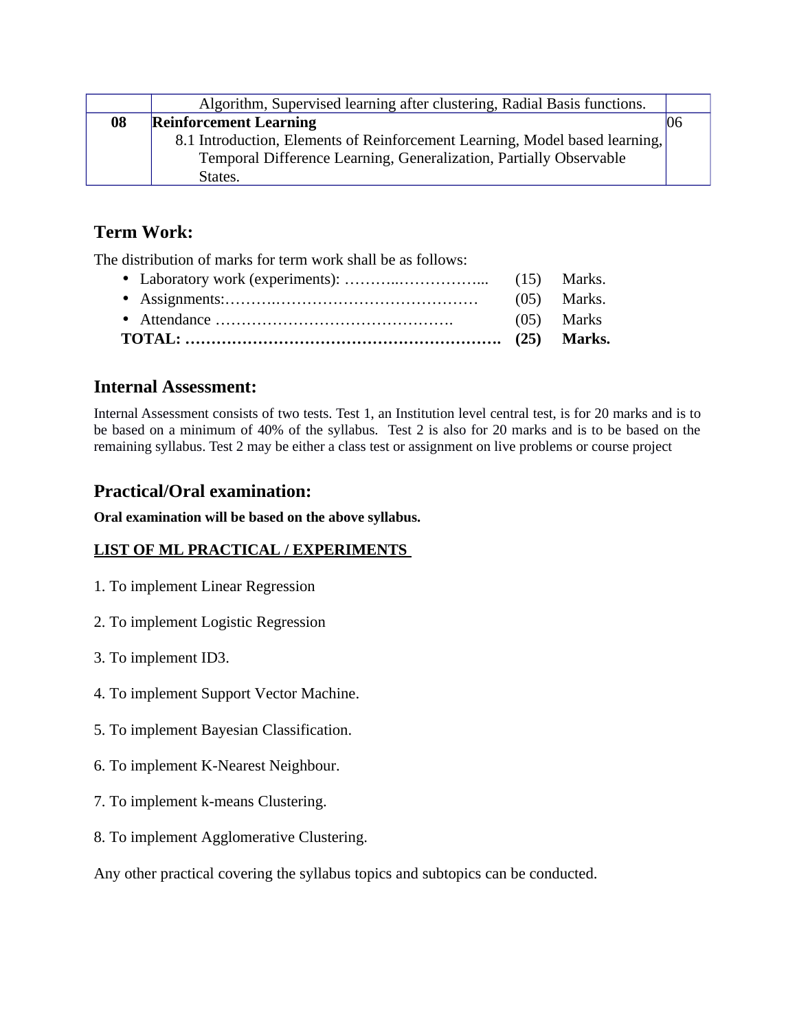| | | |
|---|---|---|
| | Algorithm, Supervised learning after clustering, Radial Basis functions. | |
| **08** | **Reinforcement Learning**<br>8.1 Introduction, Elements of Reinforcement Learning, Model based learning, Temporal Difference Learning, Generalization, Partially Observable States. | 06 |

## Term Work:

The distribution of marks for term work shall be as follows:

- Laboratory work (experiments): ………..…………….. (15) Marks.
- Assignments:…………………………………………… (05) Marks.
- Attendance ………………………………………. (05) Marks

**TOTAL: ……………………………………………………. (25) Marks.**

## Internal Assessment:

Internal Assessment consists of two tests. Test 1, an Institution level central test, is for 20 marks and is to be based on a minimum of 40% of the syllabus. Test 2 is also for 20 marks and is to be based on the remaining syllabus. Test 2 may be either a class test or assignment on live problems or course project

## Practical/Oral examination:

**Oral examination will be based on the above syllabus.**

**LIST OF ML PRACTICAL / EXPERIMENTS**

1. To implement Linear Regression

2. To implement Logistic Regression

3. To implement ID3.

4. To implement Support Vector Machine.

5. To implement Bayesian Classification.

6. To implement K-Nearest Neighbour.

7. To implement k-means Clustering.

8. To implement Agglomerative Clustering.

Any other practical covering the syllabus topics and subtopics can be conducted.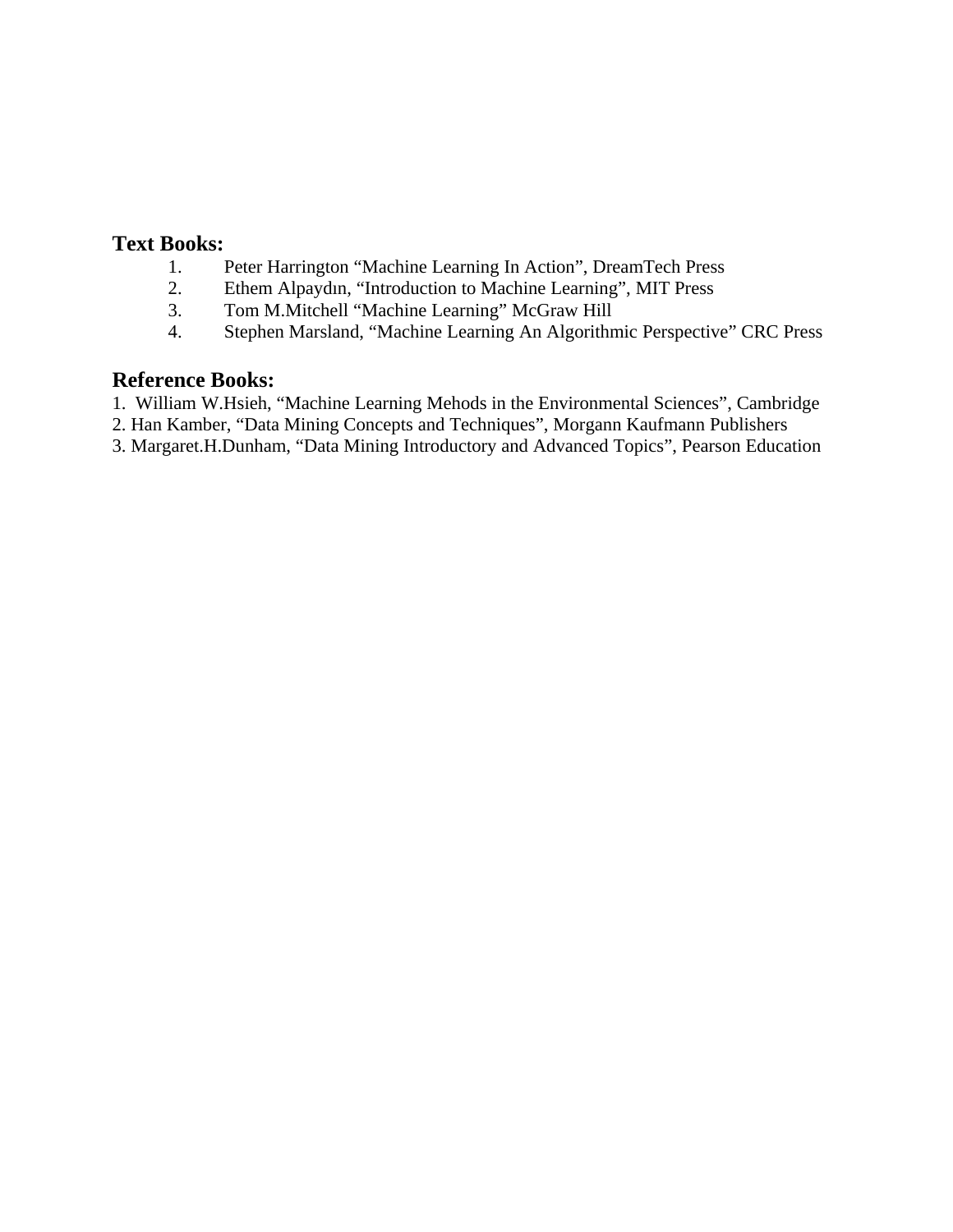**Text Books:**

1. Peter Harrington “Machine Learning In Action”, DreamTech Press
2. Ethem Alpaydın, “Introduction to Machine Learning”, MIT Press
3. Tom M.Mitchell “Machine Learning” McGraw Hill
4. Stephen Marsland, “Machine Learning An Algorithmic Perspective” CRC Press

**Reference Books:**

1. William W.Hsieh, “Machine Learning Mehods in the Environmental Sciences”, Cambridge
2. Han Kamber, “Data Mining Concepts and Techniques”, Morgann Kaufmann Publishers
3. Margaret.H.Dunham, “Data Mining Introductory and Advanced Topics”, Pearson Education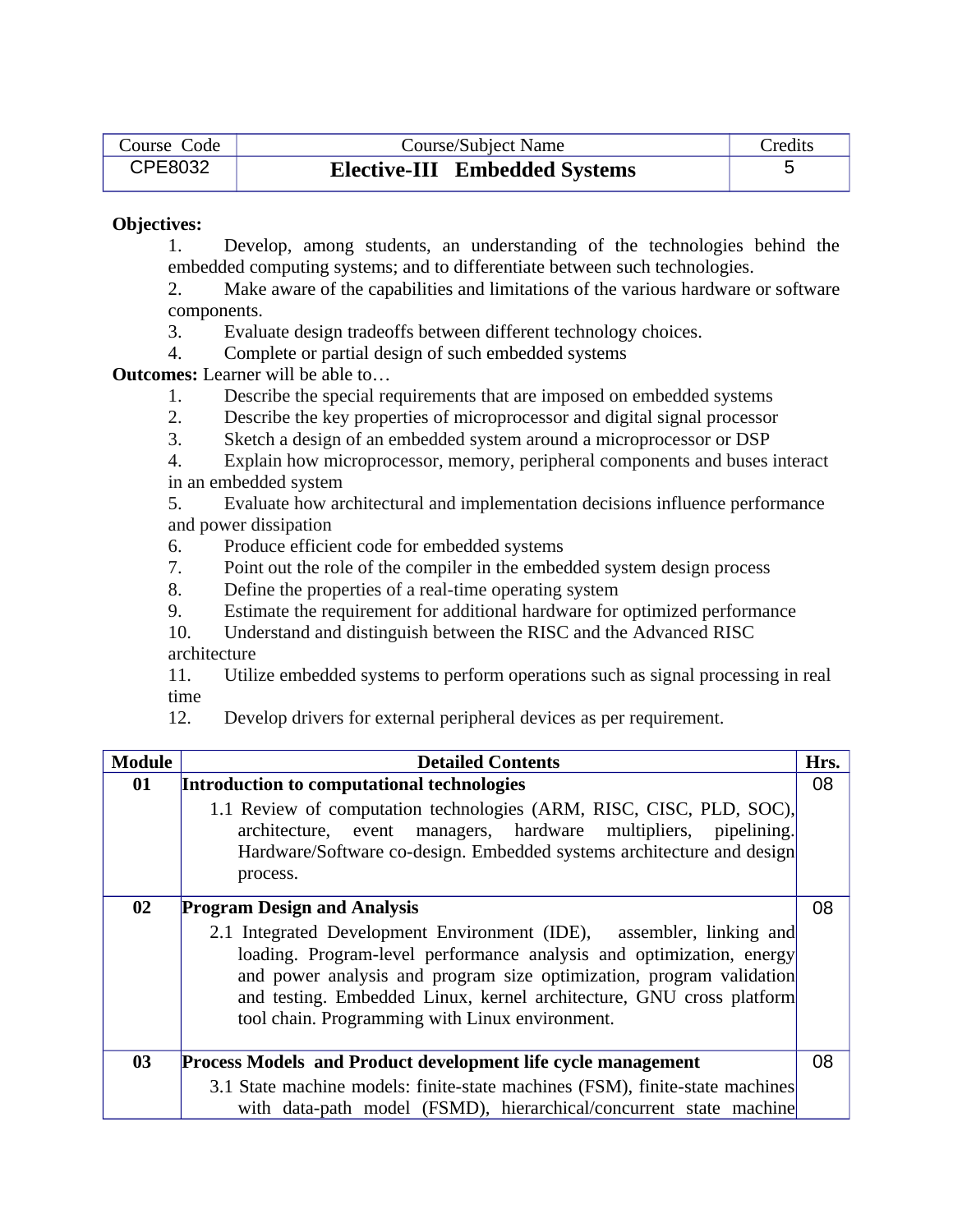| Course Code | Course/Subject Name | Credits |
|---|---|---|
| CPE8032 | **Elective-III Embedded Systems** | 5 |

**Objectives:**

1. Develop, among students, an understanding of the technologies behind the embedded computing systems; and to differentiate between such technologies.
2. Make aware of the capabilities and limitations of the various hardware or software components.
3. Evaluate design tradeoffs between different technology choices.
4. Complete or partial design of such embedded systems

**Outcomes:** Learner will be able to…

1. Describe the special requirements that are imposed on embedded systems
2. Describe the key properties of microprocessor and digital signal processor
3. Sketch a design of an embedded system around a microprocessor or DSP
4. Explain how microprocessor, memory, peripheral components and buses interact in an embedded system
5. Evaluate how architectural and implementation decisions influence performance and power dissipation
6. Produce efficient code for embedded systems
7. Point out the role of the compiler in the embedded system design process
8. Define the properties of a real-time operating system
9. Estimate the requirement for additional hardware for optimized performance
10. Understand and distinguish between the RISC and the Advanced RISC architecture
11. Utilize embedded systems to perform operations such as signal processing in real time
12. Develop drivers for external peripheral devices as per requirement.

| Module | Detailed Contents | Hrs. |
|---|---|---|
| **01** | **Introduction to computational technologies**<br>1.1 Review of computation technologies (ARM, RISC, CISC, PLD, SOC), architecture, event managers, hardware multipliers, pipelining. Hardware/Software co-design. Embedded systems architecture and design process. | 08 |
| **02** | **Program Design and Analysis**<br>2.1 Integrated Development Environment (IDE), assembler, linking and loading. Program-level performance analysis and optimization, energy and power analysis and program size optimization, program validation and testing. Embedded Linux, kernel architecture, GNU cross platform tool chain. Programming with Linux environment. | 08 |
| **03** | **Process Models and Product development life cycle management**<br>3.1 State machine models: finite-state machines (FSM), finite-state machines with data-path model (FSMD), hierarchical/concurrent state machine | 08 |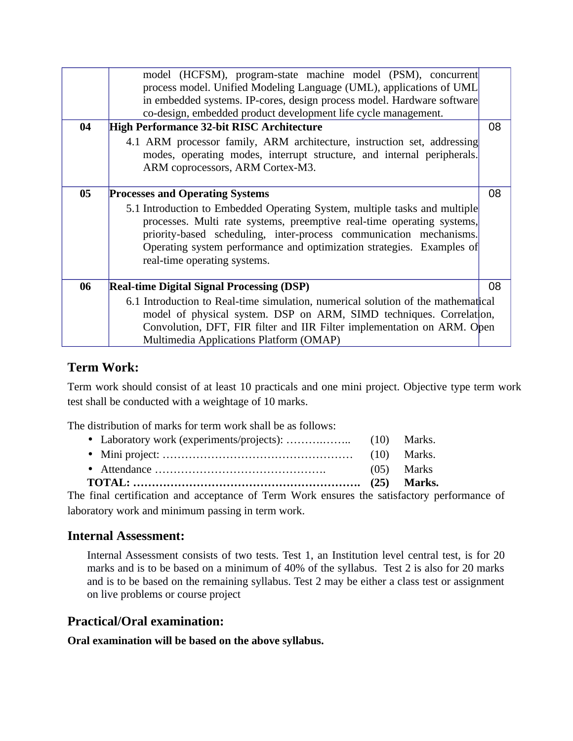| | | |
|---|---|---|
| | model (HCFSM), program-state machine model (PSM), concurrent process model. Unified Modeling Language (UML), applications of UML in embedded systems. IP-cores, design process model. Hardware software co-design, embedded product development life cycle management. | |
| **04** | **High Performance 32-bit RISC Architecture**<br>4.1 ARM processor family, ARM architecture, instruction set, addressing modes, operating modes, interrupt structure, and internal peripherals. ARM coprocessors, ARM Cortex-M3. | 08 |
| **05** | **Processes and Operating Systems**<br>5.1 Introduction to Embedded Operating System, multiple tasks and multiple processes. Multi rate systems, preemptive real-time operating systems, priority-based scheduling, inter-process communication mechanisms. Operating system performance and optimization strategies. Examples of real-time operating systems. | 08 |
| **06** | **Real-time Digital Signal Processing (DSP)**<br>6.1 Introduction to Real-time simulation, numerical solution of the mathematical model of physical system. DSP on ARM, SIMD techniques. Correlation, Convolution, DFT, FIR filter and IIR Filter implementation on ARM. Open Multimedia Applications Platform (OMAP) | 08 |

## Term Work:

Term work should consist of at least 10 practicals and one mini project. Objective type term work test shall be conducted with a weightage of 10 marks.

The distribution of marks for term work shall be as follows:

- Laboratory work (experiments/projects): ……….…….. (10) Marks.
- Mini project: …………………………………………… (10) Marks.
- Attendance ………………………………………. (05) Marks

**TOTAL: ……………………………………………………. (25) Marks.**

The final certification and acceptance of Term Work ensures the satisfactory performance of laboratory work and minimum passing in term work.

## Internal Assessment:

Internal Assessment consists of two tests. Test 1, an Institution level central test, is for 20 marks and is to be based on a minimum of 40% of the syllabus. Test 2 is also for 20 marks and is to be based on the remaining syllabus. Test 2 may be either a class test or assignment on live problems or course project

## Practical/Oral examination:

**Oral examination will be based on the above syllabus.**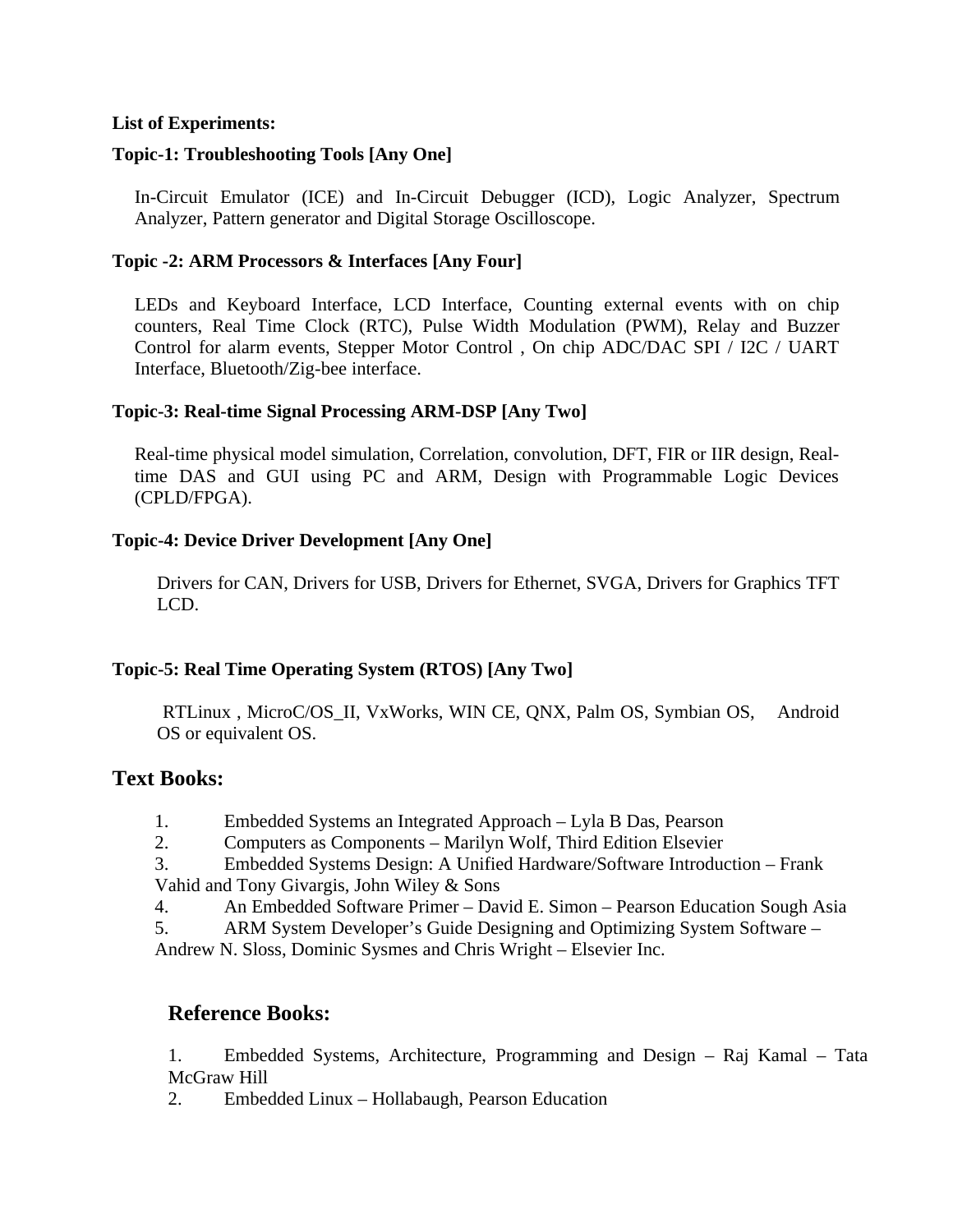**List of Experiments:**

**Topic-1: Troubleshooting Tools [Any One]**

In-Circuit Emulator (ICE) and In-Circuit Debugger (ICD), Logic Analyzer, Spectrum Analyzer, Pattern generator and Digital Storage Oscilloscope.

**Topic -2: ARM Processors & Interfaces [Any Four]**

LEDs and Keyboard Interface, LCD Interface, Counting external events with on chip counters, Real Time Clock (RTC), Pulse Width Modulation (PWM), Relay and Buzzer Control for alarm events, Stepper Motor Control , On chip ADC/DAC SPI / I2C / UART Interface, Bluetooth/Zig-bee interface.

**Topic-3: Real-time Signal Processing ARM-DSP [Any Two]**

Real-time physical model simulation, Correlation, convolution, DFT, FIR or IIR design, Real-time DAS and GUI using PC and ARM, Design with Programmable Logic Devices (CPLD/FPGA).

**Topic-4: Device Driver Development [Any One]**

Drivers for CAN, Drivers for USB, Drivers for Ethernet, SVGA, Drivers for Graphics TFT LCD.

**Topic-5: Real Time Operating System (RTOS) [Any Two]**

RTLinux , MicroC/OS_II, VxWorks, WIN CE, QNX, Palm OS, Symbian OS, Android OS or equivalent OS.

## Text Books:

1. Embedded Systems an Integrated Approach – Lyla B Das, Pearson
2. Computers as Components – Marilyn Wolf, Third Edition Elsevier
3. Embedded Systems Design: A Unified Hardware/Software Introduction – Frank Vahid and Tony Givargis, John Wiley & Sons
4. An Embedded Software Primer – David E. Simon – Pearson Education Sough Asia
5. ARM System Developer's Guide Designing and Optimizing System Software – Andrew N. Sloss, Dominic Sysmes and Chris Wright – Elsevier Inc.

## Reference Books:

1. Embedded Systems, Architecture, Programming and Design – Raj Kamal – Tata McGraw Hill
2. Embedded Linux – Hollabaugh, Pearson Education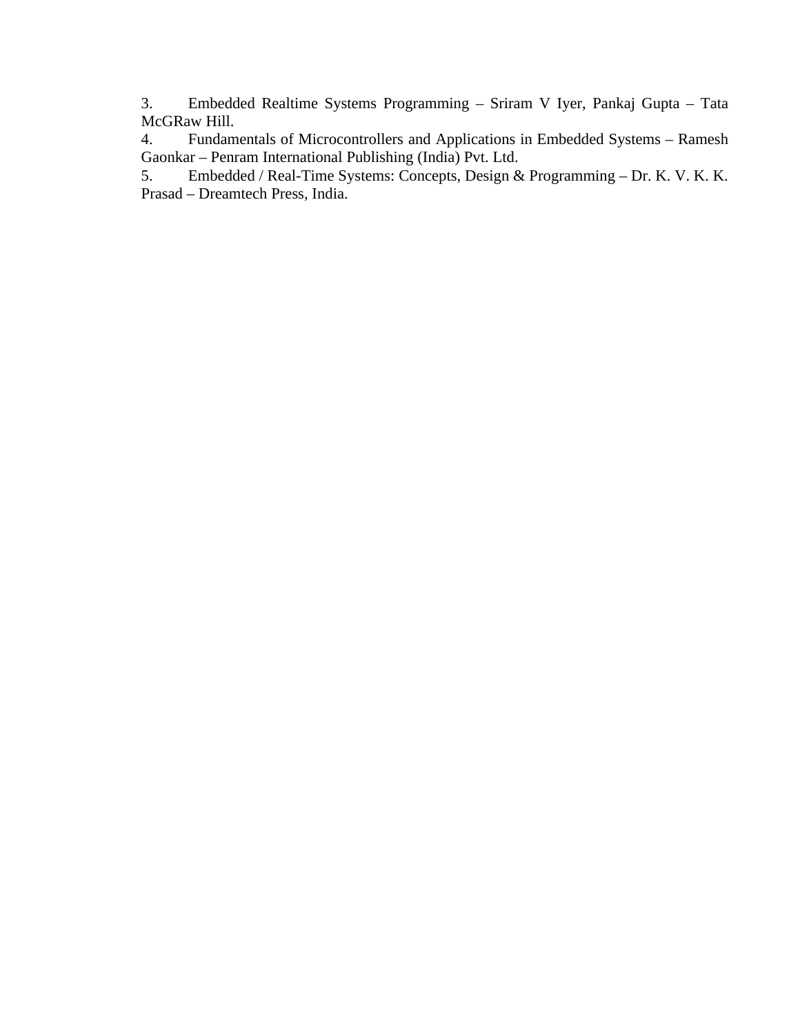3. Embedded Realtime Systems Programming – Sriram V Iyer, Pankaj Gupta – Tata McGRaw Hill.
4. Fundamentals of Microcontrollers and Applications in Embedded Systems – Ramesh Gaonkar – Penram International Publishing (India) Pvt. Ltd.
5. Embedded / Real-Time Systems: Concepts, Design & Programming – Dr. K. V. K. K. Prasad – Dreamtech Press, India.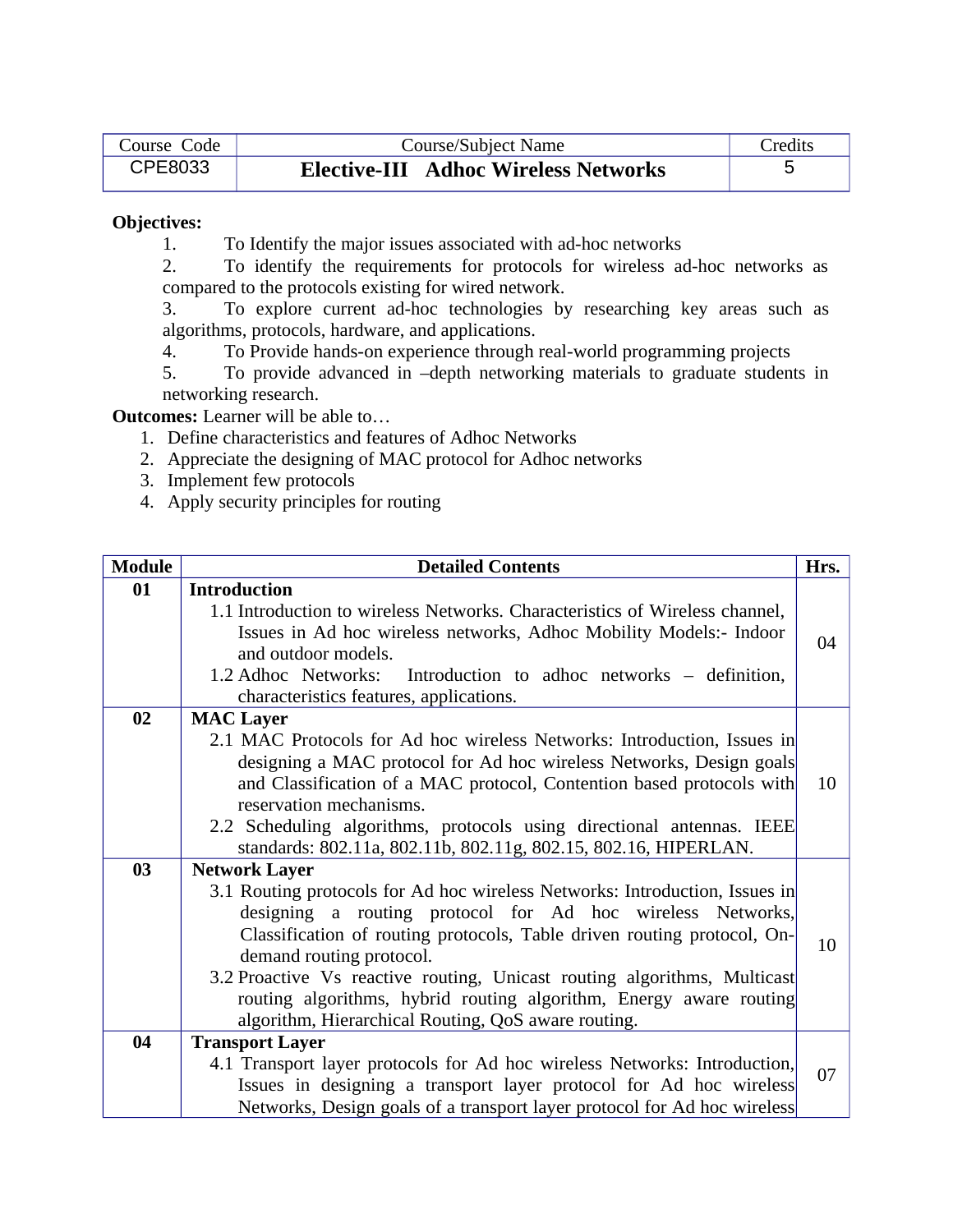| Course Code | Course/Subject Name | Credits |
|---|---|---|
| CPE8033 | **Elective-III Adhoc Wireless Networks** | 5 |

**Objectives:**

1. To Identify the major issues associated with ad-hoc networks
2. To identify the requirements for protocols for wireless ad-hoc networks as compared to the protocols existing for wired network.
3. To explore current ad-hoc technologies by researching key areas such as algorithms, protocols, hardware, and applications.
4. To Provide hands-on experience through real-world programming projects
5. To provide advanced in –depth networking materials to graduate students in networking research.

**Outcomes:** Learner will be able to…

1. Define characteristics and features of Adhoc Networks
2. Appreciate the designing of MAC protocol for Adhoc networks
3. Implement few protocols
4. Apply security principles for routing

| Module | Detailed Contents | Hrs. |
|---|---|---|
| 01 | **Introduction**<br>1.1 Introduction to wireless Networks. Characteristics of Wireless channel, Issues in Ad hoc wireless networks, Adhoc Mobility Models:- Indoor and outdoor models.<br>1.2 Adhoc Networks: Introduction to adhoc networks – definition, characteristics features, applications. | 04 |
| 02 | **MAC Layer**<br>2.1 MAC Protocols for Ad hoc wireless Networks: Introduction, Issues in designing a MAC protocol for Ad hoc wireless Networks, Design goals and Classification of a MAC protocol, Contention based protocols with reservation mechanisms.<br>2.2 Scheduling algorithms, protocols using directional antennas. IEEE standards: 802.11a, 802.11b, 802.11g, 802.15, 802.16, HIPERLAN. | 10 |
| 03 | **Network Layer**<br>3.1 Routing protocols for Ad hoc wireless Networks: Introduction, Issues in designing a routing protocol for Ad hoc wireless Networks, Classification of routing protocols, Table driven routing protocol, On-demand routing protocol.<br>3.2 Proactive Vs reactive routing, Unicast routing algorithms, Multicast routing algorithms, hybrid routing algorithm, Energy aware routing algorithm, Hierarchical Routing, QoS aware routing. | 10 |
| 04 | **Transport Layer**<br>4.1 Transport layer protocols for Ad hoc wireless Networks: Introduction, Issues in designing a transport layer protocol for Ad hoc wireless Networks, Design goals of a transport layer protocol for Ad hoc wireless | 07 |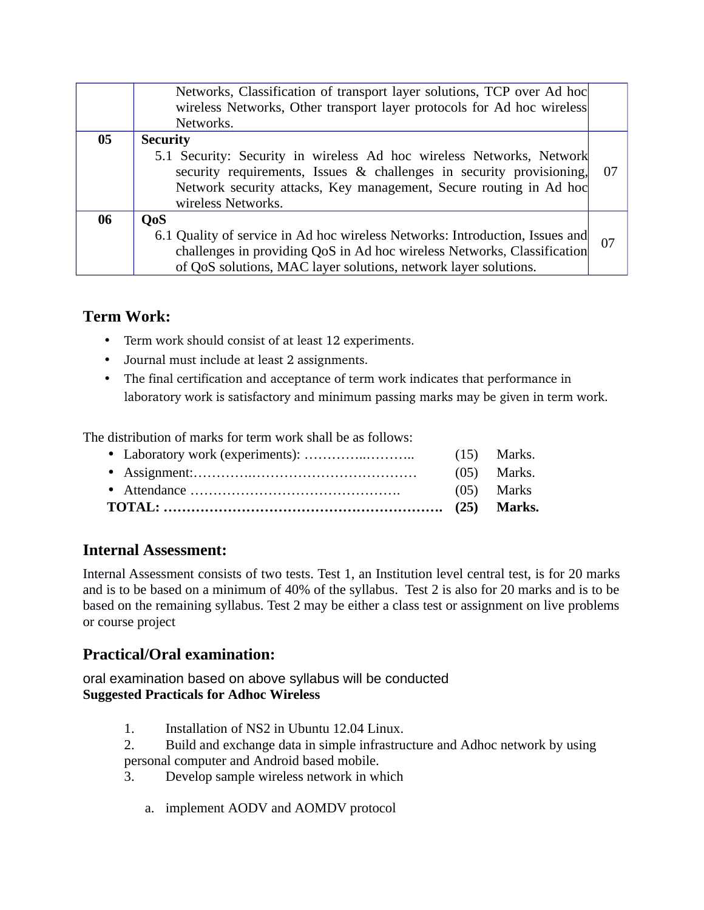| | | |
|---|---|---|
| | Networks, Classification of transport layer solutions, TCP over Ad hoc wireless Networks, Other transport layer protocols for Ad hoc wireless Networks. | |
| 05 | **Security**<br>5.1 Security: Security in wireless Ad hoc wireless Networks, Network security requirements, Issues & challenges in security provisioning, Network security attacks, Key management, Secure routing in Ad hoc wireless Networks. | 07 |
| 06 | **QoS**<br>6.1 Quality of service in Ad hoc wireless Networks: Introduction, Issues and challenges in providing QoS in Ad hoc wireless Networks, Classification of QoS solutions, MAC layer solutions, network layer solutions. | 07 |

## Term Work:

- Term work should consist of at least 12 experiments.
- Journal must include at least 2 assignments.
- The final certification and acceptance of term work indicates that performance in laboratory work is satisfactory and minimum passing marks may be given in term work.

The distribution of marks for term work shall be as follows:

- Laboratory work (experiments): ………….……….. (15) Marks.
- Assignment:………….……………………………… (05) Marks.
- Attendance ………………………………………. (05) Marks

**TOTAL: ……………………………………………………. (25) Marks.**

## Internal Assessment:

Internal Assessment consists of two tests. Test 1, an Institution level central test, is for 20 marks and is to be based on a minimum of 40% of the syllabus. Test 2 is also for 20 marks and is to be based on the remaining syllabus. Test 2 may be either a class test or assignment on live problems or course project

## Practical/Oral examination:

oral examination based on above syllabus will be conducted

**Suggested Practicals for Adhoc Wireless**

1. Installation of NS2 in Ubuntu 12.04 Linux.
2. Build and exchange data in simple infrastructure and Adhoc network by using personal computer and Android based mobile.
3. Develop sample wireless network in which

    a. implement AODV and AOMDV protocol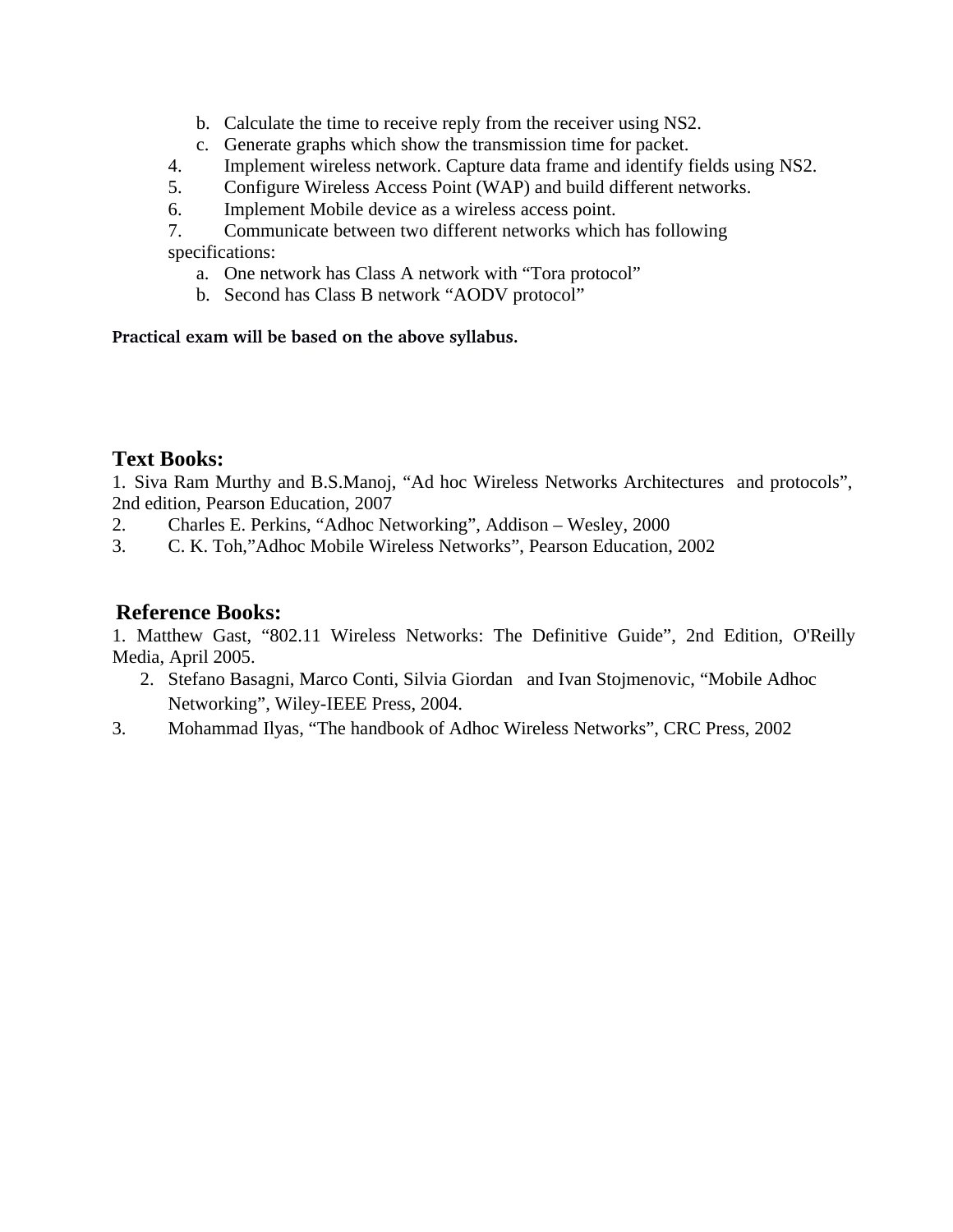b. Calculate the time to receive reply from the receiver using NS2.
   c. Generate graphs which show the transmission time for packet.
4. Implement wireless network. Capture data frame and identify fields using NS2.
5. Configure Wireless Access Point (WAP) and build different networks.
6. Implement Mobile device as a wireless access point.
7. Communicate between two different networks which has following specifications:
   a. One network has Class A network with "Tora protocol"
   b. Second has Class B network "AODV protocol"

**Practical exam will be based on the above syllabus.**

## Text Books:

1. Siva Ram Murthy and B.S.Manoj, "Ad hoc Wireless Networks Architectures and protocols", 2nd edition, Pearson Education, 2007
2. Charles E. Perkins, "Adhoc Networking", Addison – Wesley, 2000
3. C. K. Toh,"Adhoc Mobile Wireless Networks", Pearson Education, 2002

## Reference Books:

1. Matthew Gast, "802.11 Wireless Networks: The Definitive Guide", 2nd Edition, O'Reilly Media, April 2005.
2. Stefano Basagni, Marco Conti, Silvia Giordan and Ivan Stojmenovic, "Mobile Adhoc Networking", Wiley-IEEE Press, 2004.
3. Mohammad Ilyas, "The handbook of Adhoc Wireless Networks", CRC Press, 2002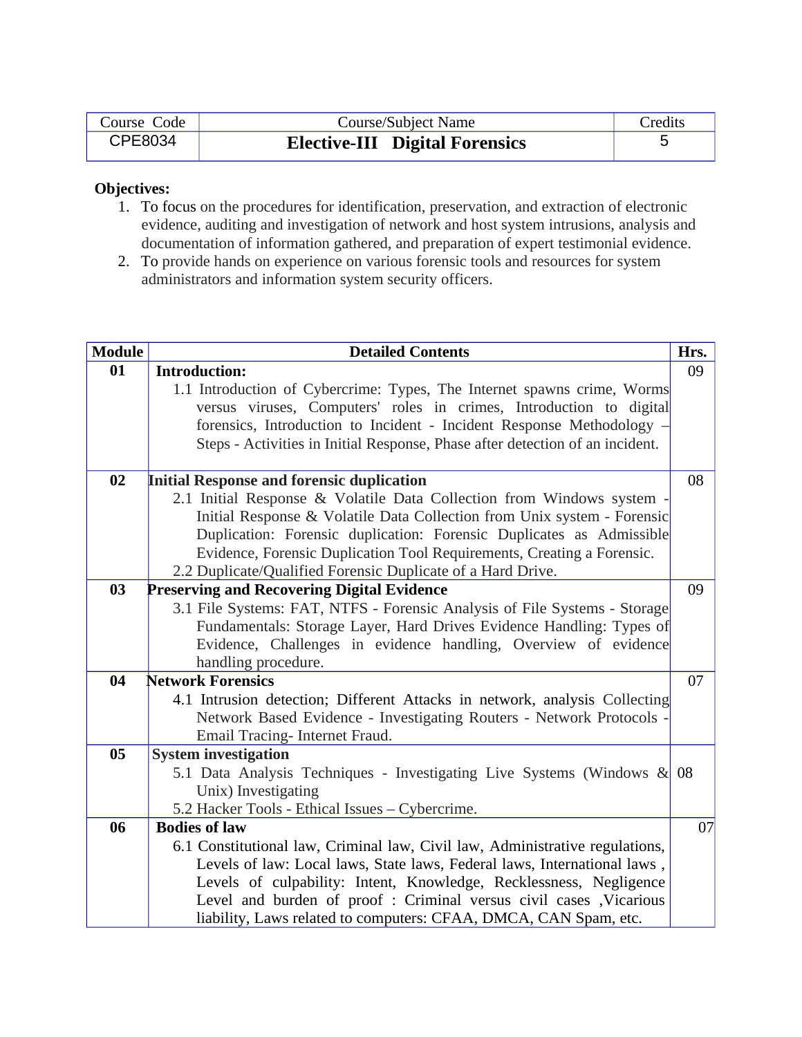| Course Code | Course/Subject Name | Credits |
|---|---|---|
| CPE8034 | **Elective-III Digital Forensics** | 5 |

**Objectives:**

1. To focus on the procedures for identification, preservation, and extraction of electronic evidence, auditing and investigation of network and host system intrusions, analysis and documentation of information gathered, and preparation of expert testimonial evidence.
2. To provide hands on experience on various forensic tools and resources for system administrators and information system security officers.

| Module | Detailed Contents | Hrs. |
|---|---|---|
| **01** | **Introduction:**<br>1.1 Introduction of Cybercrime: Types, The Internet spawns crime, Worms versus viruses, Computers' roles in crimes, Introduction to digital forensics, Introduction to Incident - Incident Response Methodology – Steps - Activities in Initial Response, Phase after detection of an incident. | 09 |
| **02** | **Initial Response and forensic duplication**<br>2.1 Initial Response & Volatile Data Collection from Windows system - Initial Response & Volatile Data Collection from Unix system - Forensic Duplication: Forensic duplication: Forensic Duplicates as Admissible Evidence, Forensic Duplication Tool Requirements, Creating a Forensic.<br>2.2 Duplicate/Qualified Forensic Duplicate of a Hard Drive. | 08 |
| **03** | **Preserving and Recovering Digital Evidence**<br>3.1 File Systems: FAT, NTFS - Forensic Analysis of File Systems - Storage Fundamentals: Storage Layer, Hard Drives Evidence Handling: Types of Evidence, Challenges in evidence handling, Overview of evidence handling procedure. | 09 |
| **04** | **Network Forensics**<br>4.1 Intrusion detection; Different Attacks in network, analysis Collecting Network Based Evidence - Investigating Routers - Network Protocols - Email Tracing- Internet Fraud. | 07 |
| **05** | **System investigation**<br>5.1 Data Analysis Techniques - Investigating Live Systems (Windows & Unix) Investigating<br>5.2 Hacker Tools - Ethical Issues – Cybercrime. | 08 |
| **06** | **Bodies of law**<br>6.1 Constitutional law, Criminal law, Civil law, Administrative regulations, Levels of law: Local laws, State laws, Federal laws, International laws , Levels of culpability: Intent, Knowledge, Recklessness, Negligence Level and burden of proof : Criminal versus civil cases ,Vicarious liability, Laws related to computers: CFAA, DMCA, CAN Spam, etc. | 07 |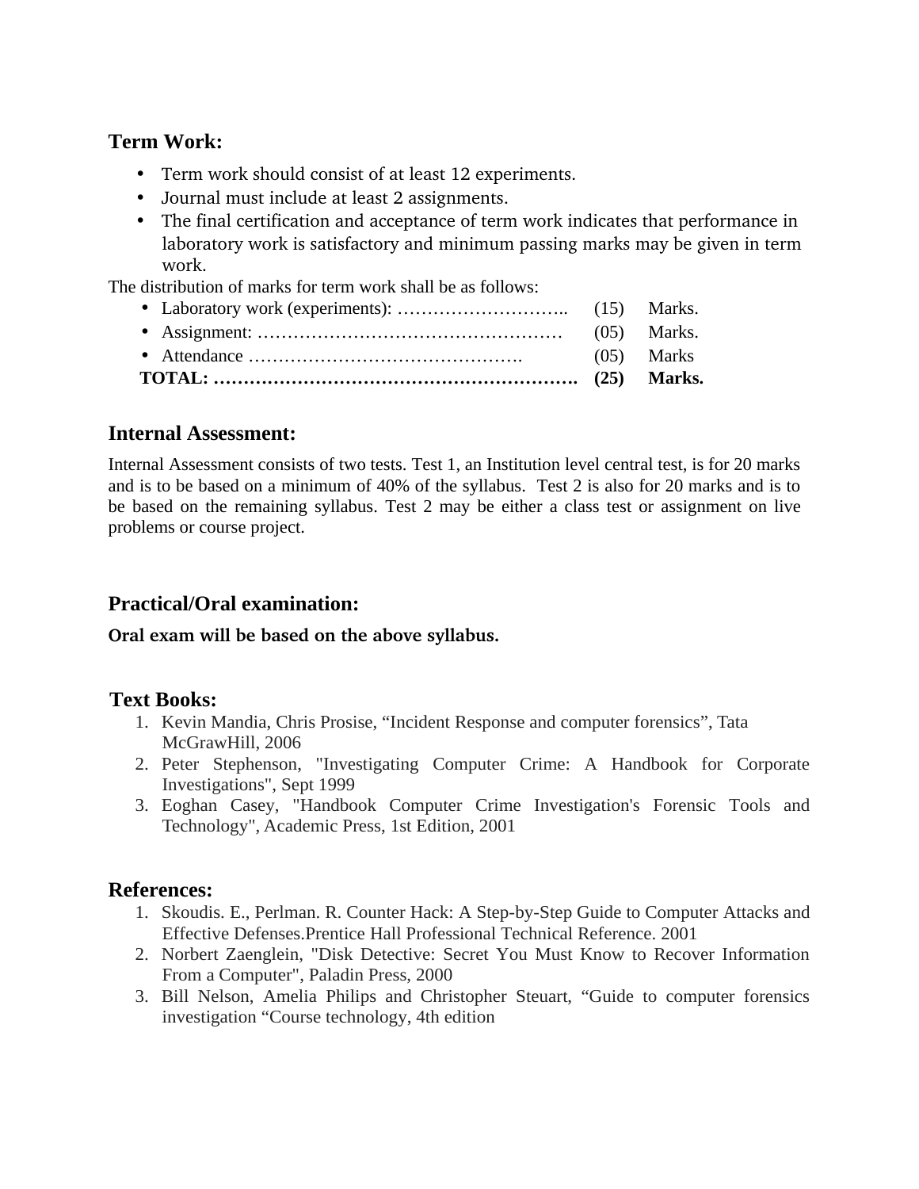## Term Work:

- Term work should consist of at least 12 experiments.
- Journal must include at least 2 assignments.
- The final certification and acceptance of term work indicates that performance in laboratory work is satisfactory and minimum passing marks may be given in term work.

The distribution of marks for term work shall be as follows:

- Laboratory work (experiments): ……………………….. (15) Marks.
- Assignment: …………………………………………… (05) Marks.
- Attendance ………………………………………. (05) Marks

**TOTAL: ……………………………………………………. (25) Marks.**

## Internal Assessment:

Internal Assessment consists of two tests. Test 1, an Institution level central test, is for 20 marks and is to be based on a minimum of 40% of the syllabus. Test 2 is also for 20 marks and is to be based on the remaining syllabus. Test 2 may be either a class test or assignment on live problems or course project.

## Practical/Oral examination:

**Oral exam will be based on the above syllabus.**

## Text Books:

1. Kevin Mandia, Chris Prosise, “Incident Response and computer forensics”, Tata McGrawHill, 2006
2. Peter Stephenson, "Investigating Computer Crime: A Handbook for Corporate Investigations", Sept 1999
3. Eoghan Casey, "Handbook Computer Crime Investigation's Forensic Tools and Technology", Academic Press, 1st Edition, 2001

## References:

1. Skoudis. E., Perlman. R. Counter Hack: A Step-by-Step Guide to Computer Attacks and Effective Defenses.Prentice Hall Professional Technical Reference. 2001
2. Norbert Zaenglein, "Disk Detective: Secret You Must Know to Recover Information From a Computer", Paladin Press, 2000
3. Bill Nelson, Amelia Philips and Christopher Steuart, “Guide to computer forensics investigation “Course technology, 4th edition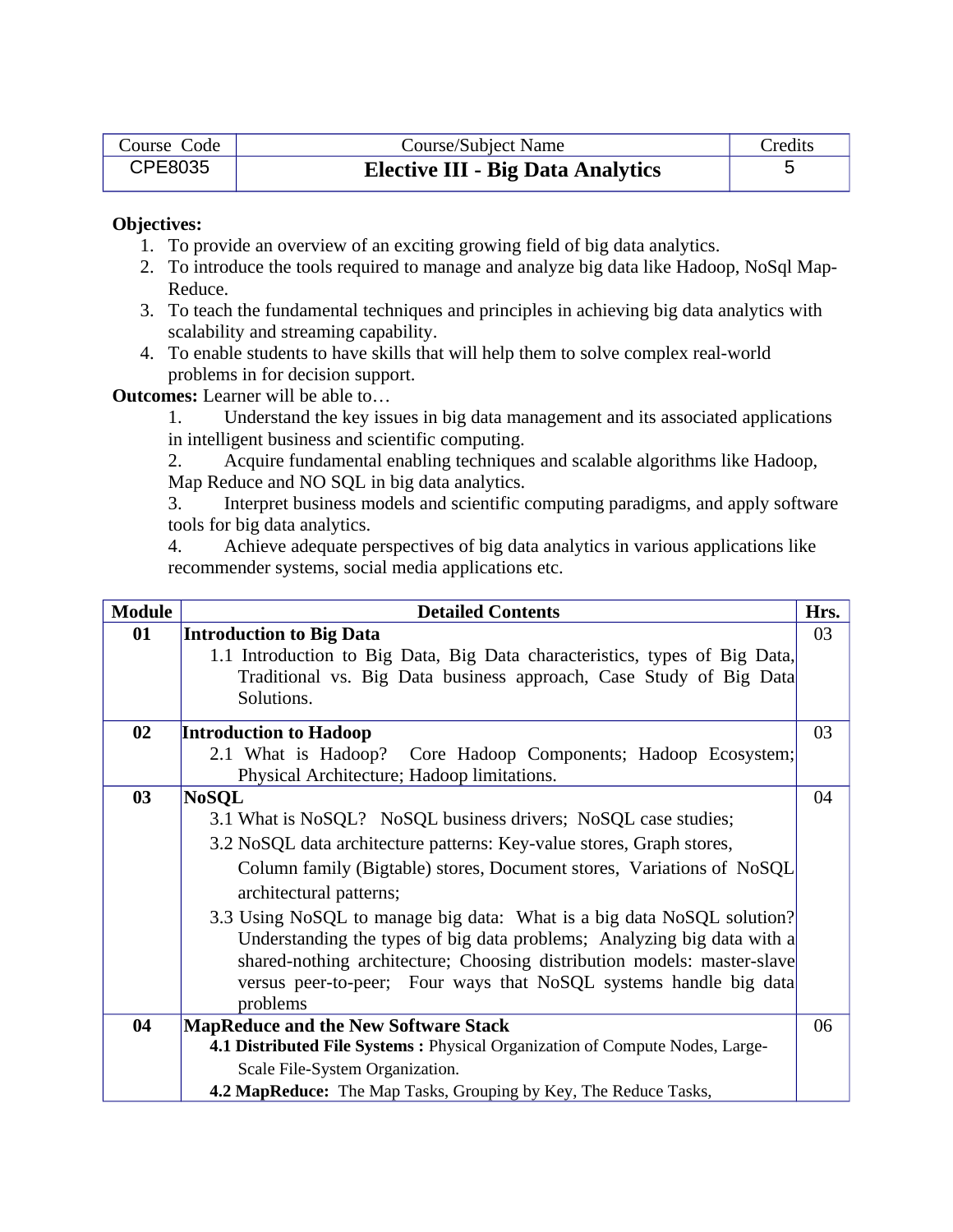| Course Code | Course/Subject Name | Credits |
|---|---|---|
| CPE8035 | **Elective III - Big Data Analytics** | 5 |

**Objectives:**

1. To provide an overview of an exciting growing field of big data analytics.
2. To introduce the tools required to manage and analyze big data like Hadoop, NoSql Map-Reduce.
3. To teach the fundamental techniques and principles in achieving big data analytics with scalability and streaming capability.
4. To enable students to have skills that will help them to solve complex real-world problems in for decision support.

**Outcomes:** Learner will be able to…

1. Understand the key issues in big data management and its associated applications in intelligent business and scientific computing.
2. Acquire fundamental enabling techniques and scalable algorithms like Hadoop, Map Reduce and NO SQL in big data analytics.
3. Interpret business models and scientific computing paradigms, and apply software tools for big data analytics.
4. Achieve adequate perspectives of big data analytics in various applications like recommender systems, social media applications etc.

| Module | Detailed Contents | Hrs. |
|---|---|---|
| **01** | **Introduction to Big Data**<br>1.1 Introduction to Big Data, Big Data characteristics, types of Big Data, Traditional vs. Big Data business approach, Case Study of Big Data Solutions. | 03 |
| **02** | **Introduction to Hadoop**<br>2.1 What is Hadoop? Core Hadoop Components; Hadoop Ecosystem; Physical Architecture; Hadoop limitations. | 03 |
| **03** | **NoSQL**<br>3.1 What is NoSQL? NoSQL business drivers; NoSQL case studies;<br>3.2 NoSQL data architecture patterns: Key-value stores, Graph stores, Column family (Bigtable) stores, Document stores, Variations of NoSQL architectural patterns;<br>3.3 Using NoSQL to manage big data: What is a big data NoSQL solution? Understanding the types of big data problems; Analyzing big data with a shared-nothing architecture; Choosing distribution models: master-slave versus peer-to-peer; Four ways that NoSQL systems handle big data problems | 04 |
| **04** | **MapReduce and the New Software Stack**<br>**4.1 Distributed File Systems :** Physical Organization of Compute Nodes, Large-Scale File-System Organization.<br>**4.2 MapReduce:** The Map Tasks, Grouping by Key, The Reduce Tasks, | 06 |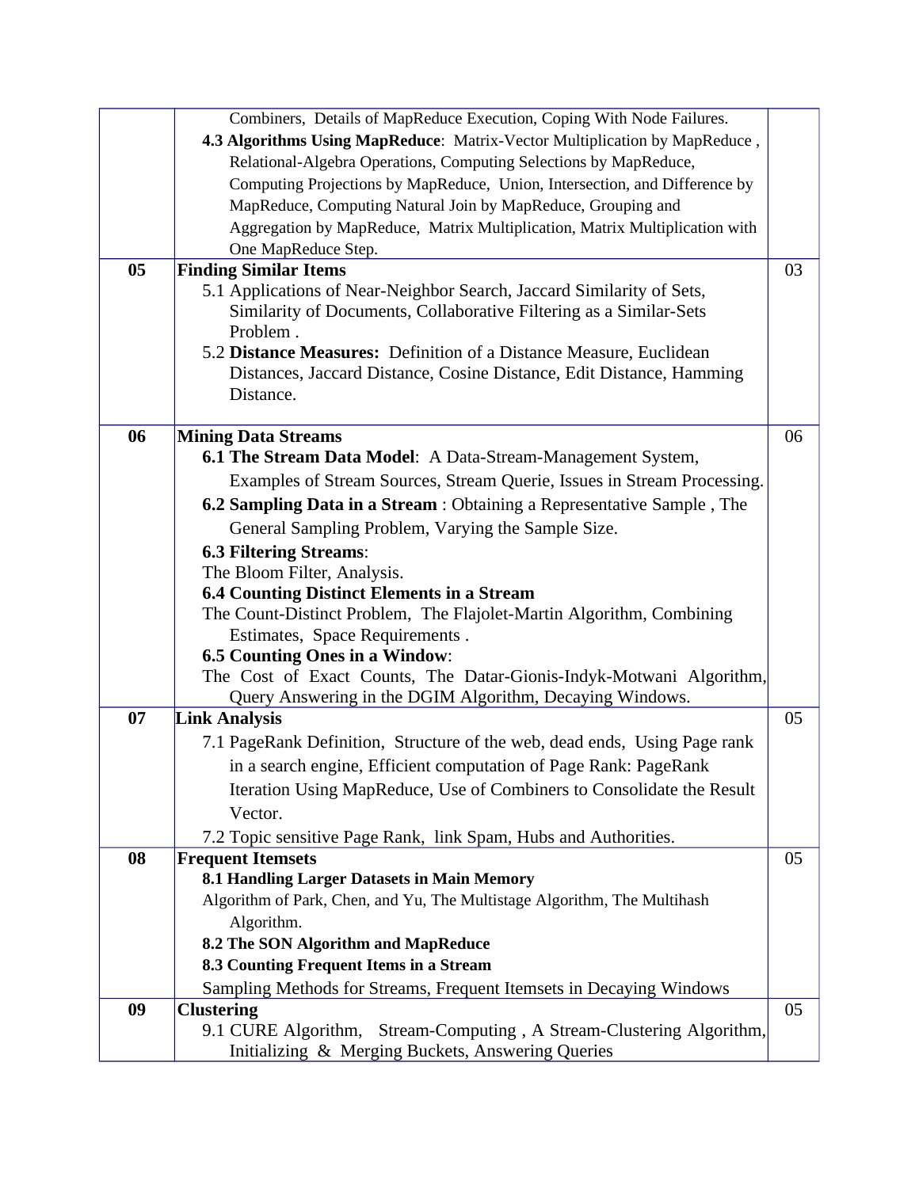| | | |
|---|---|---|
| | Combiners, Details of MapReduce Execution, Coping With Node Failures.<br>**4.3 Algorithms Using MapReduce**: Matrix-Vector Multiplication by MapReduce , Relational-Algebra Operations, Computing Selections by MapReduce, Computing Projections by MapReduce, Union, Intersection, and Difference by MapReduce, Computing Natural Join by MapReduce, Grouping and Aggregation by MapReduce, Matrix Multiplication, Matrix Multiplication with One MapReduce Step. | |
| **05** | **Finding Similar Items**<br>5.1 Applications of Near-Neighbor Search, Jaccard Similarity of Sets, Similarity of Documents, Collaborative Filtering as a Similar-Sets Problem .<br>5.2 **Distance Measures:** Definition of a Distance Measure, Euclidean Distances, Jaccard Distance, Cosine Distance, Edit Distance, Hamming Distance. | 03 |
| **06** | **Mining Data Streams**<br>**6.1 The Stream Data Model**: A Data-Stream-Management System, Examples of Stream Sources, Stream Querie, Issues in Stream Processing.<br>**6.2 Sampling Data in a Stream** : Obtaining a Representative Sample , The General Sampling Problem, Varying the Sample Size.<br>**6.3 Filtering Streams**:<br>The Bloom Filter, Analysis.<br>**6.4 Counting Distinct Elements in a Stream**<br>The Count-Distinct Problem, The Flajolet-Martin Algorithm, Combining Estimates, Space Requirements .<br>**6.5 Counting Ones in a Window**:<br>The Cost of Exact Counts, The Datar-Gionis-Indyk-Motwani Algorithm, Query Answering in the DGIM Algorithm, Decaying Windows. | 06 |
| **07** | **Link Analysis**<br>7.1 PageRank Definition, Structure of the web, dead ends, Using Page rank in a search engine, Efficient computation of Page Rank: PageRank Iteration Using MapReduce, Use of Combiners to Consolidate the Result Vector.<br>7.2 Topic sensitive Page Rank, link Spam, Hubs and Authorities. | 05 |
| **08** | **Frequent Itemsets**<br>**8.1 Handling Larger Datasets in Main Memory**<br>Algorithm of Park, Chen, and Yu, The Multistage Algorithm, The Multihash Algorithm.<br>**8.2 The SON Algorithm and MapReduce**<br>**8.3 Counting Frequent Items in a Stream**<br>Sampling Methods for Streams, Frequent Itemsets in Decaying Windows | 05 |
| **09** | **Clustering**<br>9.1 CURE Algorithm, Stream-Computing , A Stream-Clustering Algorithm, Initializing & Merging Buckets, Answering Queries | 05 |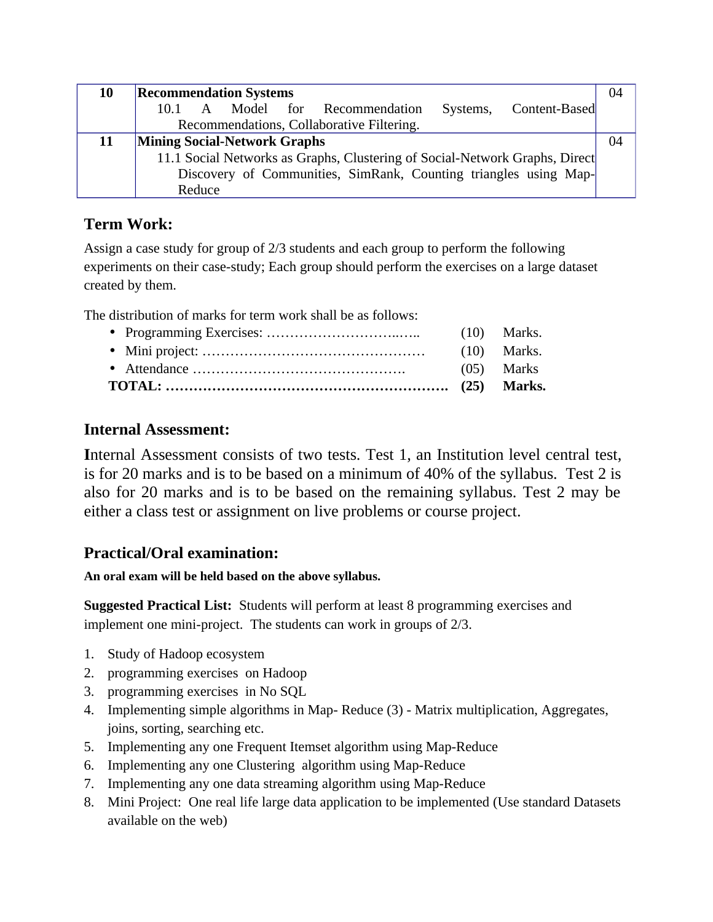| 10 | **Recommendation Systems**<br>10.1 A Model for Recommendation Systems, Content-Based Recommendations, Collaborative Filtering. | 04 |
|---|---|---|
| 11 | **Mining Social-Network Graphs**<br>11.1 Social Networks as Graphs, Clustering of Social-Network Graphs, Direct Discovery of Communities, SimRank, Counting triangles using Map-Reduce | 04 |

## Term Work:

Assign a case study for group of 2/3 students and each group to perform the following experiments on their case-study; Each group should perform the exercises on a large dataset created by them.

The distribution of marks for term work shall be as follows:

- Programming Exercises: …………………………..….. (10) Marks.
- Mini project: ………………………………………… (10) Marks.
- Attendance ………………………………………. (05) Marks

**TOTAL: ……………………………………………………. (25) Marks.**

## Internal Assessment:

Internal Assessment consists of two tests. Test 1, an Institution level central test, is for 20 marks and is to be based on a minimum of 40% of the syllabus. Test 2 is also for 20 marks and is to be based on the remaining syllabus. Test 2 may be either a class test or assignment on live problems or course project.

## Practical/Oral examination:

**An oral exam will be held based on the above syllabus.**

**Suggested Practical List:** Students will perform at least 8 programming exercises and implement one mini-project. The students can work in groups of 2/3.

1. Study of Hadoop ecosystem
2. programming exercises on Hadoop
3. programming exercises in No SQL
4. Implementing simple algorithms in Map- Reduce (3) - Matrix multiplication, Aggregates, joins, sorting, searching etc.
5. Implementing any one Frequent Itemset algorithm using Map-Reduce
6. Implementing any one Clustering algorithm using Map-Reduce
7. Implementing any one data streaming algorithm using Map-Reduce
8. Mini Project: One real life large data application to be implemented (Use standard Datasets available on the web)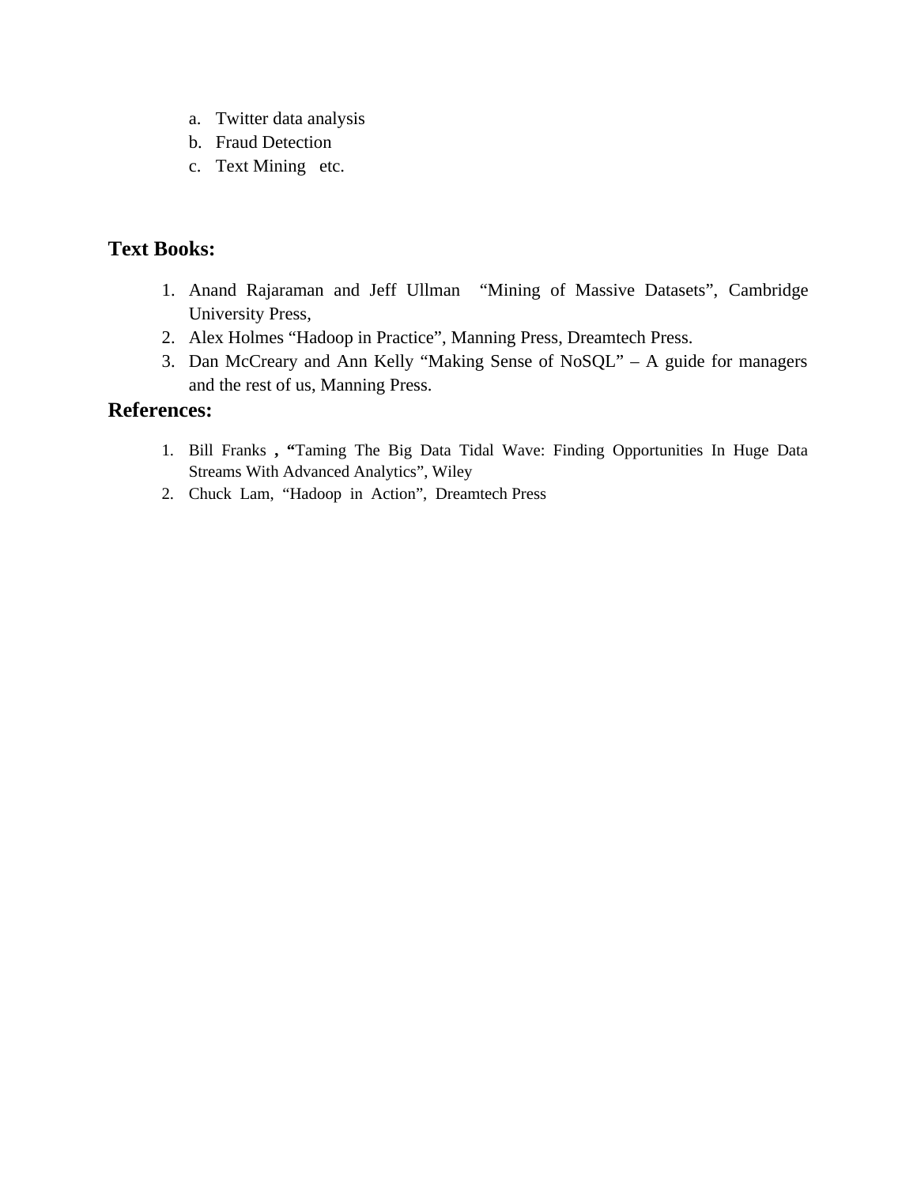a. Twitter data analysis
b. Fraud Detection
c. Text Mining etc.

## Text Books:

1. Anand Rajaraman and Jeff Ullman "Mining of Massive Datasets", Cambridge University Press,
2. Alex Holmes "Hadoop in Practice", Manning Press, Dreamtech Press.
3. Dan McCreary and Ann Kelly "Making Sense of NoSQL" – A guide for managers and the rest of us, Manning Press.

## References:

1. Bill Franks , "Taming The Big Data Tidal Wave: Finding Opportunities In Huge Data Streams With Advanced Analytics", Wiley
2. Chuck Lam, "Hadoop in Action", Dreamtech Press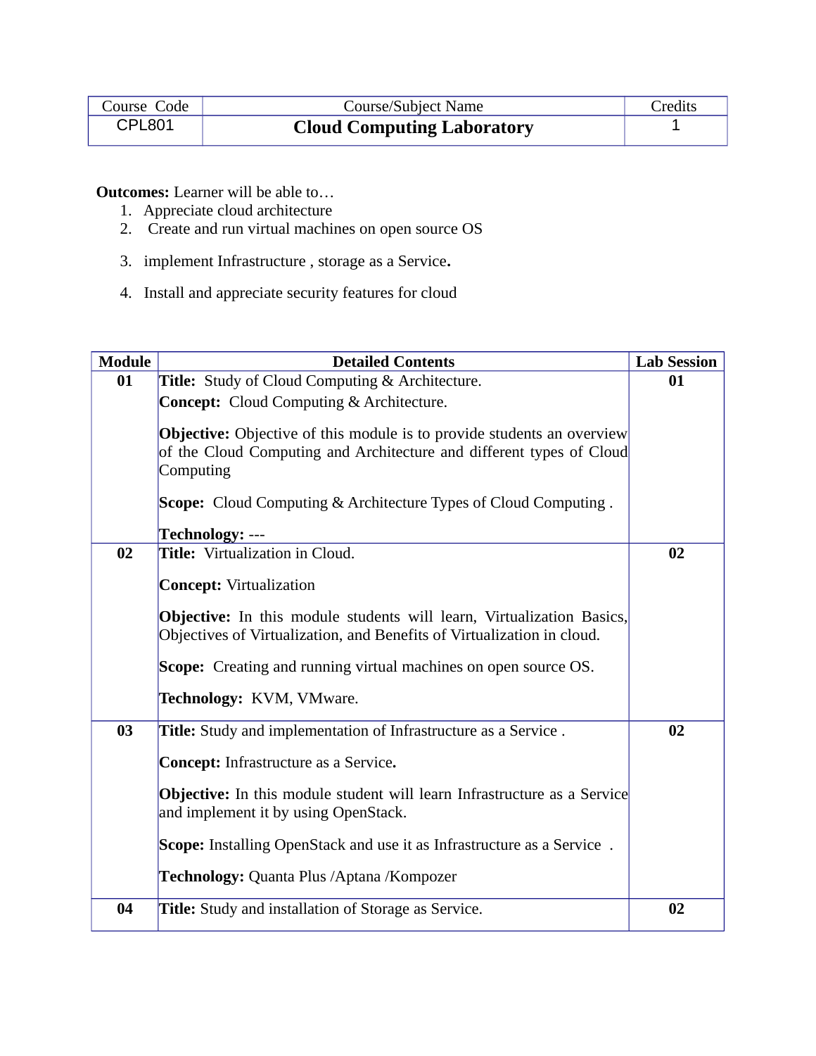| Course Code | Course/Subject Name | Credits |
|---|---|---|
| CPL801 | **Cloud Computing Laboratory** | 1 |

**Outcomes:** Learner will be able to…

1. Appreciate cloud architecture
2. Create and run virtual machines on open source OS
3. implement Infrastructure , storage as a Service**.**
4. Install and appreciate security features for cloud

| Module | Detailed Contents | Lab Session |
|---|---|---|
| **01** | **Title:** Study of Cloud Computing & Architecture.<br>**Concept:** Cloud Computing & Architecture.<br>**Objective:** Objective of this module is to provide students an overview of the Cloud Computing and Architecture and different types of Cloud Computing<br>**Scope:** Cloud Computing & Architecture Types of Cloud Computing .<br>**Technology:** --- | **01** |
| **02** | **Title:** Virtualization in Cloud.<br>**Concept:** Virtualization<br>**Objective:** In this module students will learn, Virtualization Basics, Objectives of Virtualization, and Benefits of Virtualization in cloud.<br>**Scope:** Creating and running virtual machines on open source OS.<br>**Technology:** KVM, VMware. | **02** |
| **03** | **Title:** Study and implementation of Infrastructure as a Service .<br>**Concept:** Infrastructure as a Service**.**<br>**Objective:** In this module student will learn Infrastructure as a Service and implement it by using OpenStack.<br>**Scope:** Installing OpenStack and use it as Infrastructure as a Service .<br>**Technology:** Quanta Plus /Aptana /Kompozer | **02** |
| **04** | **Title:** Study and installation of Storage as Service. | **02** |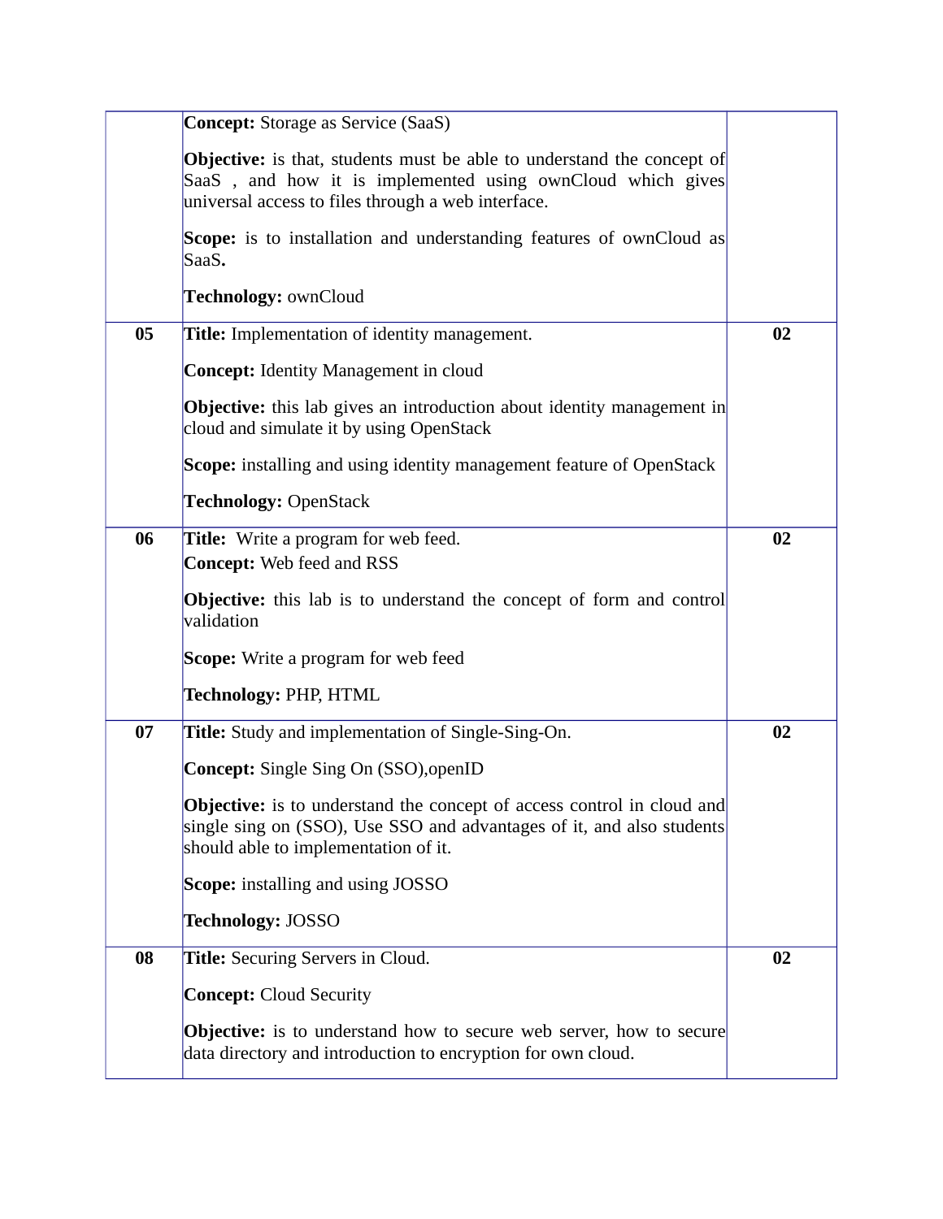| | | |
|---|---|---|
| | **Concept:** Storage as Service (SaaS)<br><br>**Objective:** is that, students must be able to understand the concept of SaaS , and how it is implemented using ownCloud which gives universal access to files through a web interface.<br><br>**Scope:** is to installation and understanding features of ownCloud as SaaS**.**<br><br>**Technology:** ownCloud | |
| **05** | **Title:** Implementation of identity management.<br><br>**Concept:** Identity Management in cloud<br><br>**Objective:** this lab gives an introduction about identity management in cloud and simulate it by using OpenStack<br><br>**Scope:** installing and using identity management feature of OpenStack<br><br>**Technology:** OpenStack | **02** |
| **06** | **Title:** Write a program for web feed.<br>**Concept:** Web feed and RSS<br><br>**Objective:** this lab is to understand the concept of form and control validation<br><br>**Scope:** Write a program for web feed<br><br>**Technology:** PHP, HTML | **02** |
| **07** | **Title:** Study and implementation of Single-Sing-On.<br><br>**Concept:** Single Sing On (SSO),openID<br><br>**Objective:** is to understand the concept of access control in cloud and single sing on (SSO), Use SSO and advantages of it, and also students should able to implementation of it.<br><br>**Scope:** installing and using JOSSO<br><br>**Technology:** JOSSO | **02** |
| **08** | **Title:** Securing Servers in Cloud.<br><br>**Concept:** Cloud Security<br><br>**Objective:** is to understand how to secure web server, how to secure data directory and introduction to encryption for own cloud. | **02** |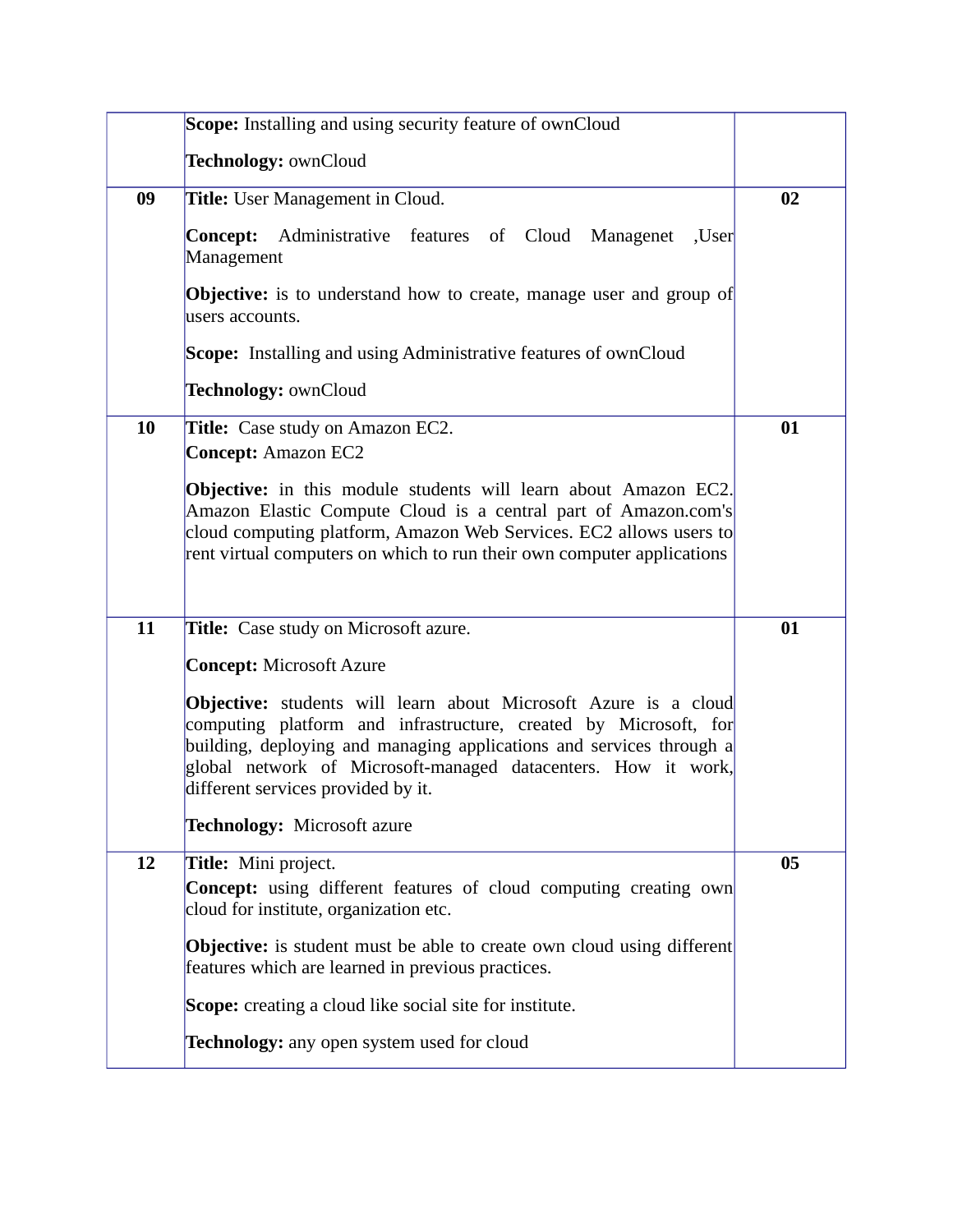| | | |
|---|---|---|
| | **Scope:** Installing and using security feature of ownCloud<br><br>**Technology:** ownCloud | |
| 09 | **Title:** User Management in Cloud.<br><br>**Concept:** Administrative features of Cloud Managenet ,User Management<br><br>**Objective:** is to understand how to create, manage user and group of users accounts.<br><br>**Scope:** Installing and using Administrative features of ownCloud<br><br>**Technology:** ownCloud | 02 |
| 10 | **Title:** Case study on Amazon EC2.<br>**Concept:** Amazon EC2<br><br>**Objective:** in this module students will learn about Amazon EC2. Amazon Elastic Compute Cloud is a central part of Amazon.com's cloud computing platform, Amazon Web Services. EC2 allows users to rent virtual computers on which to run their own computer applications | 01 |
| 11 | **Title:** Case study on Microsoft azure.<br><br>**Concept:** Microsoft Azure<br><br>**Objective:** students will learn about Microsoft Azure is a cloud computing platform and infrastructure, created by Microsoft, for building, deploying and managing applications and services through a global network of Microsoft-managed datacenters. How it work, different services provided by it.<br><br>**Technology:** Microsoft azure | 01 |
| 12 | **Title:** Mini project.<br>**Concept:** using different features of cloud computing creating own cloud for institute, organization etc.<br><br>**Objective:** is student must be able to create own cloud using different features which are learned in previous practices.<br><br>**Scope:** creating a cloud like social site for institute.<br><br>**Technology:** any open system used for cloud | 05 |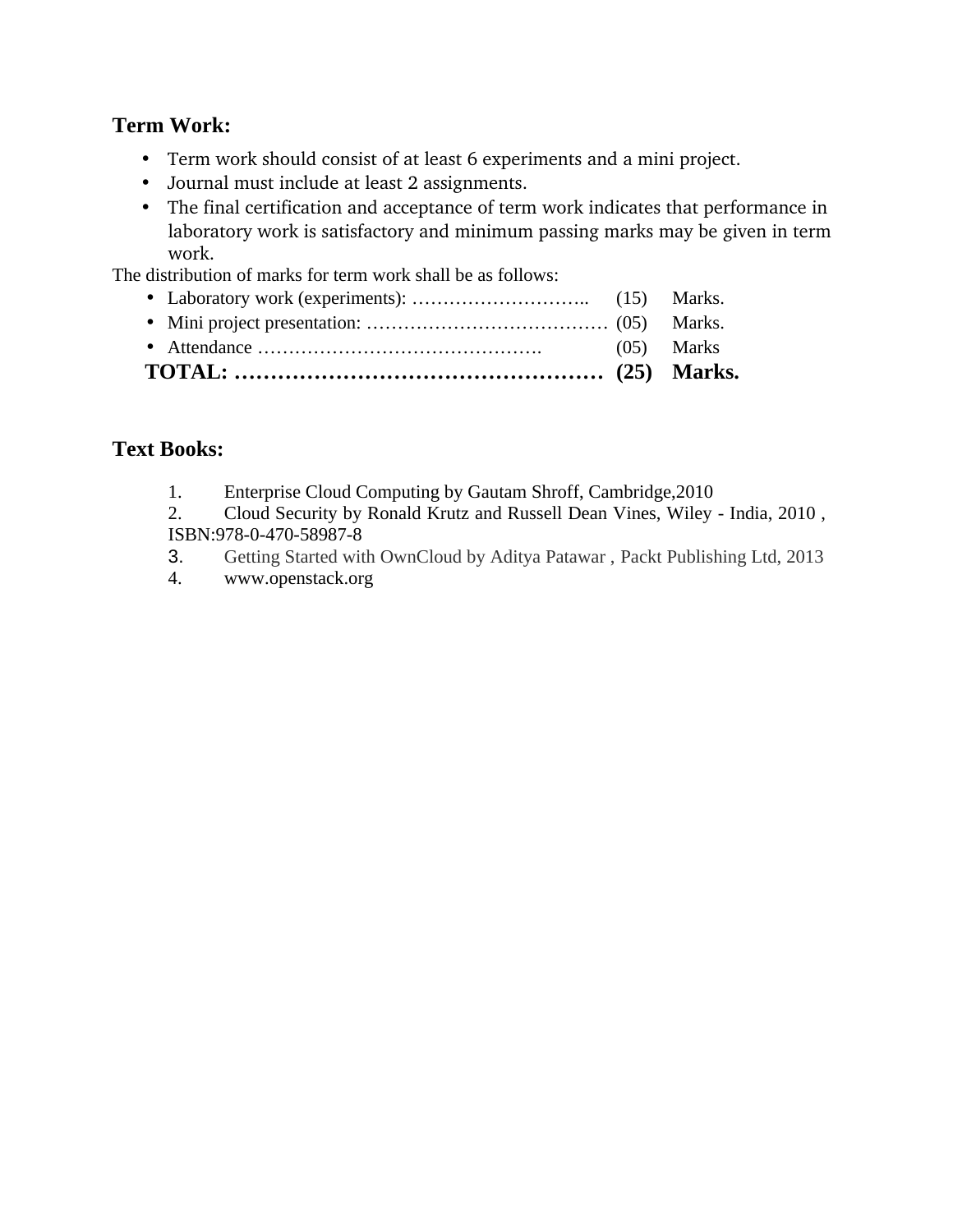**Term Work:**

- Term work should consist of at least 6 experiments and a mini project.
- Journal must include at least 2 assignments.
- The final certification and acceptance of term work indicates that performance in laboratory work is satisfactory and minimum passing marks may be given in term work.

The distribution of marks for term work shall be as follows:

- Laboratory work (experiments): ……………………….. (15) Marks.
- Mini project presentation: ………………………………… (05) Marks.
- Attendance ………………………………………. (05) Marks

**TOTAL: …………………………………………… (25) Marks.**

**Text Books:**

1. Enterprise Cloud Computing by Gautam Shroff, Cambridge,2010
2. Cloud Security by Ronald Krutz and Russell Dean Vines, Wiley - India, 2010 , ISBN:978-0-470-58987-8
3. Getting Started with OwnCloud by Aditya Patawar , Packt Publishing Ltd, 2013
4. www.openstack.org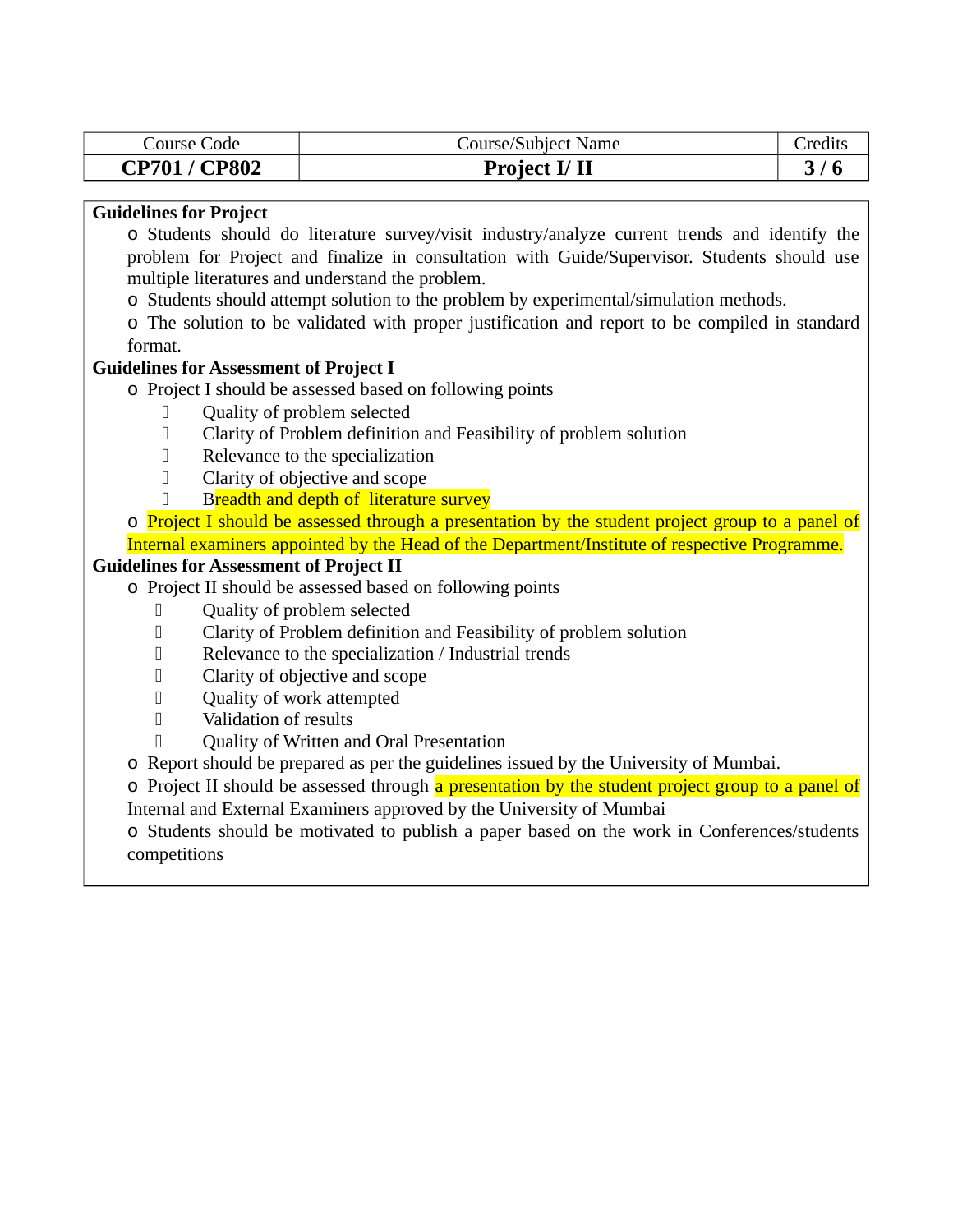| Course Code | Course/Subject Name | Credits |
|---|---|---|
| **CP701 / CP802** | **Project I/ II** | **3 / 6** |

**Guidelines for Project**

- Students should do literature survey/visit industry/analyze current trends and identify the problem for Project and finalize in consultation with Guide/Supervisor. Students should use multiple literatures and understand the problem.
- Students should attempt solution to the problem by experimental/simulation methods.
- The solution to be validated with proper justification and report to be compiled in standard format.

**Guidelines for Assessment of Project I**

- Project I should be assessed based on following points
  - Quality of problem selected
  - Clarity of Problem definition and Feasibility of problem solution
  - Relevance to the specialization
  - Clarity of objective and scope
  - Breadth and depth of literature survey
- Project I should be assessed through a presentation by the student project group to a panel of Internal examiners appointed by the Head of the Department/Institute of respective Programme.

**Guidelines for Assessment of Project II**

- Project II should be assessed based on following points
  - Quality of problem selected
  - Clarity of Problem definition and Feasibility of problem solution
  - Relevance to the specialization / Industrial trends
  - Clarity of objective and scope
  - Quality of work attempted
  - Validation of results
  - Quality of Written and Oral Presentation
- Report should be prepared as per the guidelines issued by the University of Mumbai.
- Project II should be assessed through a presentation by the student project group to a panel of Internal and External Examiners approved by the University of Mumbai
- Students should be motivated to publish a paper based on the work in Conferences/students competitions